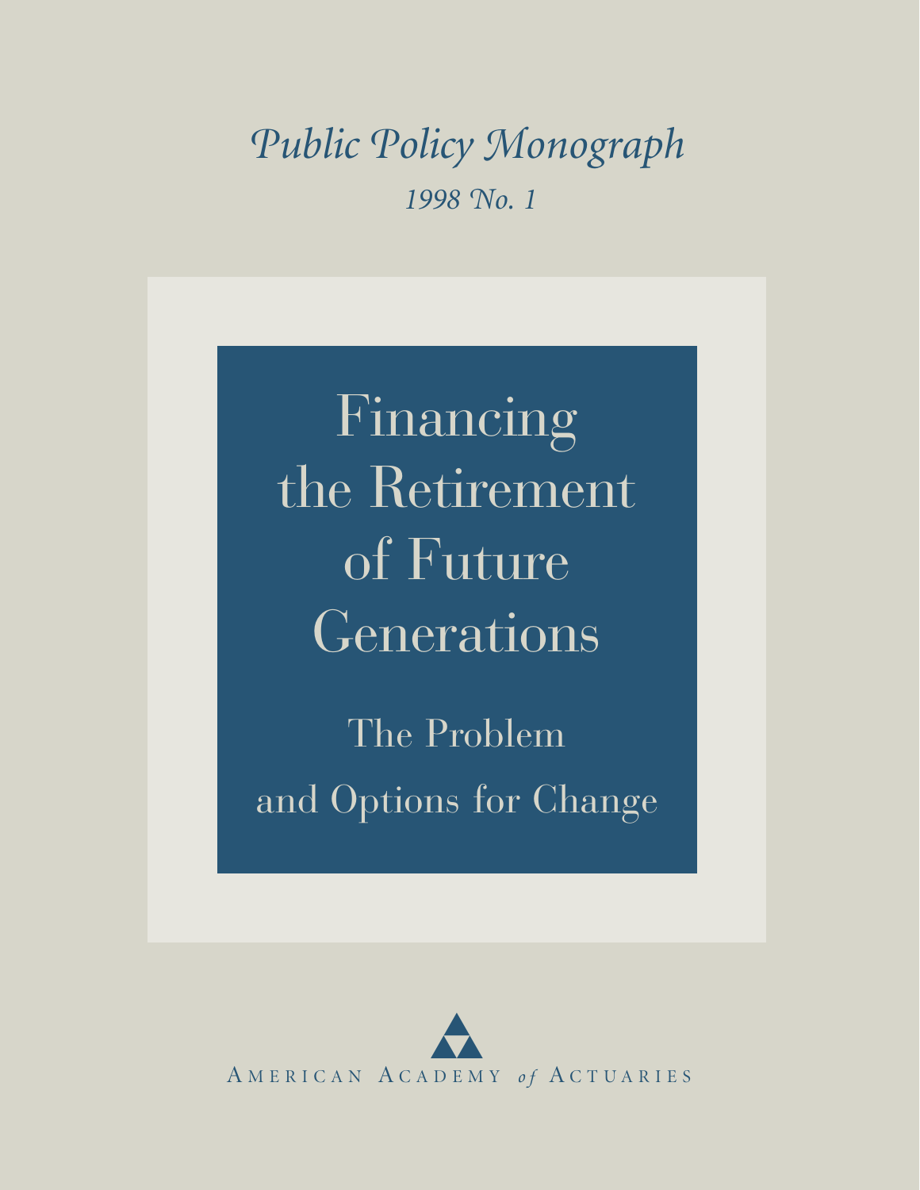*Public Policy Monograph*

*1998 No. 1*

# Financing the Retirement of Future Generations

## The Problem and Options for Change

AMERICAN ACADEMY *of* ACTUARIES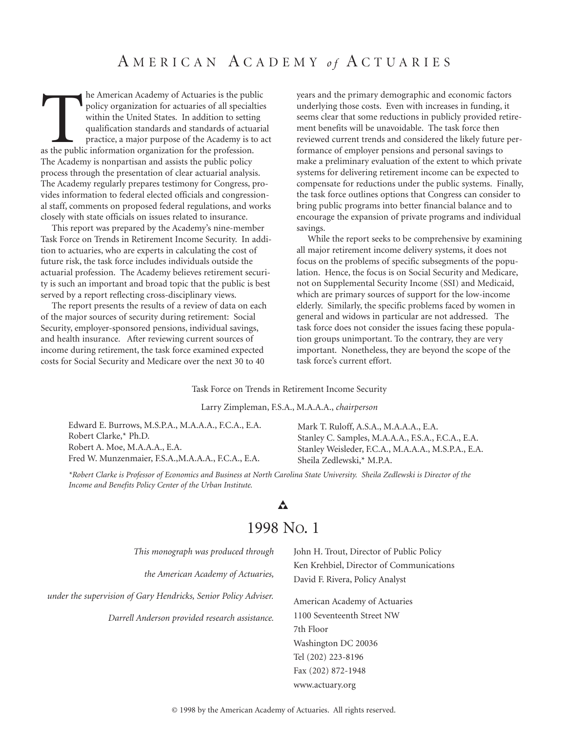# American Academy *of* Actuaries

The American Academy of Actuaries is the public policy organization for actuaries of all specialties within the United States. In addition to setting qualification standards and standards of actuarial practice, a major purpose of the Academy is to act as the public information organization for the profession. The Academy is nonpartisan and assists the public policy process through the presentation of clear actuarial analysis. The Academy regularly prepares testimony for Congress, provides information to federal elected officials and congressional staff, comments on proposed federal regulations, and works closely with state officials on issues related to insurance.

This report was prepared by the Academy's nine-member Task Force on Trends in Retirement Income Security. In addition to actuaries, who are experts in calculating the cost of future risk, the task force includes individuals outside the actuarial profession. The Academy believes retirement security is such an important and broad topic that the public is best served by a report reflecting cross-disciplinary views.

The report presents the results of a review of data on each of the major sources of security during retirement: Social Security, employer-sponsored pensions, individual savings, and health insurance. After reviewing current sources of income during retirement, the task force examined expected costs for Social Security and Medicare over the next 30 to 40 years and the primary demographic and economic factors underlying those costs. Even with increases in funding, it seems clear that some reductions in publicly provided retirement benefits will be unavoidable. The task force then reviewed current trends and considered the likely future performance of employer pensions and personal savings to make a preliminary evaluation of the extent to which private systems for delivering retirement income can be expected to compensate for reductions under the public systems. Finally, the task force outlines options that Congress can consider to bring public programs into better financial balance and to encourage the expansion of private programs and individual savings.

While the report seeks to be comprehensive by examining all major retirement income delivery systems, it does not focus on the problems of specific subsegments of the population. Hence, the focus is on Social Security and Medicare, not on Supplemental Security Income (SSI) and Medicaid, which are primary sources of support for the low-income elderly. Similarly, the specific problems faced by women in general and widows in particular are not addressed. The task force does not consider the issues facing these population groups unimportant. To the contrary, they are very important. Nonetheless, they are beyond the scope of the task force's current effort.

Task Force on Trends in Retirement Income Security

Larry Zimpleman, F.S.A., M.A.A.A., *chairperson*

Edward E. Burrows, M.S.P.A., M.A.A.A., F.C.A., E.A.
Robert Clarke,* Ph.D.
Robert A. Moe, M.A.A.A., E.A.
Fred W. Munzenmaier, F.S.A.,M.A.A.A., F.C.A., E.A.
Mark T. Ruloff, A.S.A., M.A.A.A., E.A.
Stanley C. Samples, M.A.A.A., F.S.A., F.C.A., E.A.
Stanley Weisleder, F.C.A., M.A.A.A., M.S.P.A., E.A.
Sheila Zedlewski,* M.P.A.

*\*Robert Clarke is Professor of Economics and Business at North Carolina State University. Sheila Zedlewski is Director of the Income and Benefits Policy Center of the Urban Institute.*

## 1998 No. 1

*This monograph was produced through the American Academy of Actuaries, under the supervision of Gary Hendricks, Senior Policy Adviser. Darrell Anderson provided research assistance.*

John H. Trout, Director of Public Policy
Ken Krehbiel, Director of Communications
David F. Rivera, Policy Analyst

American Academy of Actuaries
1100 Seventeenth Street NW
7th Floor
Washington DC 20036
Tel (202) 223-8196
Fax (202) 872-1948
www.actuary.org

© 1998 by the American Academy of Actuaries. All rights reserved.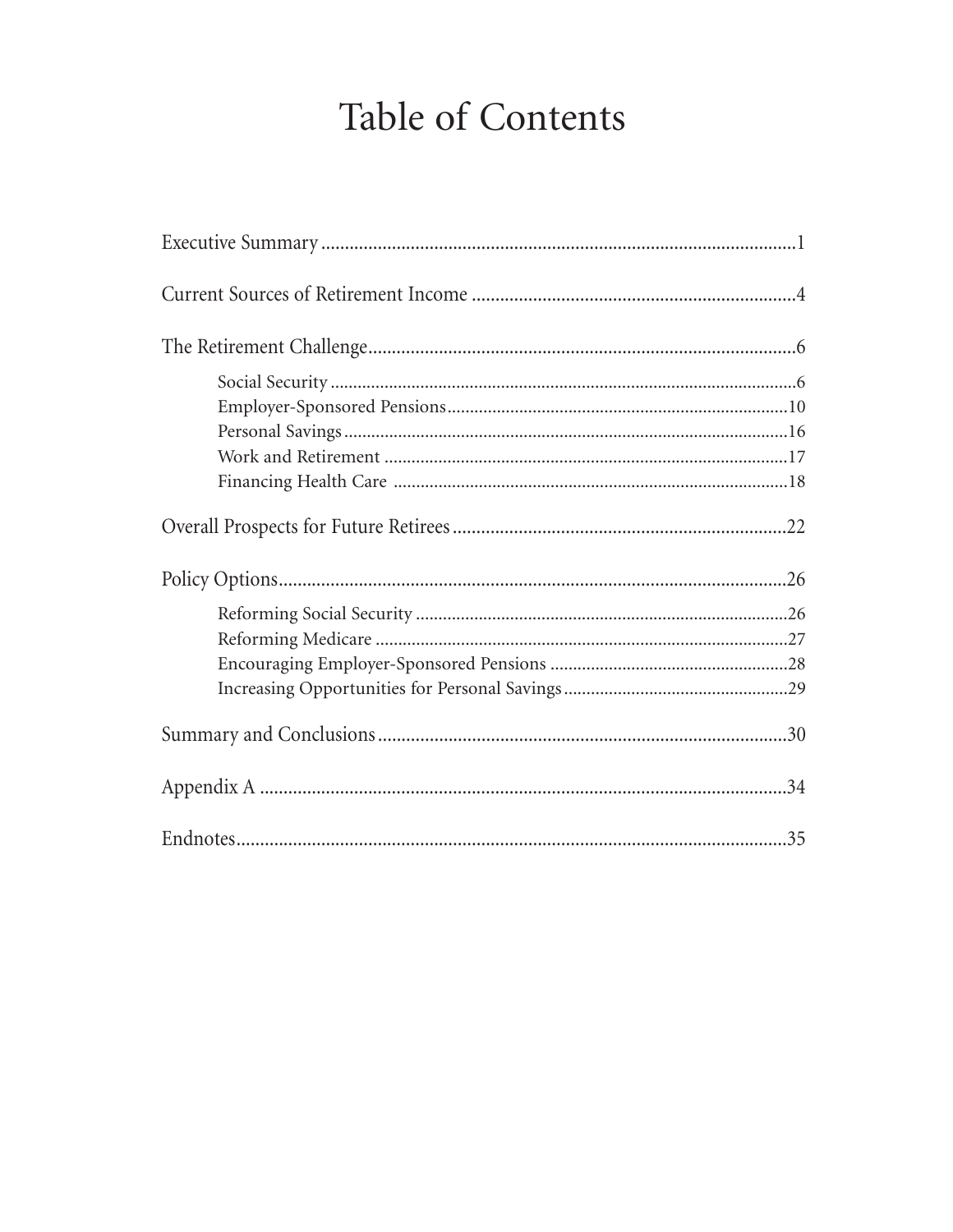# Table of Contents

Executive Summary ....................................................................................................1

Current Sources of Retirement Income ....................................................................4

The Retirement Challenge..........................................................................................6

- Social Security ......................................................................................................6
- Employer-Sponsored Pensions...........................................................................10
- Personal Savings..................................................................................................16
- Work and Retirement .........................................................................................17
- Financing Health Care .......................................................................................18

Overall Prospects for Future Retirees......................................................................22

Policy Options...........................................................................................................26

- Reforming Social Security ..................................................................................26
- Reforming Medicare ...........................................................................................27
- Encouraging Employer-Sponsored Pensions .....................................................28
- Increasing Opportunities for Personal Savings.................................................29

Summary and Conclusions......................................................................................30

Appendix A ...............................................................................................................34

Endnotes...................................................................................................................35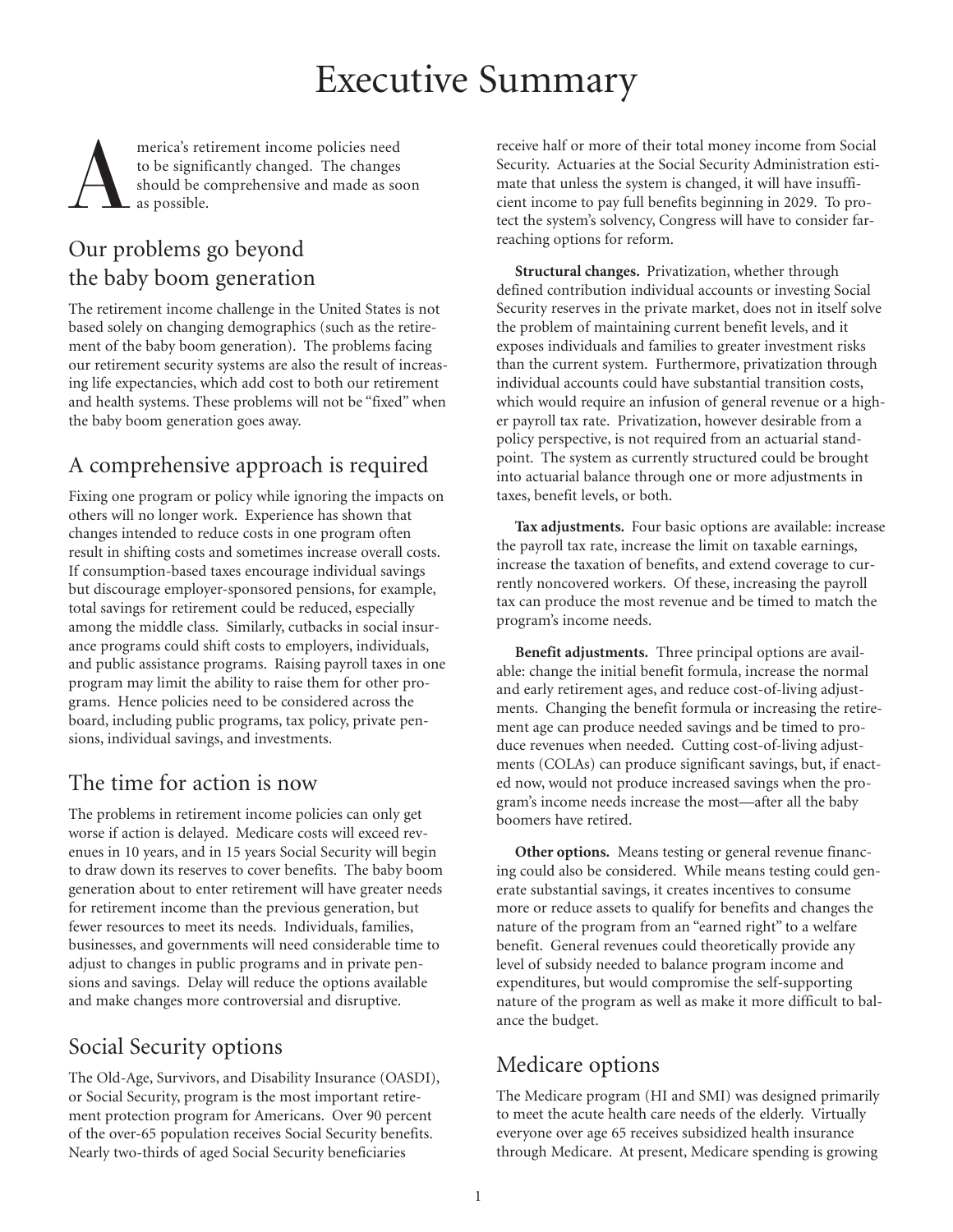# Executive Summary

America's retirement income policies need to be significantly changed. The changes should be comprehensive and made as soon as possible.

## Our problems go beyond the baby boom generation

The retirement income challenge in the United States is not based solely on changing demographics (such as the retirement of the baby boom generation). The problems facing our retirement security systems are also the result of increasing life expectancies, which add cost to both our retirement and health systems. These problems will not be "fixed" when the baby boom generation goes away.

## A comprehensive approach is required

Fixing one program or policy while ignoring the impacts on others will no longer work. Experience has shown that changes intended to reduce costs in one program often result in shifting costs and sometimes increase overall costs. If consumption-based taxes encourage individual savings but discourage employer-sponsored pensions, for example, total savings for retirement could be reduced, especially among the middle class. Similarly, cutbacks in social insurance programs could shift costs to employers, individuals, and public assistance programs. Raising payroll taxes in one program may limit the ability to raise them for other programs. Hence policies need to be considered across the board, including public programs, tax policy, private pensions, individual savings, and investments.

## The time for action is now

The problems in retirement income policies can only get worse if action is delayed. Medicare costs will exceed revenues in 10 years, and in 15 years Social Security will begin to draw down its reserves to cover benefits. The baby boom generation about to enter retirement will have greater needs for retirement income than the previous generation, but fewer resources to meet its needs. Individuals, families, businesses, and governments will need considerable time to adjust to changes in public programs and in private pensions and savings. Delay will reduce the options available and make changes more controversial and disruptive.

## Social Security options

The Old-Age, Survivors, and Disability Insurance (OASDI), or Social Security, program is the most important retirement protection program for Americans. Over 90 percent of the over-65 population receives Social Security benefits. Nearly two-thirds of aged Social Security beneficiaries receive half or more of their total money income from Social Security. Actuaries at the Social Security Administration estimate that unless the system is changed, it will have insufficient income to pay full benefits beginning in 2029. To protect the system's solvency, Congress will have to consider far-reaching options for reform.

**Structural changes.** Privatization, whether through defined contribution individual accounts or investing Social Security reserves in the private market, does not in itself solve the problem of maintaining current benefit levels, and it exposes individuals and families to greater investment risks than the current system. Furthermore, privatization through individual accounts could have substantial transition costs, which would require an infusion of general revenue or a higher payroll tax rate. Privatization, however desirable from a policy perspective, is not required from an actuarial standpoint. The system as currently structured could be brought into actuarial balance through one or more adjustments in taxes, benefit levels, or both.

**Tax adjustments.** Four basic options are available: increase the payroll tax rate, increase the limit on taxable earnings, increase the taxation of benefits, and extend coverage to currently noncovered workers. Of these, increasing the payroll tax can produce the most revenue and be timed to match the program's income needs.

**Benefit adjustments.** Three principal options are available: change the initial benefit formula, increase the normal and early retirement ages, and reduce cost-of-living adjustments. Changing the benefit formula or increasing the retirement age can produce needed savings and be timed to produce revenues when needed. Cutting cost-of-living adjustments (COLAs) can produce significant savings, but, if enacted now, would not produce increased savings when the program's income needs increase the most—after all the baby boomers have retired.

**Other options.** Means testing or general revenue financing could also be considered. While means testing could generate substantial savings, it creates incentives to consume more or reduce assets to qualify for benefits and changes the nature of the program from an "earned right" to a welfare benefit. General revenues could theoretically provide any level of subsidy needed to balance program income and expenditures, but would compromise the self-supporting nature of the program as well as make it more difficult to balance the budget.

## Medicare options

The Medicare program (HI and SMI) was designed primarily to meet the acute health care needs of the elderly. Virtually everyone over age 65 receives subsidized health insurance through Medicare. At present, Medicare spending is growing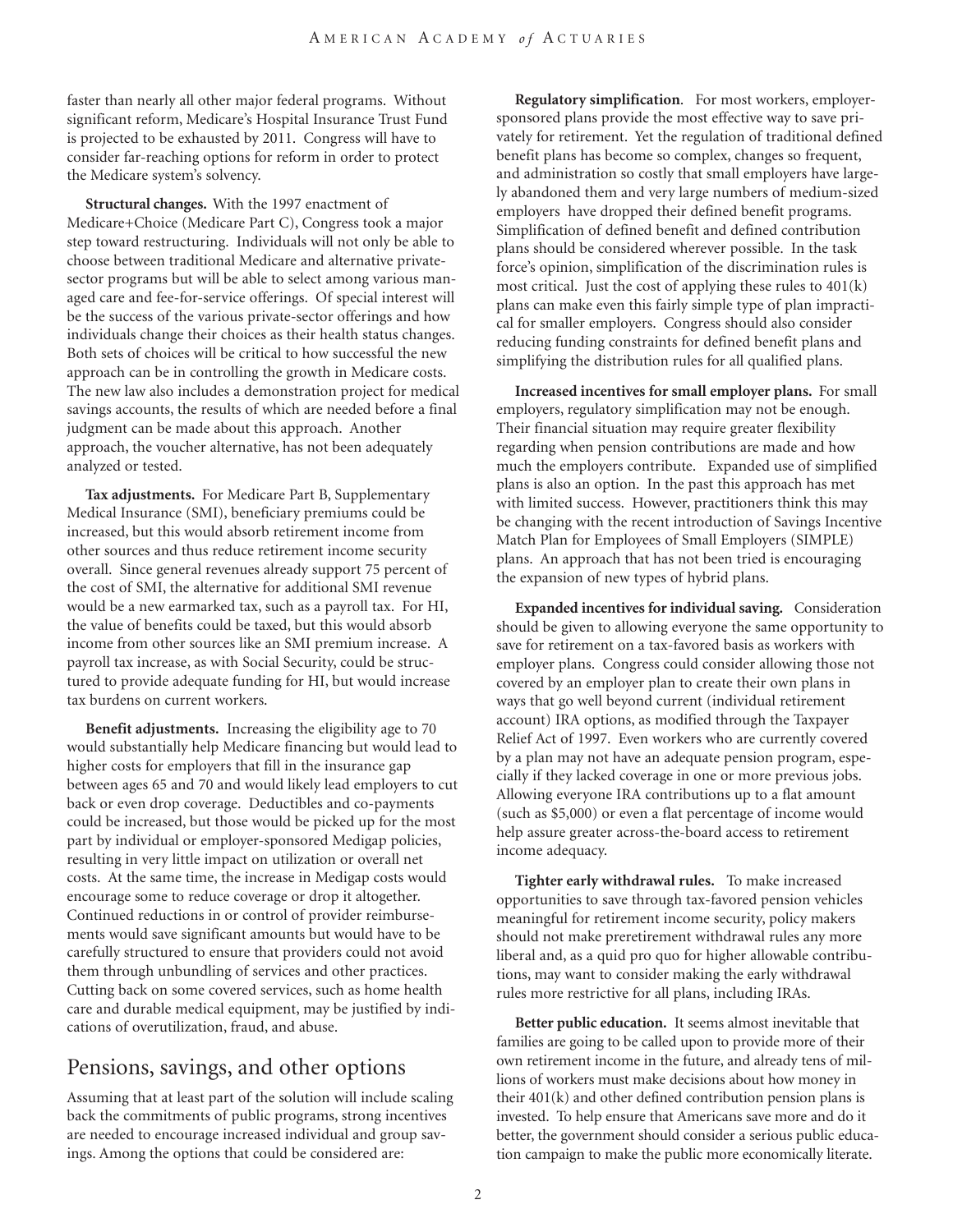faster than nearly all other major federal programs. Without significant reform, Medicare's Hospital Insurance Trust Fund is projected to be exhausted by 2011. Congress will have to consider far-reaching options for reform in order to protect the Medicare system's solvency.

**Structural changes.** With the 1997 enactment of Medicare+Choice (Medicare Part C), Congress took a major step toward restructuring. Individuals will not only be able to choose between traditional Medicare and alternative private-sector programs but will be able to select among various managed care and fee-for-service offerings. Of special interest will be the success of the various private-sector offerings and how individuals change their choices as their health status changes. Both sets of choices will be critical to how successful the new approach can be in controlling the growth in Medicare costs. The new law also includes a demonstration project for medical savings accounts, the results of which are needed before a final judgment can be made about this approach. Another approach, the voucher alternative, has not been adequately analyzed or tested.

**Tax adjustments.** For Medicare Part B, Supplementary Medical Insurance (SMI), beneficiary premiums could be increased, but this would absorb retirement income from other sources and thus reduce retirement income security overall. Since general revenues already support 75 percent of the cost of SMI, the alternative for additional SMI revenue would be a new earmarked tax, such as a payroll tax. For HI, the value of benefits could be taxed, but this would absorb income from other sources like an SMI premium increase. A payroll tax increase, as with Social Security, could be structured to provide adequate funding for HI, but would increase tax burdens on current workers.

**Benefit adjustments.** Increasing the eligibility age to 70 would substantially help Medicare financing but would lead to higher costs for employers that fill in the insurance gap between ages 65 and 70 and would likely lead employers to cut back or even drop coverage. Deductibles and co-payments could be increased, but those would be picked up for the most part by individual or employer-sponsored Medigap policies, resulting in very little impact on utilization or overall net costs. At the same time, the increase in Medigap costs would encourage some to reduce coverage or drop it altogether. Continued reductions in or control of provider reimbursements would save significant amounts but would have to be carefully structured to ensure that providers could not avoid them through unbundling of services and other practices. Cutting back on some covered services, such as home health care and durable medical equipment, may be justified by indications of overutilization, fraud, and abuse.

## Pensions, savings, and other options

Assuming that at least part of the solution will include scaling back the commitments of public programs, strong incentives are needed to encourage increased individual and group savings. Among the options that could be considered are:

**Regulatory simplification**. For most workers, employer-sponsored plans provide the most effective way to save privately for retirement. Yet the regulation of traditional defined benefit plans has become so complex, changes so frequent, and administration so costly that small employers have largely abandoned them and very large numbers of medium-sized employers have dropped their defined benefit programs. Simplification of defined benefit and defined contribution plans should be considered wherever possible. In the task force's opinion, simplification of the discrimination rules is most critical. Just the cost of applying these rules to 401(k) plans can make even this fairly simple type of plan impractical for smaller employers. Congress should also consider reducing funding constraints for defined benefit plans and simplifying the distribution rules for all qualified plans.

**Increased incentives for small employer plans.** For small employers, regulatory simplification may not be enough. Their financial situation may require greater flexibility regarding when pension contributions are made and how much the employers contribute. Expanded use of simplified plans is also an option. In the past this approach has met with limited success. However, practitioners think this may be changing with the recent introduction of Savings Incentive Match Plan for Employees of Small Employers (SIMPLE) plans. An approach that has not been tried is encouraging the expansion of new types of hybrid plans.

**Expanded incentives for individual saving.** Consideration should be given to allowing everyone the same opportunity to save for retirement on a tax-favored basis as workers with employer plans. Congress could consider allowing those not covered by an employer plan to create their own plans in ways that go well beyond current (individual retirement account) IRA options, as modified through the Taxpayer Relief Act of 1997. Even workers who are currently covered by a plan may not have an adequate pension program, especially if they lacked coverage in one or more previous jobs. Allowing everyone IRA contributions up to a flat amount (such as $5,000) or even a flat percentage of income would help assure greater across-the-board access to retirement income adequacy.

**Tighter early withdrawal rules.** To make increased opportunities to save through tax-favored pension vehicles meaningful for retirement income security, policy makers should not make preretirement withdrawal rules any more liberal and, as a quid pro quo for higher allowable contributions, may want to consider making the early withdrawal rules more restrictive for all plans, including IRAs.

**Better public education.** It seems almost inevitable that families are going to be called upon to provide more of their own retirement income in the future, and already tens of millions of workers must make decisions about how money in their 401(k) and other defined contribution pension plans is invested. To help ensure that Americans save more and do it better, the government should consider a serious public education campaign to make the public more economically literate.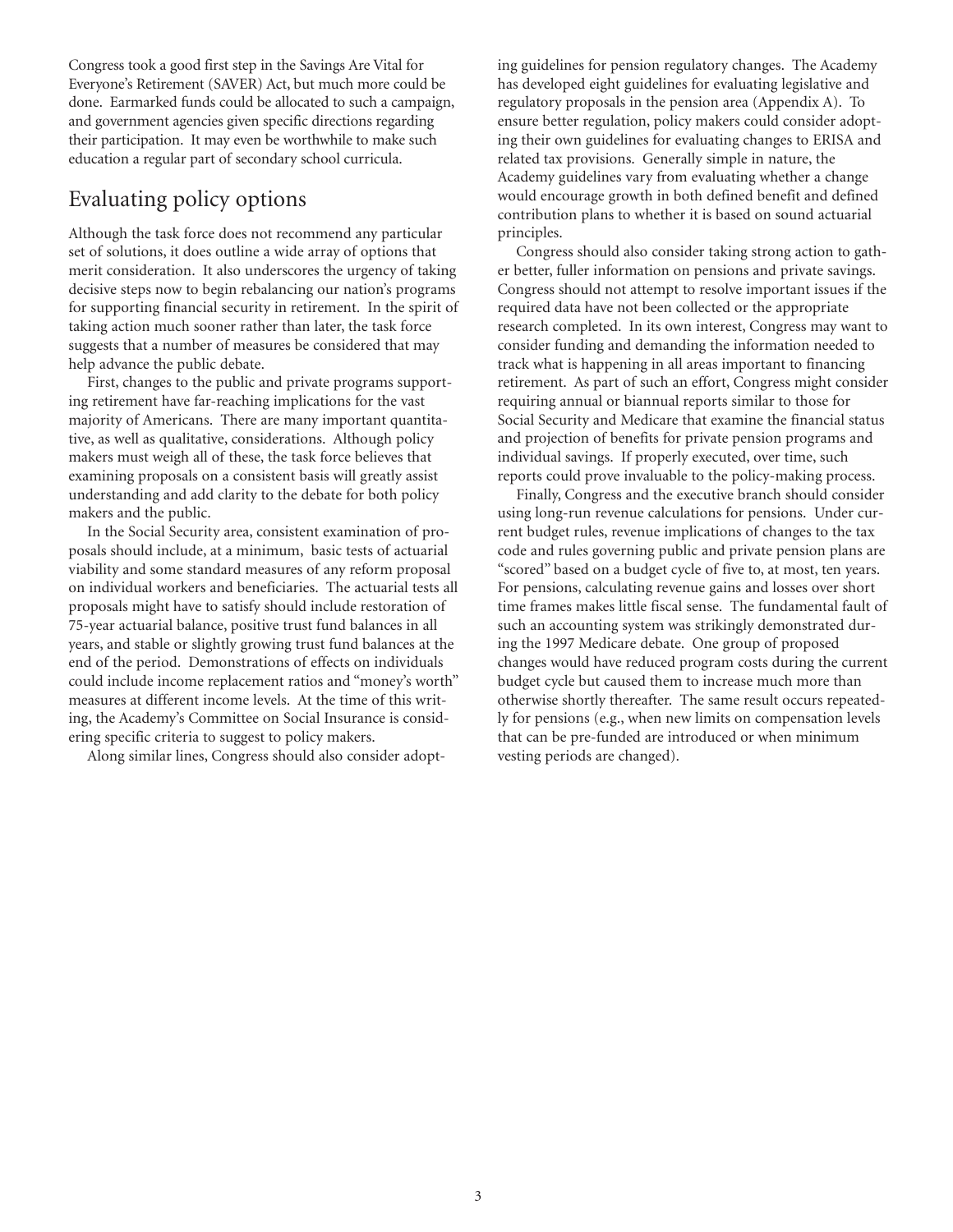Congress took a good first step in the Savings Are Vital for Everyone's Retirement (SAVER) Act, but much more could be done. Earmarked funds could be allocated to such a campaign, and government agencies given specific directions regarding their participation. It may even be worthwhile to make such education a regular part of secondary school curricula.

## Evaluating policy options

Although the task force does not recommend any particular set of solutions, it does outline a wide array of options that merit consideration. It also underscores the urgency of taking decisive steps now to begin rebalancing our nation's programs for supporting financial security in retirement. In the spirit of taking action much sooner rather than later, the task force suggests that a number of measures be considered that may help advance the public debate.

First, changes to the public and private programs supporting retirement have far-reaching implications for the vast majority of Americans. There are many important quantitative, as well as qualitative, considerations. Although policy makers must weigh all of these, the task force believes that examining proposals on a consistent basis will greatly assist understanding and add clarity to the debate for both policy makers and the public.

In the Social Security area, consistent examination of proposals should include, at a minimum, basic tests of actuarial viability and some standard measures of any reform proposal on individual workers and beneficiaries. The actuarial tests all proposals might have to satisfy should include restoration of 75-year actuarial balance, positive trust fund balances in all years, and stable or slightly growing trust fund balances at the end of the period. Demonstrations of effects on individuals could include income replacement ratios and "money's worth" measures at different income levels. At the time of this writing, the Academy's Committee on Social Insurance is considering specific criteria to suggest to policy makers.

Along similar lines, Congress should also consider adopting guidelines for pension regulatory changes. The Academy has developed eight guidelines for evaluating legislative and regulatory proposals in the pension area (Appendix A). To ensure better regulation, policy makers could consider adopting their own guidelines for evaluating changes to ERISA and related tax provisions. Generally simple in nature, the Academy guidelines vary from evaluating whether a change would encourage growth in both defined benefit and defined contribution plans to whether it is based on sound actuarial principles.

Congress should also consider taking strong action to gather better, fuller information on pensions and private savings. Congress should not attempt to resolve important issues if the required data have not been collected or the appropriate research completed. In its own interest, Congress may want to consider funding and demanding the information needed to track what is happening in all areas important to financing retirement. As part of such an effort, Congress might consider requiring annual or biannual reports similar to those for Social Security and Medicare that examine the financial status and projection of benefits for private pension programs and individual savings. If properly executed, over time, such reports could prove invaluable to the policy-making process.

Finally, Congress and the executive branch should consider using long-run revenue calculations for pensions. Under current budget rules, revenue implications of changes to the tax code and rules governing public and private pension plans are "scored" based on a budget cycle of five to, at most, ten years. For pensions, calculating revenue gains and losses over short time frames makes little fiscal sense. The fundamental fault of such an accounting system was strikingly demonstrated during the 1997 Medicare debate. One group of proposed changes would have reduced program costs during the current budget cycle but caused them to increase much more than otherwise shortly thereafter. The same result occurs repeatedly for pensions (e.g., when new limits on compensation levels that can be pre-funded are introduced or when minimum vesting periods are changed).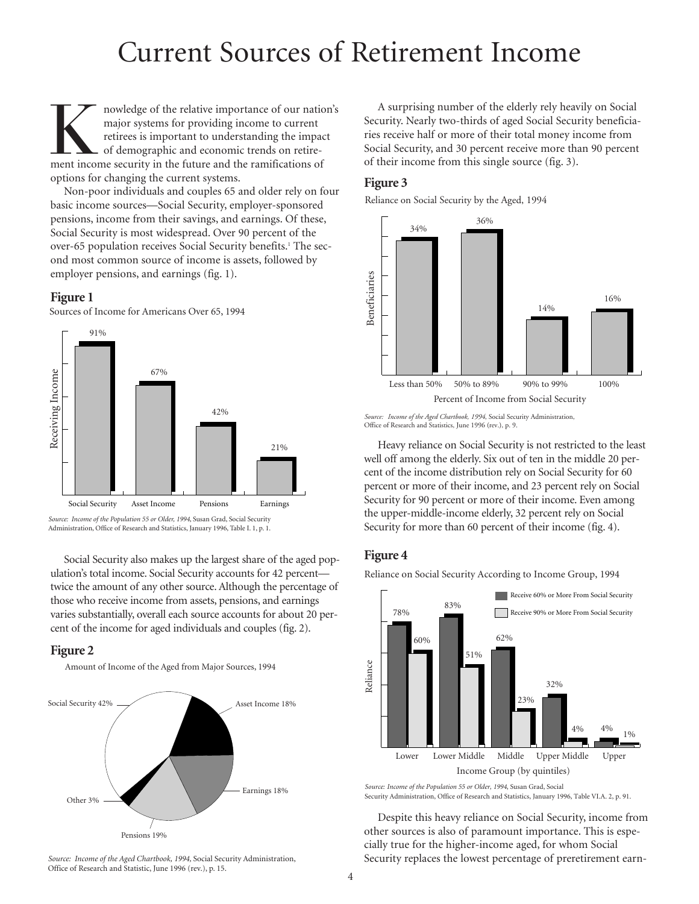# Current Sources of Retirement Income

Knowledge of the relative importance of our nation's major systems for providing income to current retirees is important to understanding the impact of demographic and economic trends on retirement income security in the future and the ramifications of options for changing the current systems.

Non-poor individuals and couples 65 and older rely on four basic income sources—Social Security, employer-sponsored pensions, income from their savings, and earnings. Of these, Social Security is most widespread. Over 90 percent of the over-65 population receives Social Security benefits.[1] The second most common source of income is assets, followed by employer pensions, and earnings (fig. 1).

### Figure 1

Sources of Income for Americans Over 65, 1994

| Source | Receiving Income |
|---|---|
| Social Security | 91% |
| Asset Income | 67% |
| Pensions | 42% |
| Earnings | 21% |

*Source: Income of the Population 55 or Older, 1994,* Susan Grad, Social Security Administration, Office of Research and Statistics, January 1996, Table I. 1, p. 1.

Social Security also makes up the largest share of the aged population's total income. Social Security accounts for 42 percent—twice the amount of any other source. Although the percentage of those who receive income from assets, pensions, and earnings varies substantially, overall each source accounts for about 20 percent of the income for aged individuals and couples (fig. 2).

### Figure 2

Amount of Income of the Aged from Major Sources, 1994

| Source | Share |
|---|---|
| Social Security | 42% |
| Asset Income | 18% |
| Earnings | 18% |
| Pensions | 19% |
| Other | 3% |

*Source: Income of the Aged Chartbook, 1994,* Social Security Administration, Office of Research and Statistic, June 1996 (rev.), p. 15.

A surprising number of the elderly rely heavily on Social Security. Nearly two-thirds of aged Social Security beneficiaries receive half or more of their total money income from Social Security, and 30 percent receive more than 90 percent of their income from this single source (fig. 3).

### Figure 3

Reliance on Social Security by the Aged, 1994

| Percent of Income from Social Security | Beneficiaries |
|---|---|
| Less than 50% | 34% |
| 50% to 89% | 36% |
| 90% to 99% | 14% |
| 100% | 16% |

*Source: Income of the Aged Chartbook, 1994,* Social Security Administration, Office of Research and Statistics, June 1996 (rev.), p. 9.

Heavy reliance on Social Security is not restricted to the least well off among the elderly. Six out of ten in the middle 20 percent of the income distribution rely on Social Security for 60 percent or more of their income, and 23 percent rely on Social Security for 90 percent or more of their income. Even among the upper-middle-income elderly, 32 percent rely on Social Security for more than 60 percent of their income (fig. 4).

### Figure 4

Reliance on Social Security According to Income Group, 1994

| Income Group (by quintiles) | Receive 60% or More From Social Security | Receive 90% or More From Social Security |
|---|---|---|
| Lower | 78% | 60% |
| Lower Middle | 83% | 51% |
| Middle | 62% | 23% |
| Upper Middle | 32% | 4% |
| Upper | 4% | 1% |

*Source: Income of the Population 55 or Older, 1994,* Susan Grad, Social Security Administration, Office of Research and Statistics, January 1996, Table VI.A. 2, p. 91.

Despite this heavy reliance on Social Security, income from other sources is also of paramount importance. This is especially true for the higher-income aged, for whom Social Security replaces the lowest percentage of preretirement earn-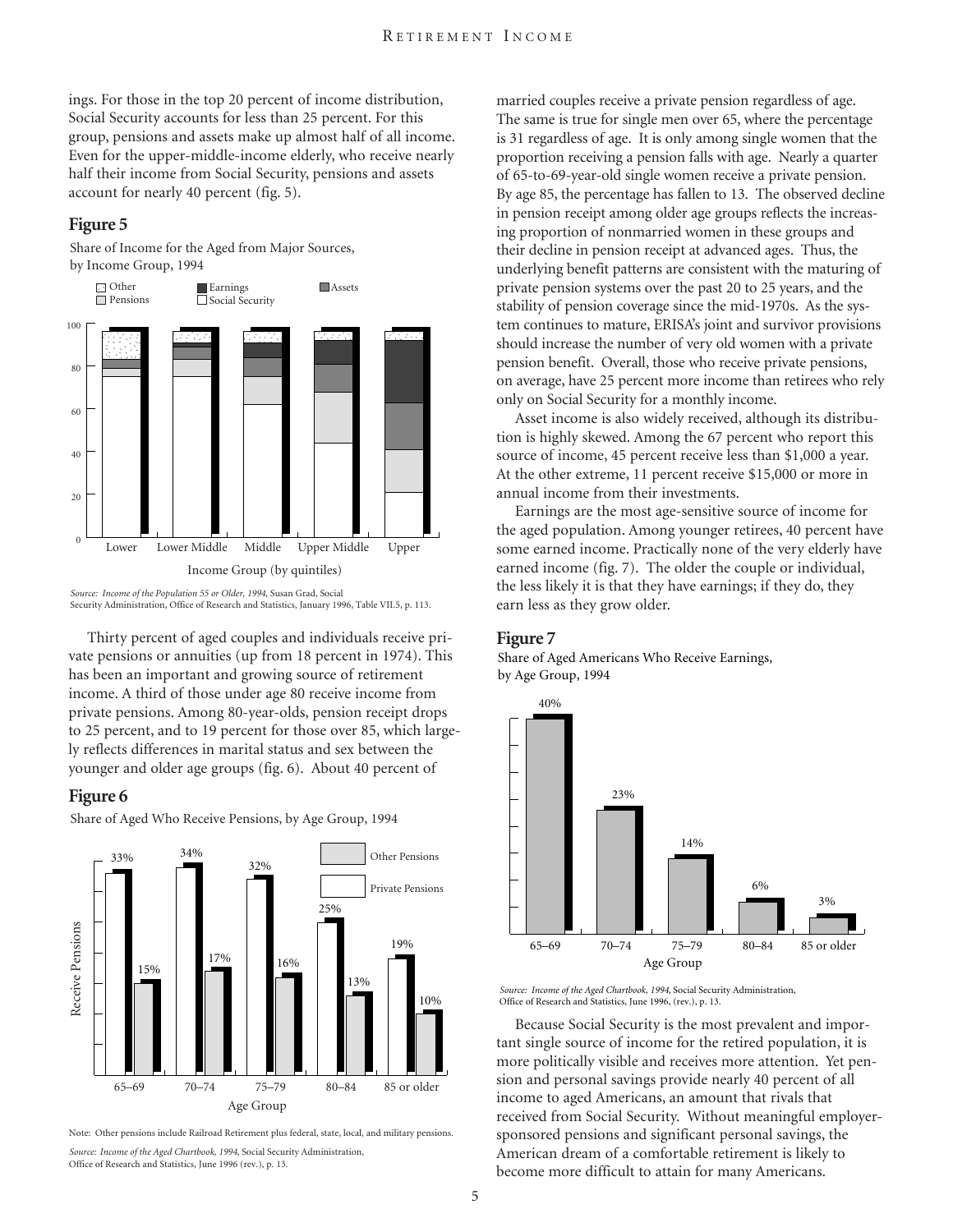ings. For those in the top 20 percent of income distribution, Social Security accounts for less than 25 percent. For this group, pensions and assets make up almost half of all income. Even for the upper-middle-income elderly, who receive nearly half their income from Social Security, pensions and assets account for nearly 40 percent (fig. 5).

### Figure 5

Share of Income for the Aged from Major Sources, by Income Group, 1994

*Source: Income of the Population 55 or Older, 1994,* Susan Grad, Social Security Administration, Office of Research and Statistics, January 1996, Table VII.5, p. 113.

Thirty percent of aged couples and individuals receive private pensions or annuities (up from 18 percent in 1974). This has been an important and growing source of retirement income. A third of those under age 80 receive income from private pensions. Among 80-year-olds, pension receipt drops to 25 percent, and to 19 percent for those over 85, which largely reflects differences in marital status and sex between the younger and older age groups (fig. 6). About 40 percent of married couples receive a private pension regardless of age. The same is true for single men over 65, where the percentage is 31 regardless of age. It is only among single women that the proportion receiving a pension falls with age. Nearly a quarter of 65-to-69-year-old single women receive a private pension. By age 85, the percentage has fallen to 13. The observed decline in pension receipt among older age groups reflects the increasing proportion of nonmarried women in these groups and their decline in pension receipt at advanced ages. Thus, the underlying benefit patterns are consistent with the maturing of private pension systems over the past 20 to 25 years, and the stability of pension coverage since the mid-1970s. As the system continues to mature, ERISA's joint and survivor provisions should increase the number of very old women with a private pension benefit. Overall, those who receive private pensions, on average, have 25 percent more income than retirees who rely only on Social Security for a monthly income.

### Figure 6

Share of Aged Who Receive Pensions, by Age Group, 1994

| Age Group | Private Pensions | Other Pensions |
|---|---|---|
| 65–69 | 33% | 15% |
| 70–74 | 34% | 17% |
| 75–79 | 32% | 16% |
| 80–84 | 25% | 13% |
| 85 or older | 19% | 10% |

Note: Other pensions include Railroad Retirement plus federal, state, local, and military pensions.

*Source: Income of the Aged Chartbook, 1994,* Social Security Administration, Office of Research and Statistics, June 1996 (rev.), p. 13.

Asset income is also widely received, although its distribution is highly skewed. Among the 67 percent who report this source of income, 45 percent receive less than $1,000 a year. At the other extreme, 11 percent receive $15,000 or more in annual income from their investments.

Earnings are the most age-sensitive source of income for the aged population. Among younger retirees, 40 percent have some earned income. Practically none of the very elderly have earned income (fig. 7). The older the couple or individual, the less likely it is that they have earnings; if they do, they earn less as they grow older.

### Figure 7

Share of Aged Americans Who Receive Earnings, by Age Group, 1994

| Age Group | Share |
|---|---|
| 65–69 | 40% |
| 70–74 | 23% |
| 75–79 | 14% |
| 80–84 | 6% |
| 85 or older | 3% |

*Source: Income of the Aged Chartbook, 1994,* Social Security Administration, Office of Research and Statistics, June 1996, (rev.), p. 13.

Because Social Security is the most prevalent and important single source of income for the retired population, it is more politically visible and receives more attention. Yet pension and personal savings provide nearly 40 percent of all income to aged Americans, an amount that rivals that received from Social Security. Without meaningful employer-sponsored pensions and significant personal savings, the American dream of a comfortable retirement is likely to become more difficult to attain for many Americans.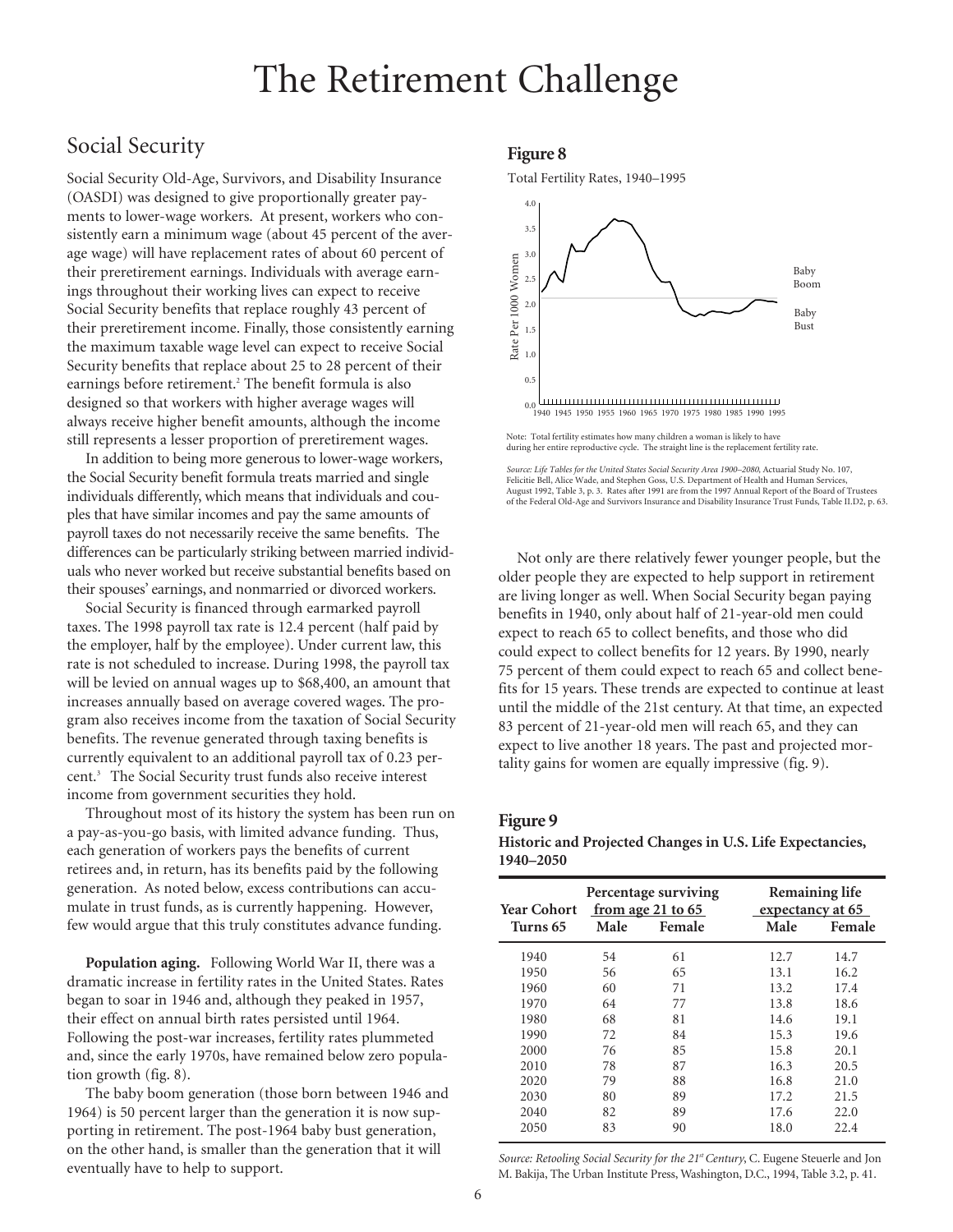# The Retirement Challenge

## Social Security

Social Security Old-Age, Survivors, and Disability Insurance (OASDI) was designed to give proportionally greater payments to lower-wage workers. At present, workers who consistently earn a minimum wage (about 45 percent of the average wage) will have replacement rates of about 60 percent of their preretirement earnings. Individuals with average earnings throughout their working lives can expect to receive Social Security benefits that replace roughly 43 percent of their preretirement income. Finally, those consistently earning the maximum taxable wage level can expect to receive Social Security benefits that replace about 25 to 28 percent of their earnings before retirement.[2] The benefit formula is also designed so that workers with higher average wages will always receive higher benefit amounts, although the income still represents a lesser proportion of preretirement wages.

In addition to being more generous to lower-wage workers, the Social Security benefit formula treats married and single individuals differently, which means that individuals and couples that have similar incomes and pay the same amounts of payroll taxes do not necessarily receive the same benefits. The differences can be particularly striking between married individuals who never worked but receive substantial benefits based on their spouses' earnings, and nonmarried or divorced workers.

Social Security is financed through earmarked payroll taxes. The 1998 payroll tax rate is 12.4 percent (half paid by the employer, half by the employee). Under current law, this rate is not scheduled to increase. During 1998, the payroll tax will be levied on annual wages up to $68,400, an amount that increases annually based on average covered wages. The program also receives income from the taxation of Social Security benefits. The revenue generated through taxing benefits is currently equivalent to an additional payroll tax of 0.23 percent.[3] The Social Security trust funds also receive interest income from government securities they hold.

Throughout most of its history the system has been run on a pay-as-you-go basis, with limited advance funding. Thus, each generation of workers pays the benefits of current retirees and, in return, has its benefits paid by the following generation. As noted below, excess contributions can accumulate in trust funds, as is currently happening. However, few would argue that this truly constitutes advance funding.

**Population aging.** Following World War II, there was a dramatic increase in fertility rates in the United States. Rates began to soar in 1946 and, although they peaked in 1957, their effect on annual birth rates persisted until 1964. Following the post-war increases, fertility rates plummeted and, since the early 1970s, have remained below zero population growth (fig. 8).

The baby boom generation (those born between 1946 and 1964) is 50 percent larger than the generation it is now supporting in retirement. The post-1964 baby bust generation, on the other hand, is smaller than the generation that it will eventually have to help to support.

**Figure 8**

Total Fertility Rates, 1940–1995

Note: Total fertility estimates how many children a woman is likely to have during her entire reproductive cycle. The straight line is the replacement fertility rate.

*Source: Life Tables for the United States Social Security Area 1900–2080*, Actuarial Study No. 107, Felicitie Bell, Alice Wade, and Stephen Goss, U.S. Department of Health and Human Services, August 1992, Table 3, p. 3. Rates after 1991 are from the 1997 Annual Report of the Board of Trustees of the Federal Old-Age and Survivors Insurance and Disability Insurance Trust Funds, Table II.D2, p. 63.

Not only are there relatively fewer younger people, but the older people they are expected to help support in retirement are living longer as well. When Social Security began paying benefits in 1940, only about half of 21-year-old men could expect to reach 65 to collect benefits, and those who did could expect to collect benefits for 12 years. By 1990, nearly 75 percent of them could expect to reach 65 and collect benefits for 15 years. These trends are expected to continue at least until the middle of the 21st century. At that time, an expected 83 percent of 21-year-old men will reach 65, and they can expect to live another 18 years. The past and projected mortality gains for women are equally impressive (fig. 9).

**Figure 9**

**Historic and Projected Changes in U.S. Life Expectancies, 1940–2050**

| Year Cohort | Percentage surviving from age 21 to 65 | | Remaining life expectancy at 65 | |
|---|---|---|---|---|
| Turns 65 | Male | Female | Male | Female |
| 1940 | 54 | 61 | 12.7 | 14.7 |
| 1950 | 56 | 65 | 13.1 | 16.2 |
| 1960 | 60 | 71 | 13.2 | 17.4 |
| 1970 | 64 | 77 | 13.8 | 18.6 |
| 1980 | 68 | 81 | 14.6 | 19.1 |
| 1990 | 72 | 84 | 15.3 | 19.6 |
| 2000 | 76 | 85 | 15.8 | 20.1 |
| 2010 | 78 | 87 | 16.3 | 20.5 |
| 2020 | 79 | 88 | 16.8 | 21.0 |
| 2030 | 80 | 89 | 17.2 | 21.5 |
| 2040 | 82 | 89 | 17.6 | 22.0 |
| 2050 | 83 | 90 | 18.0 | 22.4 |

*Source: Retooling Social Security for the 21st Century*, C. Eugene Steuerle and Jon M. Bakija, The Urban Institute Press, Washington, D.C., 1994, Table 3.2, p. 41.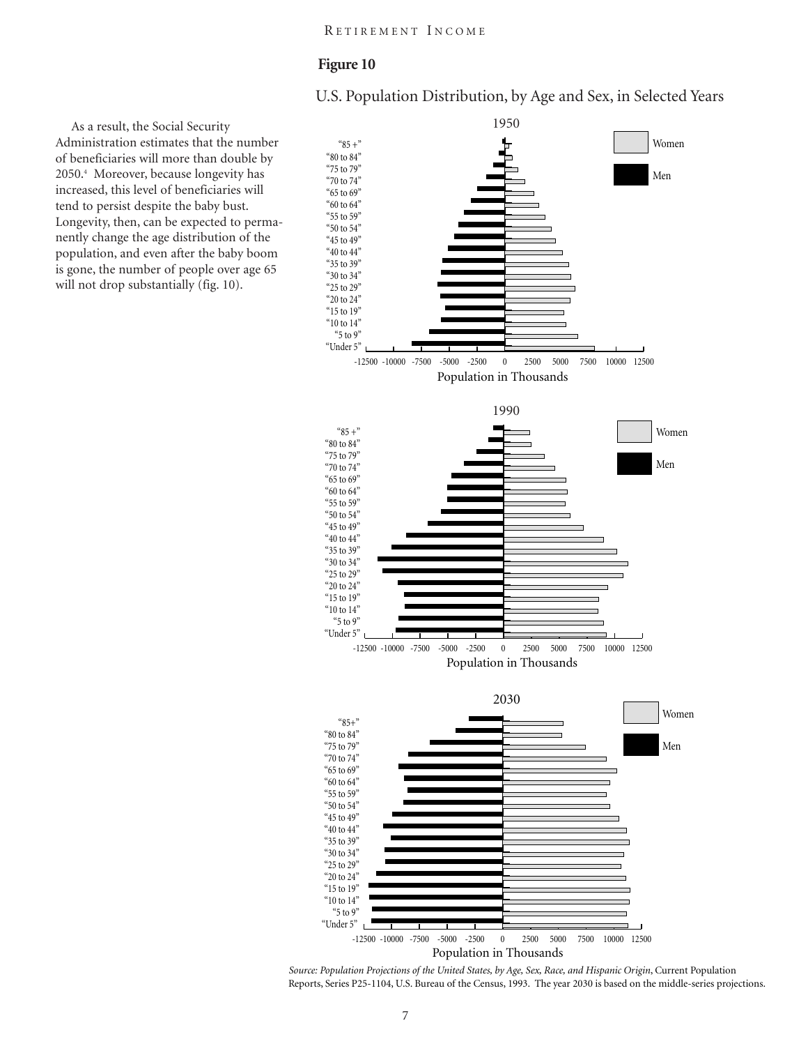As a result, the Social Security Administration estimates that the number of beneficiaries will more than double by 2050.[4] Moreover, because longevity has increased, this level of beneficiaries will tend to persist despite the baby bust. Longevity, then, can be expected to permanently change the age distribution of the population, and even after the baby boom is gone, the number of people over age 65 will not drop substantially (fig. 10).

**Figure 10**

U.S. Population Distribution, by Age and Sex, in Selected Years

*Source: Population Projections of the United States, by Age, Sex, Race, and Hispanic Origin*, Current Population Reports, Series P25-1104, U.S. Bureau of the Census, 1993. The year 2030 is based on the middle-series projections.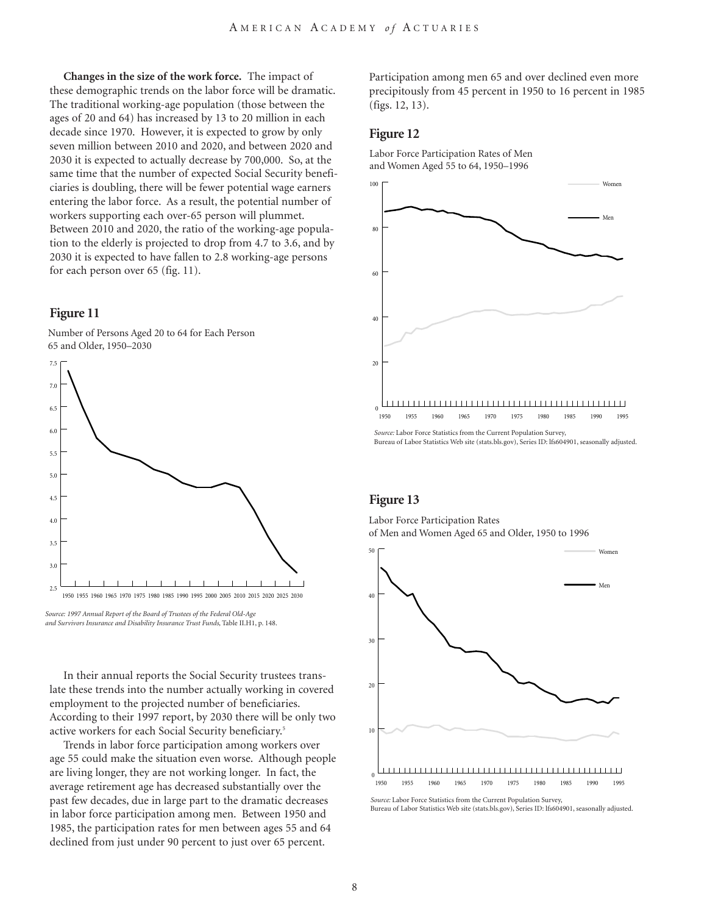**Changes in the size of the work force.** The impact of these demographic trends on the labor force will be dramatic. The traditional working-age population (those between the ages of 20 and 64) has increased by 13 to 20 million in each decade since 1970. However, it is expected to grow by only seven million between 2010 and 2020, and between 2020 and 2030 it is expected to actually decrease by 700,000. So, at the same time that the number of expected Social Security beneficiaries is doubling, there will be fewer potential wage earners entering the labor force. As a result, the potential number of workers supporting each over-65 person will plummet. Between 2010 and 2020, the ratio of the working-age population to the elderly is projected to drop from 4.7 to 3.6, and by 2030 it is expected to have fallen to 2.8 working-age persons for each person over 65 (fig. 11).

### Figure 11

Number of Persons Aged 20 to 64 for Each Person 65 and Older, 1950–2030

*Source: 1997 Annual Report of the Board of Trustees of the Federal Old-Age and Survivors Insurance and Disability Insurance Trust Funds,* Table II.H1, p. 148.

In their annual reports the Social Security trustees translate these trends into the number actually working in covered employment to the projected number of beneficiaries. According to their 1997 report, by 2030 there will be only two active workers for each Social Security beneficiary.[5]

Trends in labor force participation among workers over age 55 could make the situation even worse. Although people are living longer, they are not working longer. In fact, the average retirement age has decreased substantially over the past few decades, due in large part to the dramatic decreases in labor force participation among men. Between 1950 and 1985, the participation rates for men between ages 55 and 64 declined from just under 90 percent to just over 65 percent. Participation among men 65 and over declined even more precipitously from 45 percent in 1950 to 16 percent in 1985 (figs. 12, 13).

### Figure 12

Labor Force Participation Rates of Men and Women Aged 55 to 64, 1950–1996

*Source:* Labor Force Statistics from the Current Population Survey, Bureau of Labor Statistics Web site (stats.bls.gov), Series ID: lfs604901, seasonally adjusted.

### Figure 13

Labor Force Participation Rates of Men and Women Aged 65 and Older, 1950 to 1996

*Source:* Labor Force Statistics from the Current Population Survey, Bureau of Labor Statistics Web site (stats.bls.gov), Series ID: lfs604901, seasonally adjusted.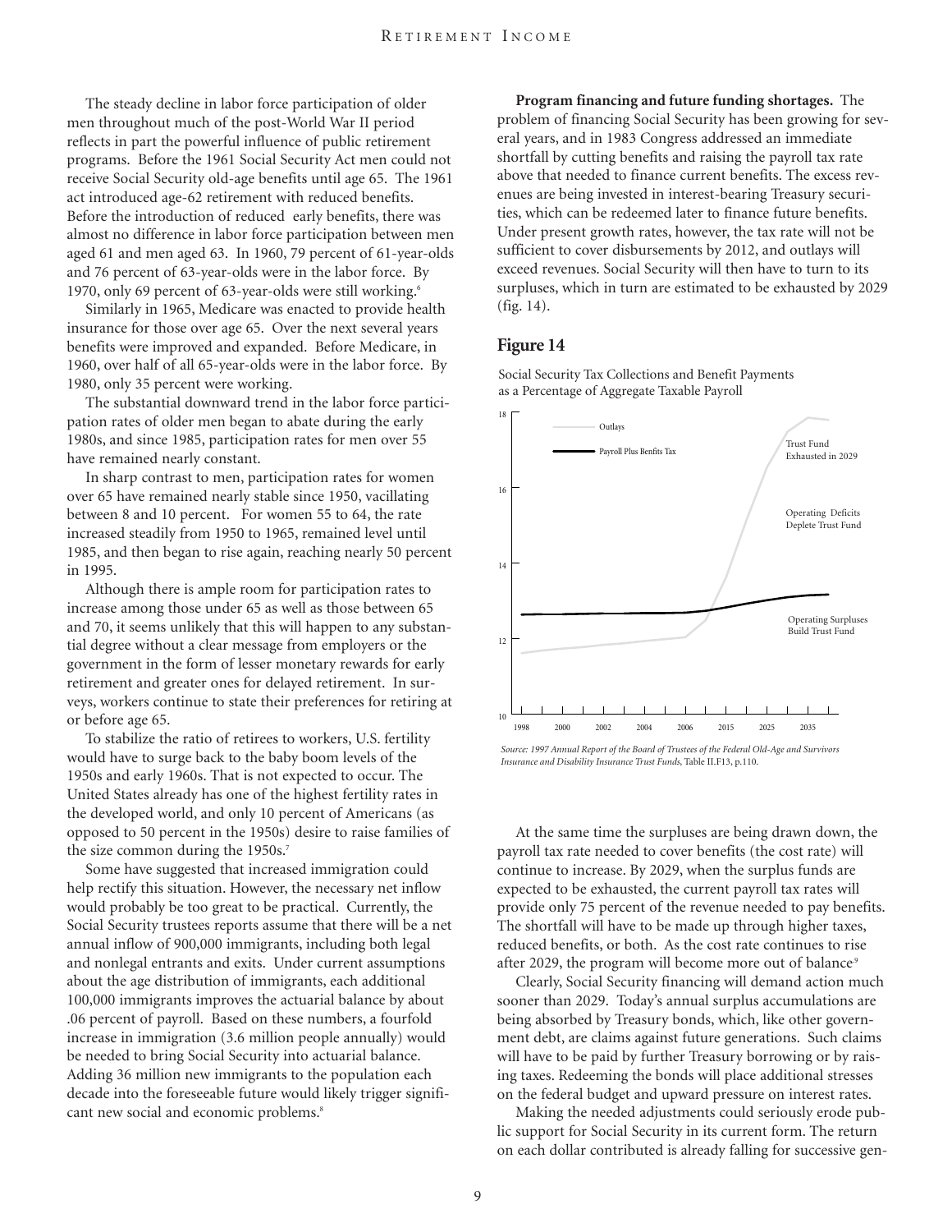The steady decline in labor force participation of older men throughout much of the post-World War II period reflects in part the powerful influence of public retirement programs. Before the 1961 Social Security Act men could not receive Social Security old-age benefits until age 65. The 1961 act introduced age-62 retirement with reduced benefits. Before the introduction of reduced early benefits, there was almost no difference in labor force participation between men aged 61 and men aged 63. In 1960, 79 percent of 61-year-olds and 76 percent of 63-year-olds were in the labor force. By 1970, only 69 percent of 63-year-olds were still working.[6]

Similarly in 1965, Medicare was enacted to provide health insurance for those over age 65. Over the next several years benefits were improved and expanded. Before Medicare, in 1960, over half of all 65-year-olds were in the labor force. By 1980, only 35 percent were working.

The substantial downward trend in the labor force participation rates of older men began to abate during the early 1980s, and since 1985, participation rates for men over 55 have remained nearly constant.

In sharp contrast to men, participation rates for women over 65 have remained nearly stable since 1950, vacillating between 8 and 10 percent. For women 55 to 64, the rate increased steadily from 1950 to 1965, remained level until 1985, and then began to rise again, reaching nearly 50 percent in 1995.

Although there is ample room for participation rates to increase among those under 65 as well as those between 65 and 70, it seems unlikely that this will happen to any substantial degree without a clear message from employers or the government in the form of lesser monetary rewards for early retirement and greater ones for delayed retirement. In surveys, workers continue to state their preferences for retiring at or before age 65.

To stabilize the ratio of retirees to workers, U.S. fertility would have to surge back to the baby boom levels of the 1950s and early 1960s. That is not expected to occur. The United States already has one of the highest fertility rates in the developed world, and only 10 percent of Americans (as opposed to 50 percent in the 1950s) desire to raise families of the size common during the 1950s.[7]

Some have suggested that increased immigration could help rectify this situation. However, the necessary net inflow would probably be too great to be practical. Currently, the Social Security trustees reports assume that there will be a net annual inflow of 900,000 immigrants, including both legal and nonlegal entrants and exits. Under current assumptions about the age distribution of immigrants, each additional 100,000 immigrants improves the actuarial balance by about .06 percent of payroll. Based on these numbers, a fourfold increase in immigration (3.6 million people annually) would be needed to bring Social Security into actuarial balance. Adding 36 million new immigrants to the population each decade into the foreseeable future would likely trigger significant new social and economic problems.[8]

**Program financing and future funding shortages.** The problem of financing Social Security has been growing for several years, and in 1983 Congress addressed an immediate shortfall by cutting benefits and raising the payroll tax rate above that needed to finance current benefits. The excess revenues are being invested in interest-bearing Treasury securities, which can be redeemed later to finance future benefits. Under present growth rates, however, the tax rate will not be sufficient to cover disbursements by 2012, and outlays will exceed revenues. Social Security will then have to turn to its surpluses, which in turn are estimated to be exhausted by 2029 (fig. 14).

## Figure 14

Social Security Tax Collections and Benefit Payments as a Percentage of Aggregate Taxable Payroll

*Source: 1997 Annual Report of the Board of Trustees of the Federal Old-Age and Survivors Insurance and Disability Insurance Trust Funds*, Table II.F13, p.110.

At the same time the surpluses are being drawn down, the payroll tax rate needed to cover benefits (the cost rate) will continue to increase. By 2029, when the surplus funds are expected to be exhausted, the current payroll tax rates will provide only 75 percent of the revenue needed to pay benefits. The shortfall will have to be made up through higher taxes, reduced benefits, or both. As the cost rate continues to rise after 2029, the program will become more out of balance[9]

Clearly, Social Security financing will demand action much sooner than 2029. Today's annual surplus accumulations are being absorbed by Treasury bonds, which, like other government debt, are claims against future generations. Such claims will have to be paid by further Treasury borrowing or by raising taxes. Redeeming the bonds will place additional stresses on the federal budget and upward pressure on interest rates.

Making the needed adjustments could seriously erode public support for Social Security in its current form. The return on each dollar contributed is already falling for successive gen-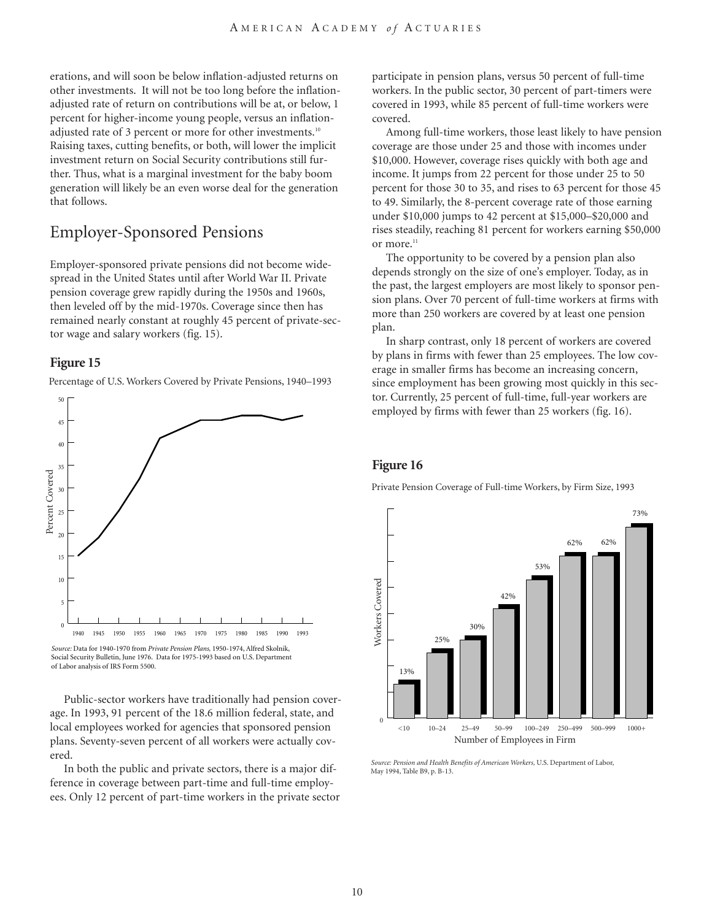erations, and will soon be below inflation-adjusted returns on other investments. It will not be too long before the inflation-adjusted rate of return on contributions will be at, or below, 1 percent for higher-income young people, versus an inflation-adjusted rate of 3 percent or more for other investments.[10] Raising taxes, cutting benefits, or both, will lower the implicit investment return on Social Security contributions still further. Thus, what is a marginal investment for the baby boom generation will likely be an even worse deal for the generation that follows.

## Employer-Sponsored Pensions

Employer-sponsored private pensions did not become widespread in the United States until after World War II. Private pension coverage grew rapidly during the 1950s and 1960s, then leveled off by the mid-1970s. Coverage since then has remained nearly constant at roughly 45 percent of private-sector wage and salary workers (fig. 15).

### Figure 15

Percentage of U.S. Workers Covered by Private Pensions, 1940–1993

*Source:* Data for 1940-1970 from *Private Pension Plans,* 1950-1974, Alfred Skolnik, Social Security Bulletin, June 1976. Data for 1975-1993 based on U.S. Department of Labor analysis of IRS Form 5500.

Public-sector workers have traditionally had pension coverage. In 1993, 91 percent of the 18.6 million federal, state, and local employees worked for agencies that sponsored pension plans. Seventy-seven percent of all workers were actually covered.

In both the public and private sectors, there is a major difference in coverage between part-time and full-time employees. Only 12 percent of part-time workers in the private sector participate in pension plans, versus 50 percent of full-time workers. In the public sector, 30 percent of part-timers were covered in 1993, while 85 percent of full-time workers were covered.

Among full-time workers, those least likely to have pension coverage are those under 25 and those with incomes under $10,000. However, coverage rises quickly with both age and income. It jumps from 22 percent for those under 25 to 50 percent for those 30 to 35, and rises to 63 percent for those 45 to 49. Similarly, the 8-percent coverage rate of those earning under $10,000 jumps to 42 percent at $15,000–$20,000 and rises steadily, reaching 81 percent for workers earning $50,000 or more.[11]

The opportunity to be covered by a pension plan also depends strongly on the size of one's employer. Today, as in the past, the largest employers are most likely to sponsor pension plans. Over 70 percent of full-time workers at firms with more than 250 workers are covered by at least one pension plan.

In sharp contrast, only 18 percent of workers are covered by plans in firms with fewer than 25 employees. The low coverage in smaller firms has become an increasing concern, since employment has been growing most quickly in this sector. Currently, 25 percent of full-time, full-year workers are employed by firms with fewer than 25 workers (fig. 16).

### Figure 16

Private Pension Coverage of Full-time Workers, by Firm Size, 1993

| Number of Employees in Firm | Workers Covered |
|---|---|
| <10 | 13% |
| 10–24 | 25% |
| 25–49 | 30% |
| 50–99 | 42% |
| 100–249 | 53% |
| 250–499 | 62% |
| 500–999 | 62% |
| 1000+ | 73% |

*Source: Pension and Health Benefits of American Workers,* U.S. Department of Labor, May 1994, Table B9, p. B-13.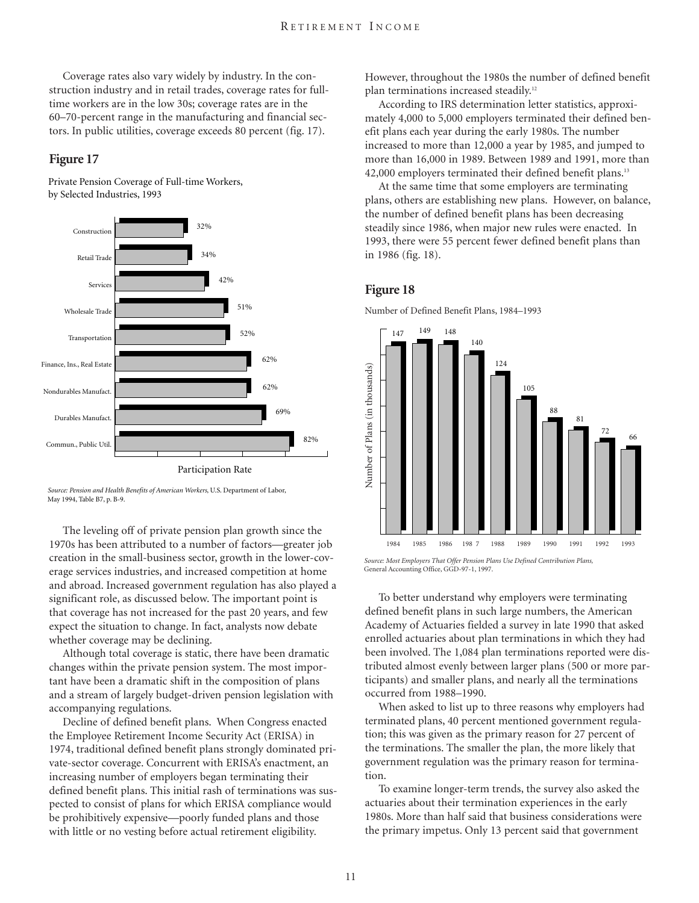Coverage rates also vary widely by industry. In the construction industry and in retail trades, coverage rates for full-time workers are in the low 30s; coverage rates are in the 60–70-percent range in the manufacturing and financial sectors. In public utilities, coverage exceeds 80 percent (fig. 17).

### Figure 17

Private Pension Coverage of Full-time Workers, by Selected Industries, 1993

| Industry | Participation Rate |
|---|---|
| Construction | 32% |
| Retail Trade | 34% |
| Services | 42% |
| Wholesale Trade | 51% |
| Transportation | 52% |
| Finance, Ins., Real Estate | 62% |
| Nondurables Manufact. | 62% |
| Durables Manufact. | 69% |
| Commun., Public Util. | 82% |

*Source: Pension and Health Benefits of American Workers*, U.S. Department of Labor, May 1994, Table B7, p. B-9.

The leveling off of private pension plan growth since the 1970s has been attributed to a number of factors—greater job creation in the small-business sector, growth in the lower-coverage services industries, and increased competition at home and abroad. Increased government regulation has also played a significant role, as discussed below. The important point is that coverage has not increased for the past 20 years, and few expect the situation to change. In fact, analysts now debate whether coverage may be declining.

Although total coverage is static, there have been dramatic changes within the private pension system. The most important have been a dramatic shift in the composition of plans and a stream of largely budget-driven pension legislation with accompanying regulations.

Decline of defined benefit plans. When Congress enacted the Employee Retirement Income Security Act (ERISA) in 1974, traditional defined benefit plans strongly dominated private-sector coverage. Concurrent with ERISA's enactment, an increasing number of employers began terminating their defined benefit plans. This initial rash of terminations was suspected to consist of plans for which ERISA compliance would be prohibitively expensive—poorly funded plans and those with little or no vesting before actual retirement eligibility. However, throughout the 1980s the number of defined benefit plan terminations increased steadily.[12]

According to IRS determination letter statistics, approximately 4,000 to 5,000 employers terminated their defined benefit plans each year during the early 1980s. The number increased to more than 12,000 a year by 1985, and jumped to more than 16,000 in 1989. Between 1989 and 1991, more than 42,000 employers terminated their defined benefit plans.[13]

At the same time that some employers are terminating plans, others are establishing new plans. However, on balance, the number of defined benefit plans has been decreasing steadily since 1986, when major new rules were enacted. In 1993, there were 55 percent fewer defined benefit plans than in 1986 (fig. 18).

### Figure 18

Number of Defined Benefit Plans, 1984–1993

| Year | Number of Plans (in thousands) |
|---|---|
| 1984 | 147 |
| 1985 | 149 |
| 1986 | 148 |
| 1987 | 140 |
| 1988 | 124 |
| 1989 | 105 |
| 1990 | 88 |
| 1991 | 81 |
| 1992 | 72 |
| 1993 | 66 |

*Source: Most Employers That Offer Pension Plans Use Defined Contribution Plans,* General Accounting Office, GGD-97-1, 1997.

To better understand why employers were terminating defined benefit plans in such large numbers, the American Academy of Actuaries fielded a survey in late 1990 that asked enrolled actuaries about plan terminations in which they had been involved. The 1,084 plan terminations reported were distributed almost evenly between larger plans (500 or more participants) and smaller plans, and nearly all the terminations occurred from 1988–1990.

When asked to list up to three reasons why employers had terminated plans, 40 percent mentioned government regulation; this was given as the primary reason for 27 percent of the terminations. The smaller the plan, the more likely that government regulation was the primary reason for termination.

To examine longer-term trends, the survey also asked the actuaries about their termination experiences in the early 1980s. More than half said that business considerations were the primary impetus. Only 13 percent said that government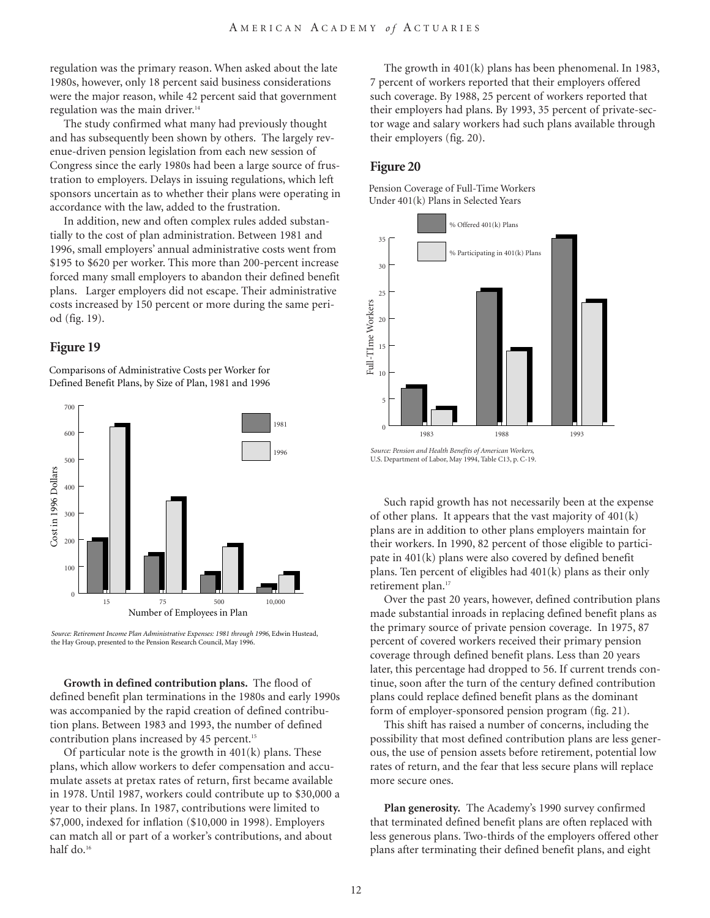regulation was the primary reason. When asked about the late 1980s, however, only 18 percent said business considerations were the major reason, while 42 percent said that government regulation was the main driver.[14]

The study confirmed what many had previously thought and has subsequently been shown by others. The largely revenue-driven pension legislation from each new session of Congress since the early 1980s had been a large source of frustration to employers. Delays in issuing regulations, which left sponsors uncertain as to whether their plans were operating in accordance with the law, added to the frustration.

In addition, new and often complex rules added substantially to the cost of plan administration. Between 1981 and 1996, small employers' annual administrative costs went from $195 to $620 per worker. This more than 200-percent increase forced many small employers to abandon their defined benefit plans. Larger employers did not escape. Their administrative costs increased by 150 percent or more during the same period (fig. 19).

### Figure 19

Comparisons of Administrative Costs per Worker for Defined Benefit Plans, by Size of Plan, 1981 and 1996

*Source: Retirement Income Plan Administrative Expenses: 1981 through 1996*, Edwin Hustead, the Hay Group, presented to the Pension Research Council, May 1996.

**Growth in defined contribution plans.** The flood of defined benefit plan terminations in the 1980s and early 1990s was accompanied by the rapid creation of defined contribution plans. Between 1983 and 1993, the number of defined contribution plans increased by 45 percent.[15]

Of particular note is the growth in 401(k) plans. These plans, which allow workers to defer compensation and accumulate assets at pretax rates of return, first became available in 1978. Until 1987, workers could contribute up to $30,000 a year to their plans. In 1987, contributions were limited to $7,000, indexed for inflation ($10,000 in 1998). Employers can match all or part of a worker's contributions, and about half do.[16]

The growth in 401(k) plans has been phenomenal. In 1983, 7 percent of workers reported that their employers offered such coverage. By 1988, 25 percent of workers reported that their employers had plans. By 1993, 35 percent of private-sector wage and salary workers had such plans available through their employers (fig. 20).

### Figure 20

Pension Coverage of Full-Time Workers Under 401(k) Plans in Selected Years

*Source: Pension and Health Benefits of American Workers,* U.S. Department of Labor, May 1994, Table C13, p. C-19.

Such rapid growth has not necessarily been at the expense of other plans. It appears that the vast majority of 401(k) plans are in addition to other plans employers maintain for their workers. In 1990, 82 percent of those eligible to participate in 401(k) plans were also covered by defined benefit plans. Ten percent of eligibles had 401(k) plans as their only retirement plan.[17]

Over the past 20 years, however, defined contribution plans made substantial inroads in replacing defined benefit plans as the primary source of private pension coverage. In 1975, 87 percent of covered workers received their primary pension coverage through defined benefit plans. Less than 20 years later, this percentage had dropped to 56. If current trends continue, soon after the turn of the century defined contribution plans could replace defined benefit plans as the dominant form of employer-sponsored pension program (fig. 21).

This shift has raised a number of concerns, including the possibility that most defined contribution plans are less generous, the use of pension assets before retirement, potential low rates of return, and the fear that less secure plans will replace more secure ones.

**Plan generosity.** The Academy's 1990 survey confirmed that terminated defined benefit plans are often replaced with less generous plans. Two-thirds of the employers offered other plans after terminating their defined benefit plans, and eight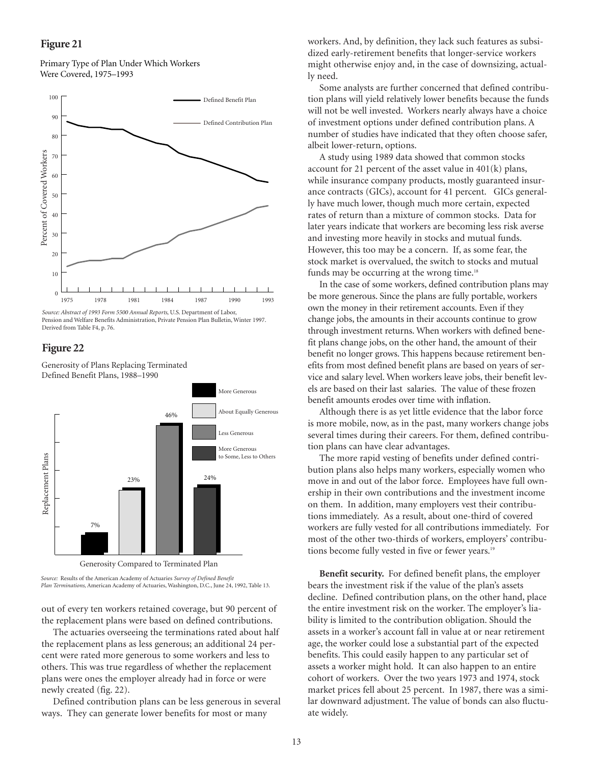## Figure 21

Primary Type of Plan Under Which Workers Were Covered, 1975–1993

*Source: Abstract of 1993 Form 5500 Annual Reports*, U.S. Department of Labor, Pension and Welfare Benefits Administration, Private Pension Plan Bulletin, Winter 1997. Derived from Table F4, p. 76.

## Figure 22

Generosity of Plans Replacing Terminated Defined Benefit Plans, 1988–1990

*Source:* Results of the American Academy of Actuaries *Survey of Defined Benefit Plan Terminations*, American Academy of Actuaries, Washington, D.C., June 24, 1992, Table 13.

out of every ten workers retained coverage, but 90 percent of the replacement plans were based on defined contributions.

The actuaries overseeing the terminations rated about half the replacement plans as less generous; an additional 24 percent were rated more generous to some workers and less to others. This was true regardless of whether the replacement plans were ones the employer already had in force or were newly created (fig. 22).

Defined contribution plans can be less generous in several ways. They can generate lower benefits for most or many workers. And, by definition, they lack such features as subsidized early-retirement benefits that longer-service workers might otherwise enjoy and, in the case of downsizing, actually need.

Some analysts are further concerned that defined contribution plans will yield relatively lower benefits because the funds will not be well invested. Workers nearly always have a choice of investment options under defined contribution plans. A number of studies have indicated that they often choose safer, albeit lower-return, options.

A study using 1989 data showed that common stocks account for 21 percent of the asset value in 401(k) plans, while insurance company products, mostly guaranteed insurance contracts (GICs), account for 41 percent. GICs generally have much lower, though much more certain, expected rates of return than a mixture of common stocks. Data for later years indicate that workers are becoming less risk averse and investing more heavily in stocks and mutual funds. However, this too may be a concern. If, as some fear, the stock market is overvalued, the switch to stocks and mutual funds may be occurring at the wrong time.[18]

In the case of some workers, defined contribution plans may be more generous. Since the plans are fully portable, workers own the money in their retirement accounts. Even if they change jobs, the amounts in their accounts continue to grow through investment returns. When workers with defined benefit plans change jobs, on the other hand, the amount of their benefit no longer grows. This happens because retirement benefits from most defined benefit plans are based on years of service and salary level. When workers leave jobs, their benefit levels are based on their last salaries. The value of these frozen benefit amounts erodes over time with inflation.

Although there is as yet little evidence that the labor force is more mobile, now, as in the past, many workers change jobs several times during their careers. For them, defined contribution plans can have clear advantages.

The more rapid vesting of benefits under defined contribution plans also helps many workers, especially women who move in and out of the labor force. Employees have full ownership in their own contributions and the investment income on them. In addition, many employers vest their contributions immediately. As a result, about one-third of covered workers are fully vested for all contributions immediately. For most of the other two-thirds of workers, employers' contributions become fully vested in five or fewer years.[19]

**Benefit security.** For defined benefit plans, the employer bears the investment risk if the value of the plan's assets decline. Defined contribution plans, on the other hand, place the entire investment risk on the worker. The employer's liability is limited to the contribution obligation. Should the assets in a worker's account fall in value at or near retirement age, the worker could lose a substantial part of the expected benefits. This could easily happen to any particular set of assets a worker might hold. It can also happen to an entire cohort of workers. Over the two years 1973 and 1974, stock market prices fell about 25 percent. In 1987, there was a similar downward adjustment. The value of bonds can also fluctuate widely.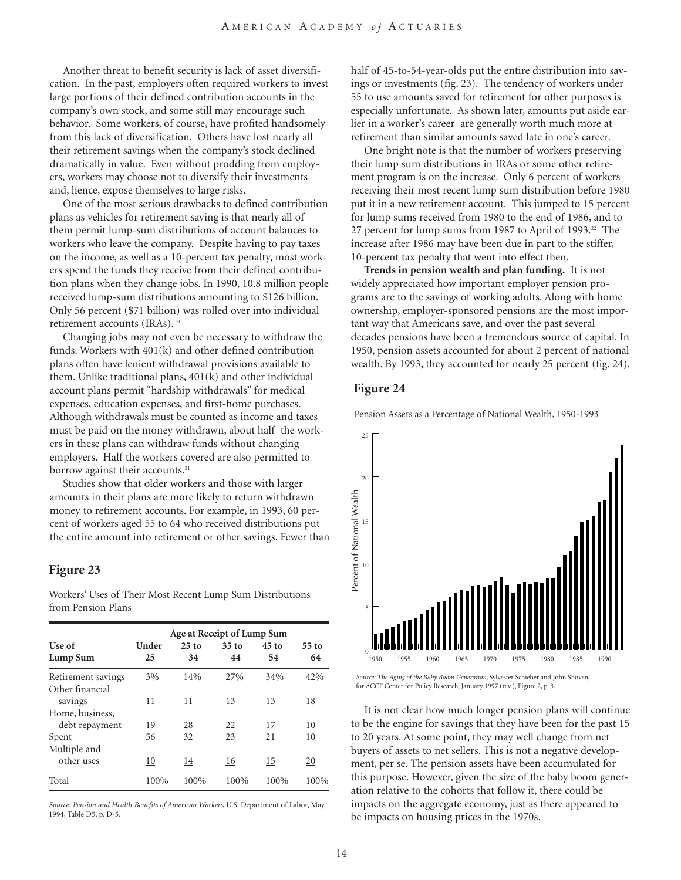Another threat to benefit security is lack of asset diversification. In the past, employers often required workers to invest large portions of their defined contribution accounts in the company's own stock, and some still may encourage such behavior. Some workers, of course, have profited handsomely from this lack of diversification. Others have lost nearly all their retirement savings when the company's stock declined dramatically in value. Even without prodding from employers, workers may choose not to diversify their investments and, hence, expose themselves to large risks.

One of the most serious drawbacks to defined contribution plans as vehicles for retirement saving is that nearly all of them permit lump-sum distributions of account balances to workers who leave the company. Despite having to pay taxes on the income, as well as a 10-percent tax penalty, most workers spend the funds they receive from their defined contribution plans when they change jobs. In 1990, 10.8 million people received lump-sum distributions amounting to $126 billion. Only 56 percent ($71 billion) was rolled over into individual retirement accounts (IRAs). [20]

Changing jobs may not even be necessary to withdraw the funds. Workers with 401(k) and other defined contribution plans often have lenient withdrawal provisions available to them. Unlike traditional plans, 401(k) and other individual account plans permit "hardship withdrawals" for medical expenses, education expenses, and first-home purchases. Although withdrawals must be counted as income and taxes must be paid on the money withdrawn, about half the workers in these plans can withdraw funds without changing employers. Half the workers covered are also permitted to borrow against their accounts.[21]

Studies show that older workers and those with larger amounts in their plans are more likely to return withdrawn money to retirement accounts. For example, in 1993, 60 percent of workers aged 55 to 64 who received distributions put the entire amount into retirement or other savings. Fewer than half of 45-to-54-year-olds put the entire distribution into savings or investments (fig. 23). The tendency of workers under 55 to use amounts saved for retirement for other purposes is especially unfortunate. As shown later, amounts put aside earlier in a worker's career are generally worth much more at retirement than similar amounts saved late in one's career.

One bright note is that the number of workers preserving their lump sum distributions in IRAs or some other retirement program is on the increase. Only 6 percent of workers receiving their most recent lump sum distribution before 1980 put it in a new retirement account. This jumped to 15 percent for lump sums received from 1980 to the end of 1986, and to 27 percent for lump sums from 1987 to April of 1993.[22] The increase after 1986 may have been due in part to the stiffer, 10-percent tax penalty that went into effect then.

## Figure 23

Workers' Uses of Their Most Recent Lump Sum Distributions from Pension Plans

| Use of Lump Sum | Age at Receipt of Lump Sum | | | | |
|---|---|---|---|---|---|
| | Under 25 | 25 to 34 | 35 to 44 | 45 to 54 | 55 to 64 |
| Retirement savings | 3% | 14% | 27% | 34% | 42% |
| Other financial savings | 11 | 11 | 13 | 13 | 18 |
| Home, business, debt repayment | 19 | 28 | 22 | 17 | 10 |
| Spent | 56 | 32 | 23 | 21 | 10 |
| Multiple and other uses | 10 | 14 | 16 | 15 | 20 |
| Total | 100% | 100% | 100% | 100% | 100% |

*Source: Pension and Health Benefits of American Workers*, U.S. Department of Labor, May 1994, Table D5, p. D-5.

**Trends in pension wealth and plan funding.** It is not widely appreciated how important employer pension programs are to the savings of working adults. Along with home ownership, employer-sponsored pensions are the most important way that Americans save, and over the past several decades pensions have been a tremendous source of capital. In 1950, pension assets accounted for about 2 percent of national wealth. By 1993, they accounted for nearly 25 percent (fig. 24).

## Figure 24

Pension Assets as a Percentage of National Wealth, 1950-1993

*Source: The Aging of the Baby Boom Generation*, Sylvester Schieber and John Shoven, for ACCF Center for Policy Research, January 1997 (rev.), Figure 2, p. 3.

It is not clear how much longer pension plans will continue to be the engine for savings that they have been for the past 15 to 20 years. At some point, they may well change from net buyers of assets to net sellers. This is not a negative development, per se. The pension assets have been accumulated for this purpose. However, given the size of the baby boom generation relative to the cohorts that follow it, there could be impacts on the aggregate economy, just as there appeared to be impacts on housing prices in the 1970s.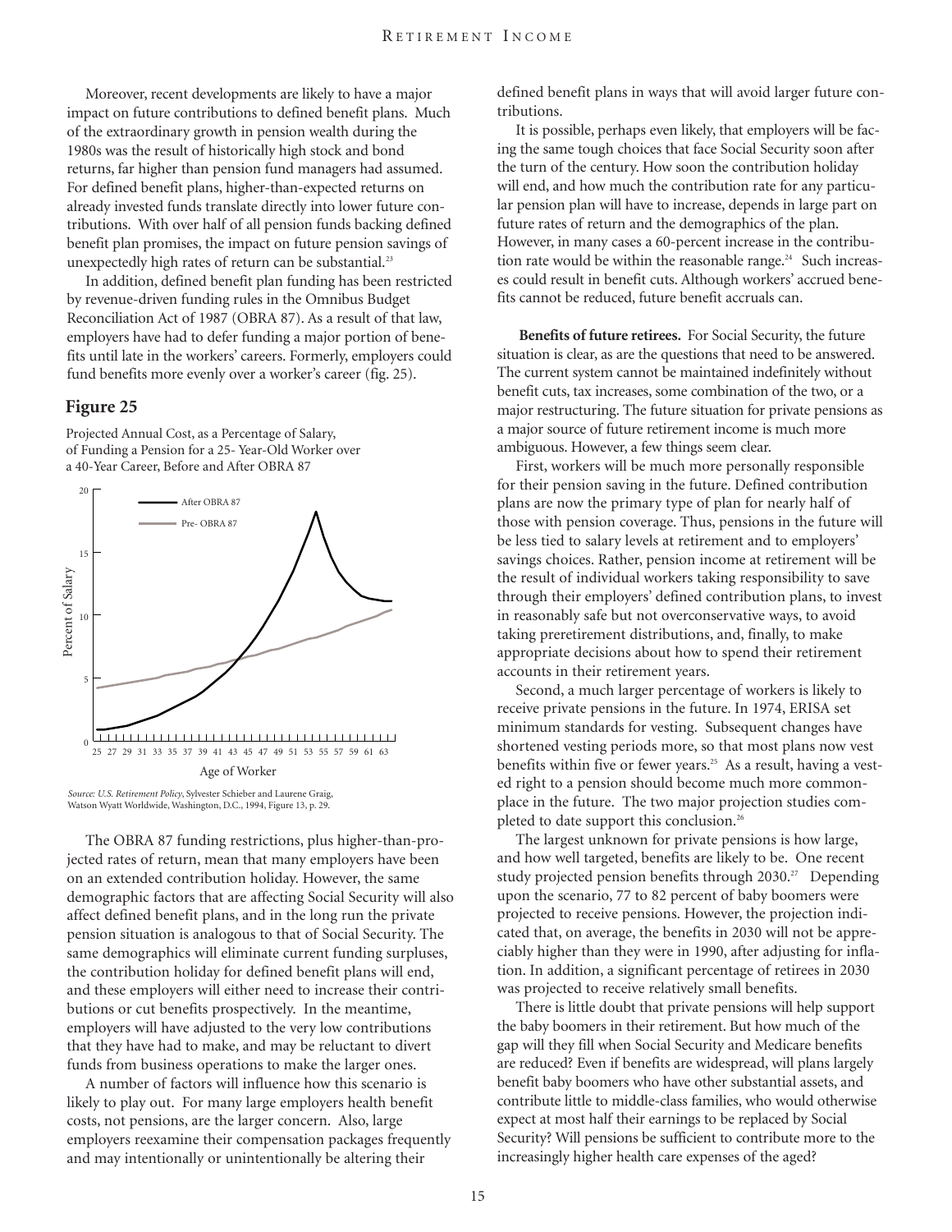Moreover, recent developments are likely to have a major impact on future contributions to defined benefit plans. Much of the extraordinary growth in pension wealth during the 1980s was the result of historically high stock and bond returns, far higher than pension fund managers had assumed. For defined benefit plans, higher-than-expected returns on already invested funds translate directly into lower future contributions. With over half of all pension funds backing defined benefit plan promises, the impact on future pension savings of unexpectedly high rates of return can be substantial.[23]

In addition, defined benefit plan funding has been restricted by revenue-driven funding rules in the Omnibus Budget Reconciliation Act of 1987 (OBRA 87). As a result of that law, employers have had to defer funding a major portion of benefits until late in the workers' careers. Formerly, employers could fund benefits more evenly over a worker's career (fig. 25).

## Figure 25

Projected Annual Cost, as a Percentage of Salary, of Funding a Pension for a 25- Year-Old Worker over a 40-Year Career, Before and After OBRA 87

*Source: U.S. Retirement Policy*, Sylvester Schieber and Laurene Graig, Watson Wyatt Worldwide, Washington, D.C., 1994, Figure 13, p. 29.

The OBRA 87 funding restrictions, plus higher-than-projected rates of return, mean that many employers have been on an extended contribution holiday. However, the same demographic factors that are affecting Social Security will also affect defined benefit plans, and in the long run the private pension situation is analogous to that of Social Security. The same demographics will eliminate current funding surpluses, the contribution holiday for defined benefit plans will end, and these employers will either need to increase their contributions or cut benefits prospectively. In the meantime, employers will have adjusted to the very low contributions that they have had to make, and may be reluctant to divert funds from business operations to make the larger ones.

A number of factors will influence how this scenario is likely to play out. For many large employers health benefit costs, not pensions, are the larger concern. Also, large employers reexamine their compensation packages frequently and may intentionally or unintentionally be altering their defined benefit plans in ways that will avoid larger future contributions.

It is possible, perhaps even likely, that employers will be facing the same tough choices that face Social Security soon after the turn of the century. How soon the contribution holiday will end, and how much the contribution rate for any particular pension plan will have to increase, depends in large part on future rates of return and the demographics of the plan. However, in many cases a 60-percent increase in the contribution rate would be within the reasonable range.[24] Such increases could result in benefit cuts. Although workers' accrued benefits cannot be reduced, future benefit accruals can.

**Benefits of future retirees.** For Social Security, the future situation is clear, as are the questions that need to be answered. The current system cannot be maintained indefinitely without benefit cuts, tax increases, some combination of the two, or a major restructuring. The future situation for private pensions as a major source of future retirement income is much more ambiguous. However, a few things seem clear.

First, workers will be much more personally responsible for their pension saving in the future. Defined contribution plans are now the primary type of plan for nearly half of those with pension coverage. Thus, pensions in the future will be less tied to salary levels at retirement and to employers' savings choices. Rather, pension income at retirement will be the result of individual workers taking responsibility to save through their employers' defined contribution plans, to invest in reasonably safe but not overconservative ways, to avoid taking preretirement distributions, and, finally, to make appropriate decisions about how to spend their retirement accounts in their retirement years.

Second, a much larger percentage of workers is likely to receive private pensions in the future. In 1974, ERISA set minimum standards for vesting. Subsequent changes have shortened vesting periods more, so that most plans now vest benefits within five or fewer years.[25] As a result, having a vested right to a pension should become much more commonplace in the future. The two major projection studies completed to date support this conclusion.[26]

The largest unknown for private pensions is how large, and how well targeted, benefits are likely to be. One recent study projected pension benefits through 2030.[27] Depending upon the scenario, 77 to 82 percent of baby boomers were projected to receive pensions. However, the projection indicated that, on average, the benefits in 2030 will not be appreciably higher than they were in 1990, after adjusting for inflation. In addition, a significant percentage of retirees in 2030 was projected to receive relatively small benefits.

There is little doubt that private pensions will help support the baby boomers in their retirement. But how much of the gap will they fill when Social Security and Medicare benefits are reduced? Even if benefits are widespread, will plans largely benefit baby boomers who have other substantial assets, and contribute little to middle-class families, who would otherwise expect at most half their earnings to be replaced by Social Security? Will pensions be sufficient to contribute more to the increasingly higher health care expenses of the aged?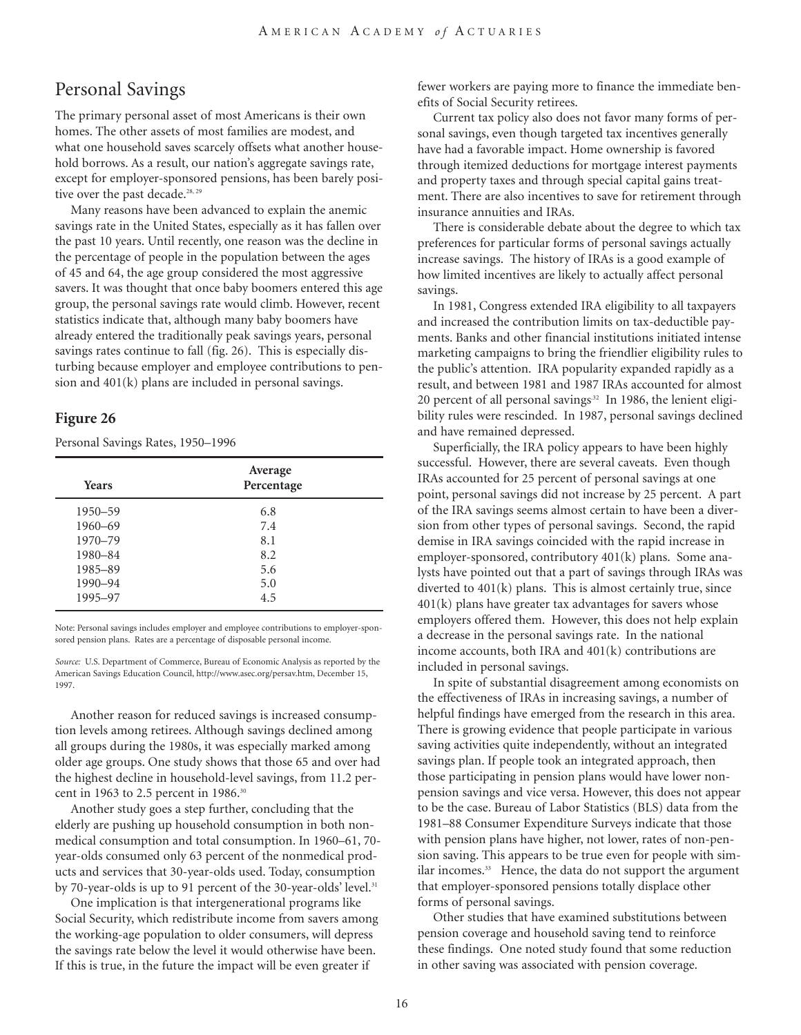## Personal Savings

The primary personal asset of most Americans is their own homes. The other assets of most families are modest, and what one household saves scarcely offsets what another household borrows. As a result, our nation's aggregate savings rate, except for employer-sponsored pensions, has been barely positive over the past decade.[28, 29]

Many reasons have been advanced to explain the anemic savings rate in the United States, especially as it has fallen over the past 10 years. Until recently, one reason was the decline in the percentage of people in the population between the ages of 45 and 64, the age group considered the most aggressive savers. It was thought that once baby boomers entered this age group, the personal savings rate would climb. However, recent statistics indicate that, although many baby boomers have already entered the traditionally peak savings years, personal savings rates continue to fall (fig. 26). This is especially disturbing because employer and employee contributions to pension and 401(k) plans are included in personal savings.

### Figure 26

Personal Savings Rates, 1950–1996

| Years | Average Percentage |
|---|---|
| 1950–59 | 6.8 |
| 1960–69 | 7.4 |
| 1970–79 | 8.1 |
| 1980–84 | 8.2 |
| 1985–89 | 5.6 |
| 1990–94 | 5.0 |
| 1995–97 | 4.5 |

Note: Personal savings includes employer and employee contributions to employer-sponsored pension plans. Rates are a percentage of disposable personal income.

*Source:* U.S. Department of Commerce, Bureau of Economic Analysis as reported by the American Savings Education Council, http://www.asec.org/persav.htm, December 15, 1997.

Another reason for reduced savings is increased consumption levels among retirees. Although savings declined among all groups during the 1980s, it was especially marked among older age groups. One study shows that those 65 and over had the highest decline in household-level savings, from 11.2 percent in 1963 to 2.5 percent in 1986.[30]

Another study goes a step further, concluding that the elderly are pushing up household consumption in both nonmedical consumption and total consumption. In 1960–61, 70-year-olds consumed only 63 percent of the nonmedical products and services that 30-year-olds used. Today, consumption by 70-year-olds is up to 91 percent of the 30-year-olds' level.[31]

One implication is that intergenerational programs like Social Security, which redistribute income from savers among the working-age population to older consumers, will depress the savings rate below the level it would otherwise have been. If this is true, in the future the impact will be even greater if fewer workers are paying more to finance the immediate benefits of Social Security retirees.

Current tax policy also does not favor many forms of personal savings, even though targeted tax incentives generally have had a favorable impact. Home ownership is favored through itemized deductions for mortgage interest payments and property taxes and through special capital gains treatment. There are also incentives to save for retirement through insurance annuities and IRAs.

There is considerable debate about the degree to which tax preferences for particular forms of personal savings actually increase savings. The history of IRAs is a good example of how limited incentives are likely to actually affect personal savings.

In 1981, Congress extended IRA eligibility to all taxpayers and increased the contribution limits on tax-deductible payments. Banks and other financial institutions initiated intense marketing campaigns to bring the friendlier eligibility rules to the public's attention. IRA popularity expanded rapidly as a result, and between 1981 and 1987 IRAs accounted for almost 20 percent of all personal savings[32] In 1986, the lenient eligibility rules were rescinded. In 1987, personal savings declined and have remained depressed.

Superficially, the IRA policy appears to have been highly successful. However, there are several caveats. Even though IRAs accounted for 25 percent of personal savings at one point, personal savings did not increase by 25 percent. A part of the IRA savings seems almost certain to have been a diversion from other types of personal savings. Second, the rapid demise in IRA savings coincided with the rapid increase in employer-sponsored, contributory 401(k) plans. Some analysts have pointed out that a part of savings through IRAs was diverted to 401(k) plans. This is almost certainly true, since 401(k) plans have greater tax advantages for savers whose employers offered them. However, this does not help explain a decrease in the personal savings rate. In the national income accounts, both IRA and 401(k) contributions are included in personal savings.

In spite of substantial disagreement among economists on the effectiveness of IRAs in increasing savings, a number of helpful findings have emerged from the research in this area. There is growing evidence that people participate in various saving activities quite independently, without an integrated savings plan. If people took an integrated approach, then those participating in pension plans would have lower non-pension savings and vice versa. However, this does not appear to be the case. Bureau of Labor Statistics (BLS) data from the 1981–88 Consumer Expenditure Surveys indicate that those with pension plans have higher, not lower, rates of non-pension saving. This appears to be true even for people with similar incomes.[33] Hence, the data do not support the argument that employer-sponsored pensions totally displace other forms of personal savings.

Other studies that have examined substitutions between pension coverage and household saving tend to reinforce these findings. One noted study found that some reduction in other saving was associated with pension coverage.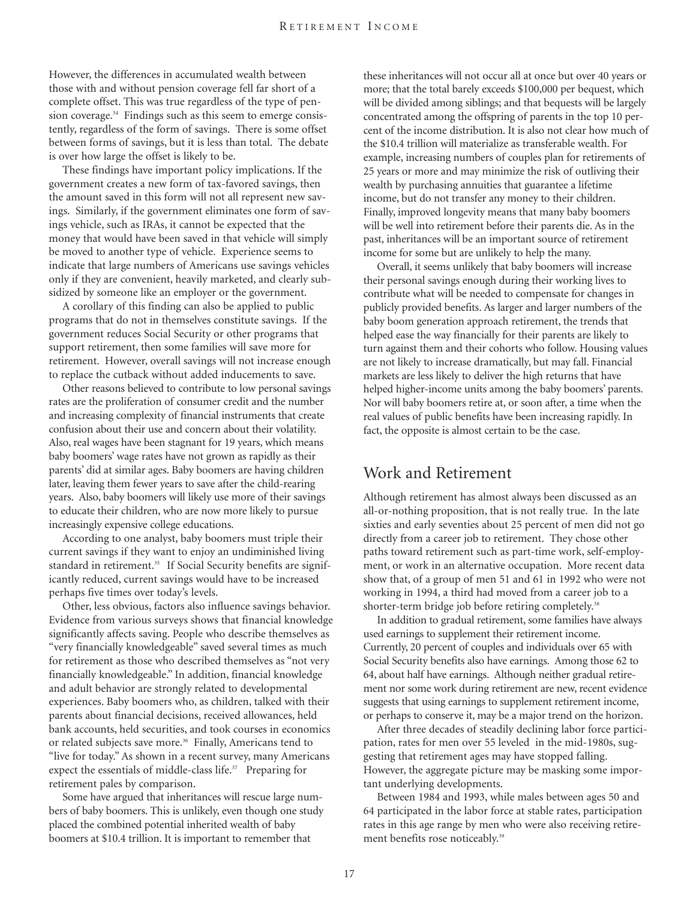However, the differences in accumulated wealth between those with and without pension coverage fell far short of a complete offset. This was true regardless of the type of pension coverage.[34] Findings such as this seem to emerge consistently, regardless of the form of savings. There is some offset between forms of savings, but it is less than total. The debate is over how large the offset is likely to be.

These findings have important policy implications. If the government creates a new form of tax-favored savings, then the amount saved in this form will not all represent new savings. Similarly, if the government eliminates one form of savings vehicle, such as IRAs, it cannot be expected that the money that would have been saved in that vehicle will simply be moved to another type of vehicle. Experience seems to indicate that large numbers of Americans use savings vehicles only if they are convenient, heavily marketed, and clearly subsidized by someone like an employer or the government.

A corollary of this finding can also be applied to public programs that do not in themselves constitute savings. If the government reduces Social Security or other programs that support retirement, then some families will save more for retirement. However, overall savings will not increase enough to replace the cutback without added inducements to save.

Other reasons believed to contribute to low personal savings rates are the proliferation of consumer credit and the number and increasing complexity of financial instruments that create confusion about their use and concern about their volatility. Also, real wages have been stagnant for 19 years, which means baby boomers' wage rates have not grown as rapidly as their parents' did at similar ages. Baby boomers are having children later, leaving them fewer years to save after the child-rearing years. Also, baby boomers will likely use more of their savings to educate their children, who are now more likely to pursue increasingly expensive college educations.

According to one analyst, baby boomers must triple their current savings if they want to enjoy an undiminished living standard in retirement.[35] If Social Security benefits are significantly reduced, current savings would have to be increased perhaps five times over today's levels.

Other, less obvious, factors also influence savings behavior. Evidence from various surveys shows that financial knowledge significantly affects saving. People who describe themselves as "very financially knowledgeable" saved several times as much for retirement as those who described themselves as "not very financially knowledgeable." In addition, financial knowledge and adult behavior are strongly related to developmental experiences. Baby boomers who, as children, talked with their parents about financial decisions, received allowances, held bank accounts, held securities, and took courses in economics or related subjects save more.[36] Finally, Americans tend to "live for today." As shown in a recent survey, many Americans expect the essentials of middle-class life.[37] Preparing for retirement pales by comparison.

Some have argued that inheritances will rescue large numbers of baby boomers. This is unlikely, even though one study placed the combined potential inherited wealth of baby boomers at $10.4 trillion. It is important to remember that these inheritances will not occur all at once but over 40 years or more; that the total barely exceeds $100,000 per bequest, which will be divided among siblings; and that bequests will be largely concentrated among the offspring of parents in the top 10 percent of the income distribution. It is also not clear how much of the $10.4 trillion will materialize as transferable wealth. For example, increasing numbers of couples plan for retirements of 25 years or more and may minimize the risk of outliving their wealth by purchasing annuities that guarantee a lifetime income, but do not transfer any money to their children. Finally, improved longevity means that many baby boomers will be well into retirement before their parents die. As in the past, inheritances will be an important source of retirement income for some but are unlikely to help the many.

Overall, it seems unlikely that baby boomers will increase their personal savings enough during their working lives to contribute what will be needed to compensate for changes in publicly provided benefits. As larger and larger numbers of the baby boom generation approach retirement, the trends that helped ease the way financially for their parents are likely to turn against them and their cohorts who follow. Housing values are not likely to increase dramatically, but may fall. Financial markets are less likely to deliver the high returns that have helped higher-income units among the baby boomers' parents. Nor will baby boomers retire at, or soon after, a time when the real values of public benefits have been increasing rapidly. In fact, the opposite is almost certain to be the case.

## Work and Retirement

Although retirement has almost always been discussed as an all-or-nothing proposition, that is not really true. In the late sixties and early seventies about 25 percent of men did not go directly from a career job to retirement. They chose other paths toward retirement such as part-time work, self-employment, or work in an alternative occupation. More recent data show that, of a group of men 51 and 61 in 1992 who were not working in 1994, a third had moved from a career job to a shorter-term bridge job before retiring completely.[38]

In addition to gradual retirement, some families have always used earnings to supplement their retirement income. Currently, 20 percent of couples and individuals over 65 with Social Security benefits also have earnings. Among those 62 to 64, about half have earnings. Although neither gradual retirement nor some work during retirement are new, recent evidence suggests that using earnings to supplement retirement income, or perhaps to conserve it, may be a major trend on the horizon.

After three decades of steadily declining labor force participation, rates for men over 55 leveled in the mid-1980s, suggesting that retirement ages may have stopped falling. However, the aggregate picture may be masking some important underlying developments.

Between 1984 and 1993, while males between ages 50 and 64 participated in the labor force at stable rates, participation rates in this age range by men who were also receiving retirement benefits rose noticeably.[39]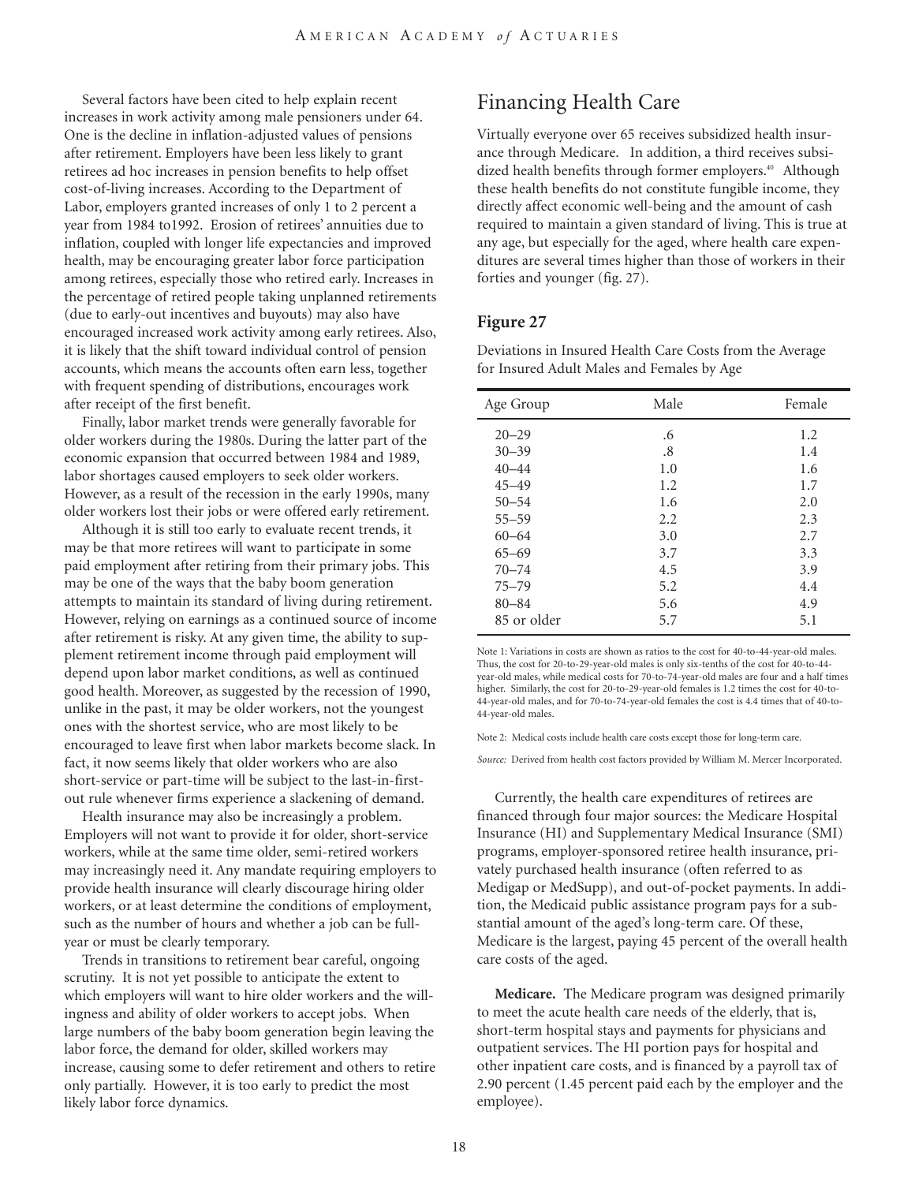Several factors have been cited to help explain recent increases in work activity among male pensioners under 64. One is the decline in inflation-adjusted values of pensions after retirement. Employers have been less likely to grant retirees ad hoc increases in pension benefits to help offset cost-of-living increases. According to the Department of Labor, employers granted increases of only 1 to 2 percent a year from 1984 to1992. Erosion of retirees' annuities due to inflation, coupled with longer life expectancies and improved health, may be encouraging greater labor force participation among retirees, especially those who retired early. Increases in the percentage of retired people taking unplanned retirements (due to early-out incentives and buyouts) may also have encouraged increased work activity among early retirees. Also, it is likely that the shift toward individual control of pension accounts, which means the accounts often earn less, together with frequent spending of distributions, encourages work after receipt of the first benefit.

Finally, labor market trends were generally favorable for older workers during the 1980s. During the latter part of the economic expansion that occurred between 1984 and 1989, labor shortages caused employers to seek older workers. However, as a result of the recession in the early 1990s, many older workers lost their jobs or were offered early retirement.

Although it is still too early to evaluate recent trends, it may be that more retirees will want to participate in some paid employment after retiring from their primary jobs. This may be one of the ways that the baby boom generation attempts to maintain its standard of living during retirement. However, relying on earnings as a continued source of income after retirement is risky. At any given time, the ability to supplement retirement income through paid employment will depend upon labor market conditions, as well as continued good health. Moreover, as suggested by the recession of 1990, unlike in the past, it may be older workers, not the youngest ones with the shortest service, who are most likely to be encouraged to leave first when labor markets become slack. In fact, it now seems likely that older workers who are also short-service or part-time will be subject to the last-in-first-out rule whenever firms experience a slackening of demand.

Health insurance may also be increasingly a problem. Employers will not want to provide it for older, short-service workers, while at the same time older, semi-retired workers may increasingly need it. Any mandate requiring employers to provide health insurance will clearly discourage hiring older workers, or at least determine the conditions of employment, such as the number of hours and whether a job can be full-year or must be clearly temporary.

Trends in transitions to retirement bear careful, ongoing scrutiny. It is not yet possible to anticipate the extent to which employers will want to hire older workers and the willingness and ability of older workers to accept jobs. When large numbers of the baby boom generation begin leaving the labor force, the demand for older, skilled workers may increase, causing some to defer retirement and others to retire only partially. However, it is too early to predict the most likely labor force dynamics.

## Financing Health Care

Virtually everyone over 65 receives subsidized health insurance through Medicare. In addition, a third receives subsidized health benefits through former employers.[40] Although these health benefits do not constitute fungible income, they directly affect economic well-being and the amount of cash required to maintain a given standard of living. This is true at any age, but especially for the aged, where health care expenditures are several times higher than those of workers in their forties and younger (fig. 27).

### Figure 27

Deviations in Insured Health Care Costs from the Average for Insured Adult Males and Females by Age

| Age Group | Male | Female |
|---|---|---|
| 20–29 | .6 | 1.2 |
| 30–39 | .8 | 1.4 |
| 40–44 | 1.0 | 1.6 |
| 45–49 | 1.2 | 1.7 |
| 50–54 | 1.6 | 2.0 |
| 55–59 | 2.2 | 2.3 |
| 60–64 | 3.0 | 2.7 |
| 65–69 | 3.7 | 3.3 |
| 70–74 | 4.5 | 3.9 |
| 75–79 | 5.2 | 4.4 |
| 80–84 | 5.6 | 4.9 |
| 85 or older | 5.7 | 5.1 |

Note 1: Variations in costs are shown as ratios to the cost for 40-to-44-year-old males. Thus, the cost for 20-to-29-year-old males is only six-tenths of the cost for 40-to-44-year-old males, while medical costs for 70-to-74-year-old males are four and a half times higher. Similarly, the cost for 20-to-29-year-old females is 1.2 times the cost for 40-to-44-year-old males, and for 70-to-74-year-old females the cost is 4.4 times that of 40-to-44-year-old males.

Note 2: Medical costs include health care costs except those for long-term care.

*Source:* Derived from health cost factors provided by William M. Mercer Incorporated.

Currently, the health care expenditures of retirees are financed through four major sources: the Medicare Hospital Insurance (HI) and Supplementary Medical Insurance (SMI) programs, employer-sponsored retiree health insurance, privately purchased health insurance (often referred to as Medigap or MedSupp), and out-of-pocket payments. In addition, the Medicaid public assistance program pays for a substantial amount of the aged's long-term care. Of these, Medicare is the largest, paying 45 percent of the overall health care costs of the aged.

**Medicare.** The Medicare program was designed primarily to meet the acute health care needs of the elderly, that is, short-term hospital stays and payments for physicians and outpatient services. The HI portion pays for hospital and other inpatient care costs, and is financed by a payroll tax of 2.90 percent (1.45 percent paid each by the employer and the employee).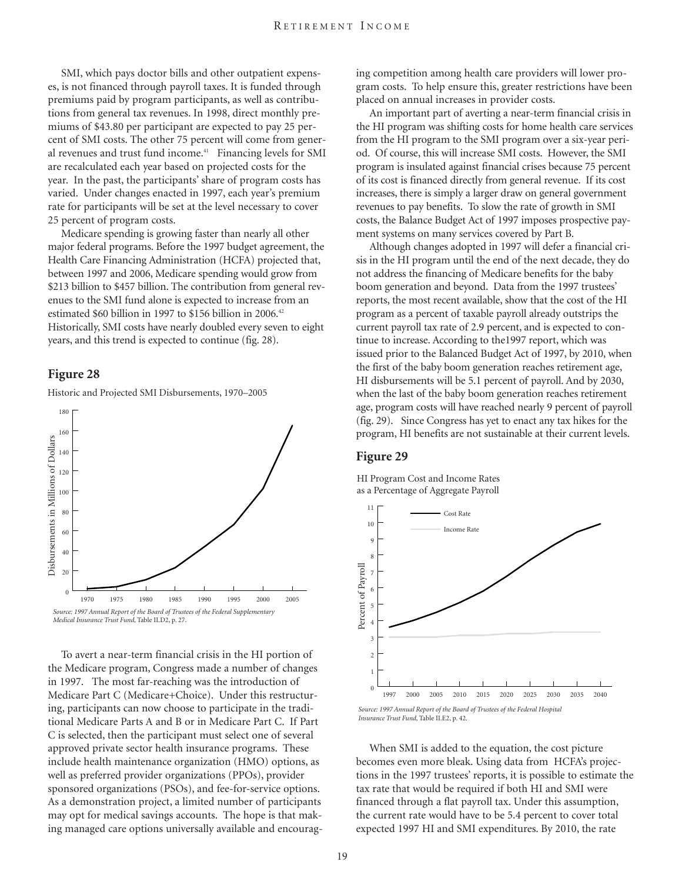SMI, which pays doctor bills and other outpatient expenses, is not financed through payroll taxes. It is funded through premiums paid by program participants, as well as contributions from general tax revenues. In 1998, direct monthly premiums of $43.80 per participant are expected to pay 25 percent of SMI costs. The other 75 percent will come from general revenues and trust fund income.[41] Financing levels for SMI are recalculated each year based on projected costs for the year. In the past, the participants' share of program costs has varied. Under changes enacted in 1997, each year's premium rate for participants will be set at the level necessary to cover 25 percent of program costs.

Medicare spending is growing faster than nearly all other major federal programs. Before the 1997 budget agreement, the Health Care Financing Administration (HCFA) projected that, between 1997 and 2006, Medicare spending would grow from $213 billion to $457 billion. The contribution from general revenues to the SMI fund alone is expected to increase from an estimated $60 billion in 1997 to $156 billion in 2006.[42] Historically, SMI costs have nearly doubled every seven to eight years, and this trend is expected to continue (fig. 28).

## Figure 28

Historic and Projected SMI Disbursements, 1970–2005

*Source: 1997 Annual Report of the Board of Trustees of the Federal Supplementary Medical Insurance Trust Fund,* Table II.D2, p. 27.

To avert a near-term financial crisis in the HI portion of the Medicare program, Congress made a number of changes in 1997. The most far-reaching was the introduction of Medicare Part C (Medicare+Choice). Under this restructuring, participants can now choose to participate in the traditional Medicare Parts A and B or in Medicare Part C. If Part C is selected, then the participant must select one of several approved private sector health insurance programs. These include health maintenance organization (HMO) options, as well as preferred provider organizations (PPOs), provider sponsored organizations (PSOs), and fee-for-service options. As a demonstration project, a limited number of participants may opt for medical savings accounts. The hope is that making managed care options universally available and encouraging competition among health care providers will lower program costs. To help ensure this, greater restrictions have been placed on annual increases in provider costs.

An important part of averting a near-term financial crisis in the HI program was shifting costs for home health care services from the HI program to the SMI program over a six-year period. Of course, this will increase SMI costs. However, the SMI program is insulated against financial crises because 75 percent of its cost is financed directly from general revenue. If its cost increases, there is simply a larger draw on general government revenues to pay benefits. To slow the rate of growth in SMI costs, the Balance Budget Act of 1997 imposes prospective payment systems on many services covered by Part B.

Although changes adopted in 1997 will defer a financial crisis in the HI program until the end of the next decade, they do not address the financing of Medicare benefits for the baby boom generation and beyond. Data from the 1997 trustees' reports, the most recent available, show that the cost of the HI program as a percent of taxable payroll already outstrips the current payroll tax rate of 2.9 percent, and is expected to continue to increase. According to the1997 report, which was issued prior to the Balanced Budget Act of 1997, by 2010, when the first of the baby boom generation reaches retirement age, HI disbursements will be 5.1 percent of payroll. And by 2030, when the last of the baby boom generation reaches retirement age, program costs will have reached nearly 9 percent of payroll (fig. 29). Since Congress has yet to enact any tax hikes for the program, HI benefits are not sustainable at their current levels.

## Figure 29

HI Program Cost and Income Rates as a Percentage of Aggregate Payroll

*Source: 1997 Annual Report of the Board of Trustees of the Federal Hospital Insurance Trust Fund,* Table II.E2, p. 42.

When SMI is added to the equation, the cost picture becomes even more bleak. Using data from HCFA's projections in the 1997 trustees' reports, it is possible to estimate the tax rate that would be required if both HI and SMI were financed through a flat payroll tax. Under this assumption, the current rate would have to be 5.4 percent to cover total expected 1997 HI and SMI expenditures. By 2010, the rate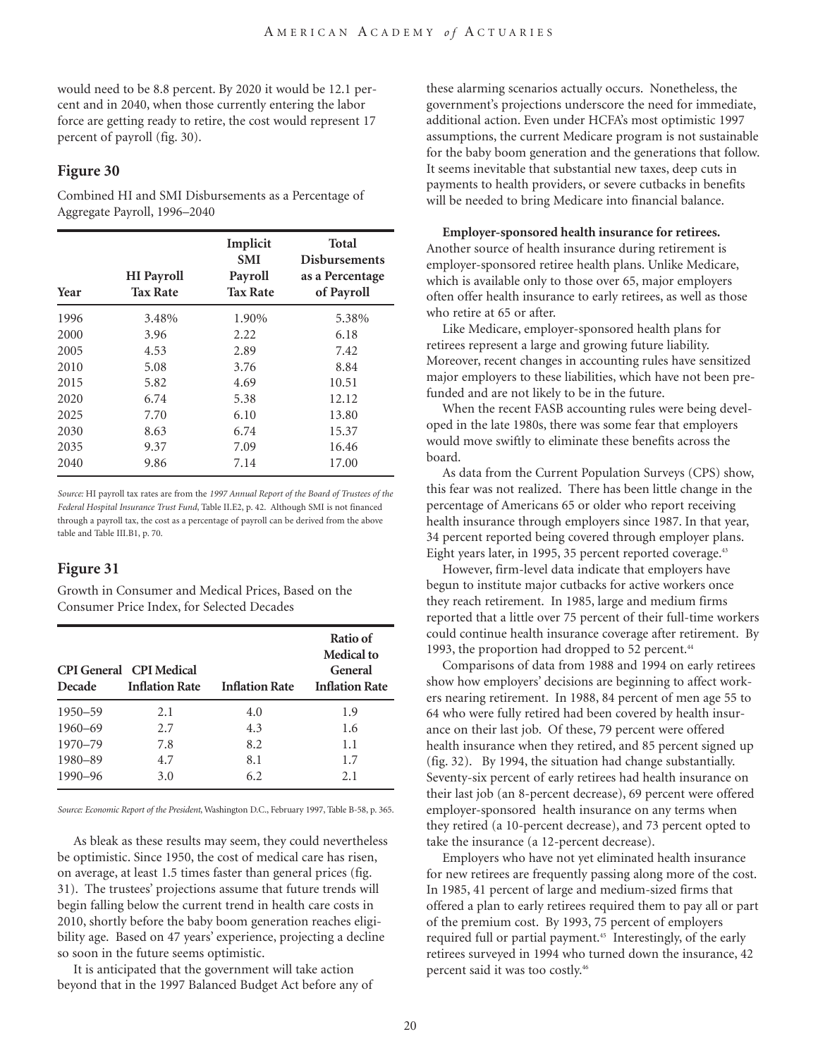would need to be 8.8 percent. By 2020 it would be 12.1 percent and in 2040, when those currently entering the labor force are getting ready to retire, the cost would represent 17 percent of payroll (fig. 30).

## Figure 30

Combined HI and SMI Disbursements as a Percentage of Aggregate Payroll, 1996–2040

| Year | HI Payroll Tax Rate | Implicit SMI Payroll Tax Rate | Total Disbursements as a Percentage of Payroll |
|---|---|---|---|
| 1996 | 3.48% | 1.90% | 5.38% |
| 2000 | 3.96 | 2.22 | 6.18 |
| 2005 | 4.53 | 2.89 | 7.42 |
| 2010 | 5.08 | 3.76 | 8.84 |
| 2015 | 5.82 | 4.69 | 10.51 |
| 2020 | 6.74 | 5.38 | 12.12 |
| 2025 | 7.70 | 6.10 | 13.80 |
| 2030 | 8.63 | 6.74 | 15.37 |
| 2035 | 9.37 | 7.09 | 16.46 |
| 2040 | 9.86 | 7.14 | 17.00 |

*Source:* HI payroll tax rates are from the *1997 Annual Report of the Board of Trustees of the Federal Hospital Insurance Trust Fund*, Table II.E2, p. 42. Although SMI is not financed through a payroll tax, the cost as a percentage of payroll can be derived from the above table and Table III.B1, p. 70.

## Figure 31

Growth in Consumer and Medical Prices, Based on the Consumer Price Index, for Selected Decades

| Decade | CPI General Inflation Rate | CPI Medical Inflation Rate | Ratio of Medical to General Inflation Rate |
|---|---|---|---|
| 1950–59 | 2.1 | 4.0 | 1.9 |
| 1960–69 | 2.7 | 4.3 | 1.6 |
| 1970–79 | 7.8 | 8.2 | 1.1 |
| 1980–89 | 4.7 | 8.1 | 1.7 |
| 1990–96 | 3.0 | 6.2 | 2.1 |

*Source: Economic Report of the President*, Washington D.C., February 1997, Table B-58, p. 365.

As bleak as these results may seem, they could nevertheless be optimistic. Since 1950, the cost of medical care has risen, on average, at least 1.5 times faster than general prices (fig. 31). The trustees' projections assume that future trends will begin falling below the current trend in health care costs in 2010, shortly before the baby boom generation reaches eligibility age. Based on 47 years' experience, projecting a decline so soon in the future seems optimistic.

It is anticipated that the government will take action beyond that in the 1997 Balanced Budget Act before any of these alarming scenarios actually occurs. Nonetheless, the government's projections underscore the need for immediate, additional action. Even under HCFA's most optimistic 1997 assumptions, the current Medicare program is not sustainable for the baby boom generation and the generations that follow. It seems inevitable that substantial new taxes, deep cuts in payments to health providers, or severe cutbacks in benefits will be needed to bring Medicare into financial balance.

**Employer-sponsored health insurance for retirees.** Another source of health insurance during retirement is employer-sponsored retiree health plans. Unlike Medicare, which is available only to those over 65, major employers often offer health insurance to early retirees, as well as those who retire at 65 or after.

Like Medicare, employer-sponsored health plans for retirees represent a large and growing future liability. Moreover, recent changes in accounting rules have sensitized major employers to these liabilities, which have not been prefunded and are not likely to be in the future.

When the recent FASB accounting rules were being developed in the late 1980s, there was some fear that employers would move swiftly to eliminate these benefits across the board.

As data from the Current Population Surveys (CPS) show, this fear was not realized. There has been little change in the percentage of Americans 65 or older who report receiving health insurance through employers since 1987. In that year, 34 percent reported being covered through employer plans. Eight years later, in 1995, 35 percent reported coverage.[43]

However, firm-level data indicate that employers have begun to institute major cutbacks for active workers once they reach retirement. In 1985, large and medium firms reported that a little over 75 percent of their full-time workers could continue health insurance coverage after retirement. By 1993, the proportion had dropped to 52 percent.[44]

Comparisons of data from 1988 and 1994 on early retirees show how employers' decisions are beginning to affect workers nearing retirement. In 1988, 84 percent of men age 55 to 64 who were fully retired had been covered by health insurance on their last job. Of these, 79 percent were offered health insurance when they retired, and 85 percent signed up (fig. 32). By 1994, the situation had change substantially. Seventy-six percent of early retirees had health insurance on their last job (an 8-percent decrease), 69 percent were offered employer-sponsored health insurance on any terms when they retired (a 10-percent decrease), and 73 percent opted to take the insurance (a 12-percent decrease).

Employers who have not yet eliminated health insurance for new retirees are frequently passing along more of the cost. In 1985, 41 percent of large and medium-sized firms that offered a plan to early retirees required them to pay all or part of the premium cost. By 1993, 75 percent of employers required full or partial payment.[45] Interestingly, of the early retirees surveyed in 1994 who turned down the insurance, 42 percent said it was too costly.[46]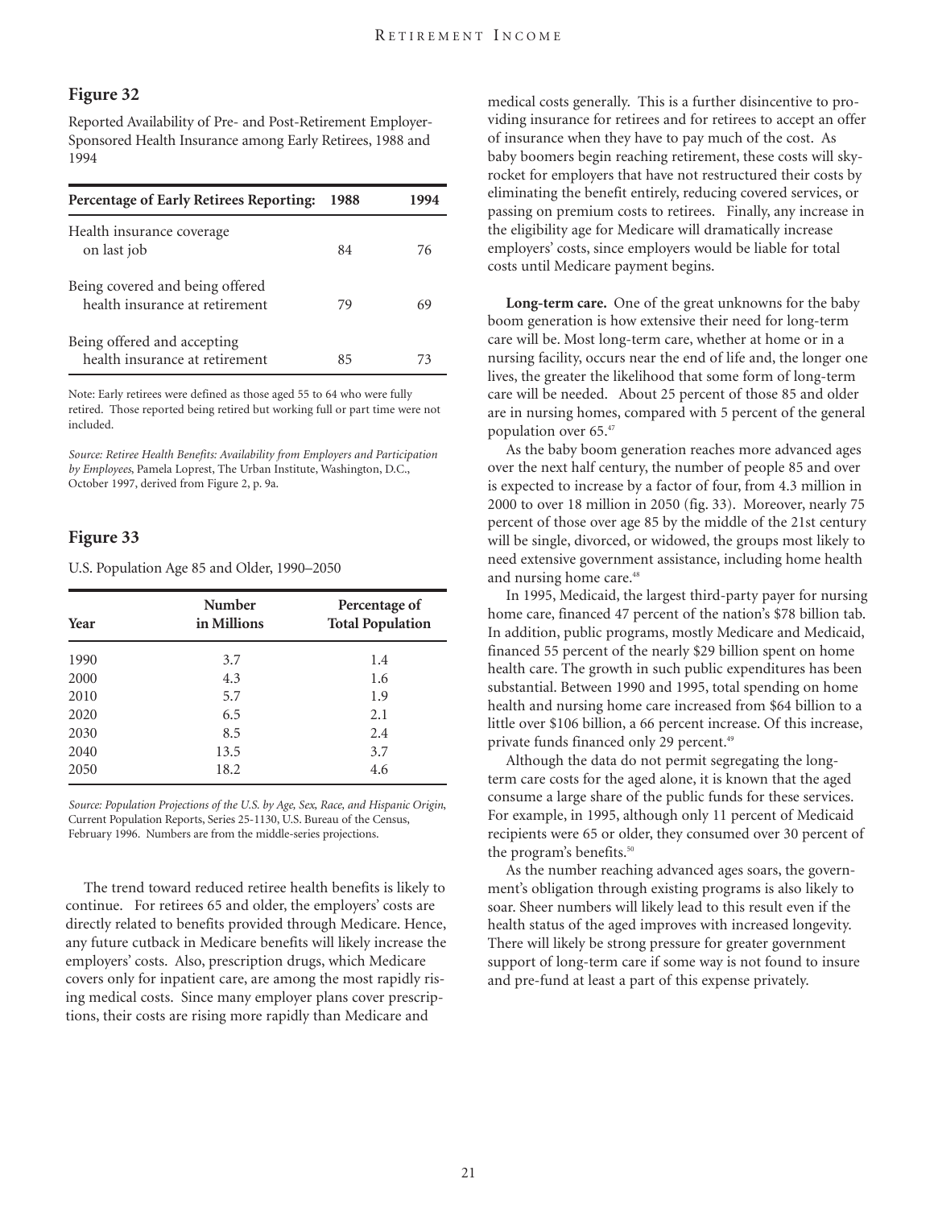## Figure 32

Reported Availability of Pre- and Post-Retirement Employer-Sponsored Health Insurance among Early Retirees, 1988 and 1994

| Percentage of Early Retirees Reporting: | 1988 | 1994 |
|---|---|---|
| Health insurance coverage on last job | 84 | 76 |
| Being covered and being offered health insurance at retirement | 79 | 69 |
| Being offered and accepting health insurance at retirement | 85 | 73 |

Note: Early retirees were defined as those aged 55 to 64 who were fully retired. Those reported being retired but working full or part time were not included.

*Source: Retiree Health Benefits: Availability from Employers and Participation by Employees*, Pamela Loprest, The Urban Institute, Washington, D.C., October 1997, derived from Figure 2, p. 9a.

## Figure 33

U.S. Population Age 85 and Older, 1990–2050

| Year | Number in Millions | Percentage of Total Population |
|---|---|---|
| 1990 | 3.7 | 1.4 |
| 2000 | 4.3 | 1.6 |
| 2010 | 5.7 | 1.9 |
| 2020 | 6.5 | 2.1 |
| 2030 | 8.5 | 2.4 |
| 2040 | 13.5 | 3.7 |
| 2050 | 18.2 | 4.6 |

*Source: Population Projections of the U.S. by Age, Sex, Race, and Hispanic Origin*, Current Population Reports, Series 25-1130, U.S. Bureau of the Census, February 1996. Numbers are from the middle-series projections.

The trend toward reduced retiree health benefits is likely to continue. For retirees 65 and older, the employers' costs are directly related to benefits provided through Medicare. Hence, any future cutback in Medicare benefits will likely increase the employers' costs. Also, prescription drugs, which Medicare covers only for inpatient care, are among the most rapidly rising medical costs. Since many employer plans cover prescriptions, their costs are rising more rapidly than Medicare and medical costs generally. This is a further disincentive to providing insurance for retirees and for retirees to accept an offer of insurance when they have to pay much of the cost. As baby boomers begin reaching retirement, these costs will skyrocket for employers that have not restructured their costs by eliminating the benefit entirely, reducing covered services, or passing on premium costs to retirees. Finally, any increase in the eligibility age for Medicare will dramatically increase employers' costs, since employers would be liable for total costs until Medicare payment begins.

**Long-term care.** One of the great unknowns for the baby boom generation is how extensive their need for long-term care will be. Most long-term care, whether at home or in a nursing facility, occurs near the end of life and, the longer one lives, the greater the likelihood that some form of long-term care will be needed. About 25 percent of those 85 and older are in nursing homes, compared with 5 percent of the general population over 65.[47]

As the baby boom generation reaches more advanced ages over the next half century, the number of people 85 and over is expected to increase by a factor of four, from 4.3 million in 2000 to over 18 million in 2050 (fig. 33). Moreover, nearly 75 percent of those over age 85 by the middle of the 21st century will be single, divorced, or widowed, the groups most likely to need extensive government assistance, including home health and nursing home care.[48]

In 1995, Medicaid, the largest third-party payer for nursing home care, financed 47 percent of the nation's $78 billion tab. In addition, public programs, mostly Medicare and Medicaid, financed 55 percent of the nearly $29 billion spent on home health care. The growth in such public expenditures has been substantial. Between 1990 and 1995, total spending on home health and nursing home care increased from $64 billion to a little over $106 billion, a 66 percent increase. Of this increase, private funds financed only 29 percent.[49]

Although the data do not permit segregating the long-term care costs for the aged alone, it is known that the aged consume a large share of the public funds for these services. For example, in 1995, although only 11 percent of Medicaid recipients were 65 or older, they consumed over 30 percent of the program's benefits.[50]

As the number reaching advanced ages soars, the government's obligation through existing programs is also likely to soar. Sheer numbers will likely lead to this result even if the health status of the aged improves with increased longevity. There will likely be strong pressure for greater government support of long-term care if some way is not found to insure and pre-fund at least a part of this expense privately.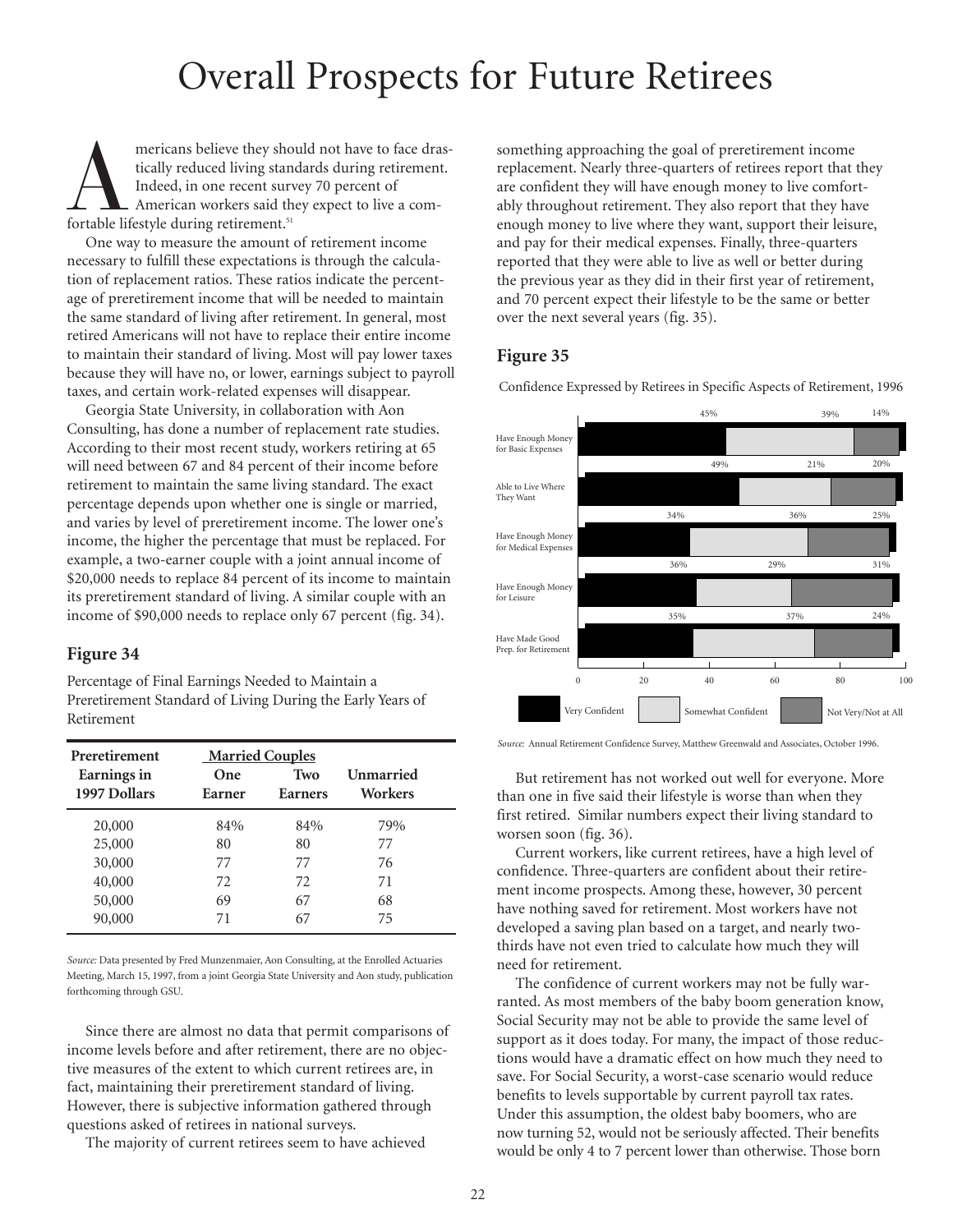# Overall Prospects for Future Retirees

Americans believe they should not have to face drastically reduced living standards during retirement. Indeed, in one recent survey 70 percent of American workers said they expect to live a comfortable lifestyle during retirement.[51]

One way to measure the amount of retirement income necessary to fulfill these expectations is through the calculation of replacement ratios. These ratios indicate the percentage of preretirement income that will be needed to maintain the same standard of living after retirement. In general, most retired Americans will not have to replace their entire income to maintain their standard of living. Most will pay lower taxes because they will have no, or lower, earnings subject to payroll taxes, and certain work-related expenses will disappear.

Georgia State University, in collaboration with Aon Consulting, has done a number of replacement rate studies. According to their most recent study, workers retiring at 65 will need between 67 and 84 percent of their income before retirement to maintain the same living standard. The exact percentage depends upon whether one is single or married, and varies by level of preretirement income. The lower one's income, the higher the percentage that must be replaced. For example, a two-earner couple with a joint annual income of $20,000 needs to replace 84 percent of its income to maintain its preretirement standard of living. A similar couple with an income of $90,000 needs to replace only 67 percent (fig. 34).

### Figure 34

Percentage of Final Earnings Needed to Maintain a Preretirement Standard of Living During the Early Years of Retirement

| Preretirement Earnings in 1997 Dollars | Married Couples | | Unmarried Workers |
|---|---|---|---|
| | One Earner | Two Earners | |
| 20,000 | 84% | 84% | 79% |
| 25,000 | 80 | 80 | 77 |
| 30,000 | 77 | 77 | 76 |
| 40,000 | 72 | 72 | 71 |
| 50,000 | 69 | 67 | 68 |
| 90,000 | 71 | 67 | 75 |

*Source:* Data presented by Fred Munzenmaier, Aon Consulting, at the Enrolled Actuaries Meeting, March 15, 1997, from a joint Georgia State University and Aon study, publication forthcoming through GSU.

Since there are almost no data that permit comparisons of income levels before and after retirement, there are no objective measures of the extent to which current retirees are, in fact, maintaining their preretirement standard of living. However, there is subjective information gathered through questions asked of retirees in national surveys.

The majority of current retirees seem to have achieved something approaching the goal of preretirement income replacement. Nearly three-quarters of retirees report that they are confident they will have enough money to live comfortably throughout retirement. They also report that they have enough money to live where they want, support their leisure, and pay for their medical expenses. Finally, three-quarters reported that they were able to live as well or better during the previous year as they did in their first year of retirement, and 70 percent expect their lifestyle to be the same or better over the next several years (fig. 35).

### Figure 35

Confidence Expressed by Retirees in Specific Aspects of Retirement, 1996

| | Very Confident | Somewhat Confident | Not Very/Not at All |
|---|---|---|---|
| Have Enough Money for Basic Expenses | 45% | 39% | 14% |
| Able to Live Where They Want | 49% | 21% | 20% |
| Have Enough Money for Medical Expenses | 34% | 36% | 25% |
| Have Enough Money for Leisure | 36% | 29% | 31% |
| Have Made Good Prep. for Retirement | 35% | 37% | 24% |

*Source:* Annual Retirement Confidence Survey, Matthew Greenwald and Associates, October 1996.

But retirement has not worked out well for everyone. More than one in five said their lifestyle is worse than when they first retired. Similar numbers expect their living standard to worsen soon (fig. 36).

Current workers, like current retirees, have a high level of confidence. Three-quarters are confident about their retirement income prospects. Among these, however, 30 percent have nothing saved for retirement. Most workers have not developed a saving plan based on a target, and nearly two-thirds have not even tried to calculate how much they will need for retirement.

The confidence of current workers may not be fully warranted. As most members of the baby boom generation know, Social Security may not be able to provide the same level of support as it does today. For many, the impact of those reductions would have a dramatic effect on how much they need to save. For Social Security, a worst-case scenario would reduce benefits to levels supportable by current payroll tax rates. Under this assumption, the oldest baby boomers, who are now turning 52, would not be seriously affected. Their benefits would be only 4 to 7 percent lower than otherwise. Those born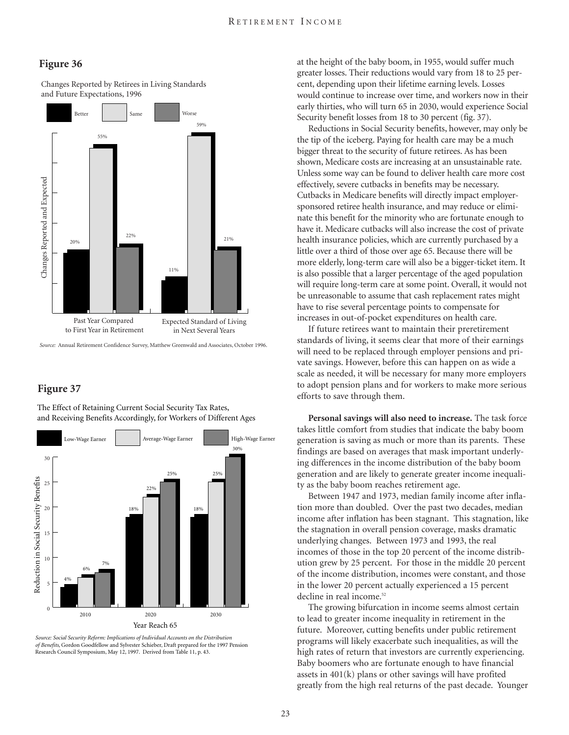## Figure 36

Changes Reported by Retirees in Living Standards and Future Expectations, 1996

| | Better | Same | Worse |
|---|---|---|---|
| Past Year Compared to First Year in Retirement | 20% | 55% | 22% |
| Expected Standard of Living in Next Several Years | 11% | 59% | 21% |

*Source:* Annual Retirement Confidence Survey, Matthew Greenwald and Associates, October 1996.

## Figure 37

The Effect of Retaining Current Social Security Tax Rates, and Receiving Benefits Accordingly, for Workers of Different Ages

| Year Reach 65 | Low-Wage Earner | Average-Wage Earner | High-Wage Earner |
|---|---|---|---|
| 2010 | 4% | 6% | 7% |
| 2020 | 18% | 22% | 25% |
| 2030 | 18% | 25% | 30% |

*Source: Social Security Reform: Implications of Individual Accounts on the Distribution of Benefits,* Gordon Goodfellow and Sylvester Schieber, Draft prepared for the 1997 Pension Research Council Symposium, May 12, 1997. Derived from Table 11, p. 43.

at the height of the baby boom, in 1955, would suffer much greater losses. Their reductions would vary from 18 to 25 percent, depending upon their lifetime earning levels. Losses would continue to increase over time, and workers now in their early thirties, who will turn 65 in 2030, would experience Social Security benefit losses from 18 to 30 percent (fig. 37).

Reductions in Social Security benefits, however, may only be the tip of the iceberg. Paying for health care may be a much bigger threat to the security of future retirees. As has been shown, Medicare costs are increasing at an unsustainable rate. Unless some way can be found to deliver health care more cost effectively, severe cutbacks in benefits may be necessary. Cutbacks in Medicare benefits will directly impact employer-sponsored retiree health insurance, and may reduce or eliminate this benefit for the minority who are fortunate enough to have it. Medicare cutbacks will also increase the cost of private health insurance policies, which are currently purchased by a little over a third of those over age 65. Because there will be more elderly, long-term care will also be a bigger-ticket item. It is also possible that a larger percentage of the aged population will require long-term care at some point. Overall, it would not be unreasonable to assume that cash replacement rates might have to rise several percentage points to compensate for increases in out-of-pocket expenditures on health care.

If future retirees want to maintain their preretirement standards of living, it seems clear that more of their earnings will need to be replaced through employer pensions and private savings. However, before this can happen on as wide a scale as needed, it will be necessary for many more employers to adopt pension plans and for workers to make more serious efforts to save through them.

**Personal savings will also need to increase.** The task force takes little comfort from studies that indicate the baby boom generation is saving as much or more than its parents. These findings are based on averages that mask important underlying differences in the income distribution of the baby boom generation and are likely to generate greater income inequality as the baby boom reaches retirement age.

Between 1947 and 1973, median family income after inflation more than doubled. Over the past two decades, median income after inflation has been stagnant. This stagnation, like the stagnation in overall pension coverage, masks dramatic underlying changes. Between 1973 and 1993, the real incomes of those in the top 20 percent of the income distribution grew by 25 percent. For those in the middle 20 percent of the income distribution, incomes were constant, and those in the lower 20 percent actually experienced a 15 percent decline in real income.[52]

The growing bifurcation in income seems almost certain to lead to greater income inequality in retirement in the future. Moreover, cutting benefits under public retirement programs will likely exacerbate such inequalities, as will the high rates of return that investors are currently experiencing. Baby boomers who are fortunate enough to have financial assets in 401(k) plans or other savings will have profited greatly from the high real returns of the past decade. Younger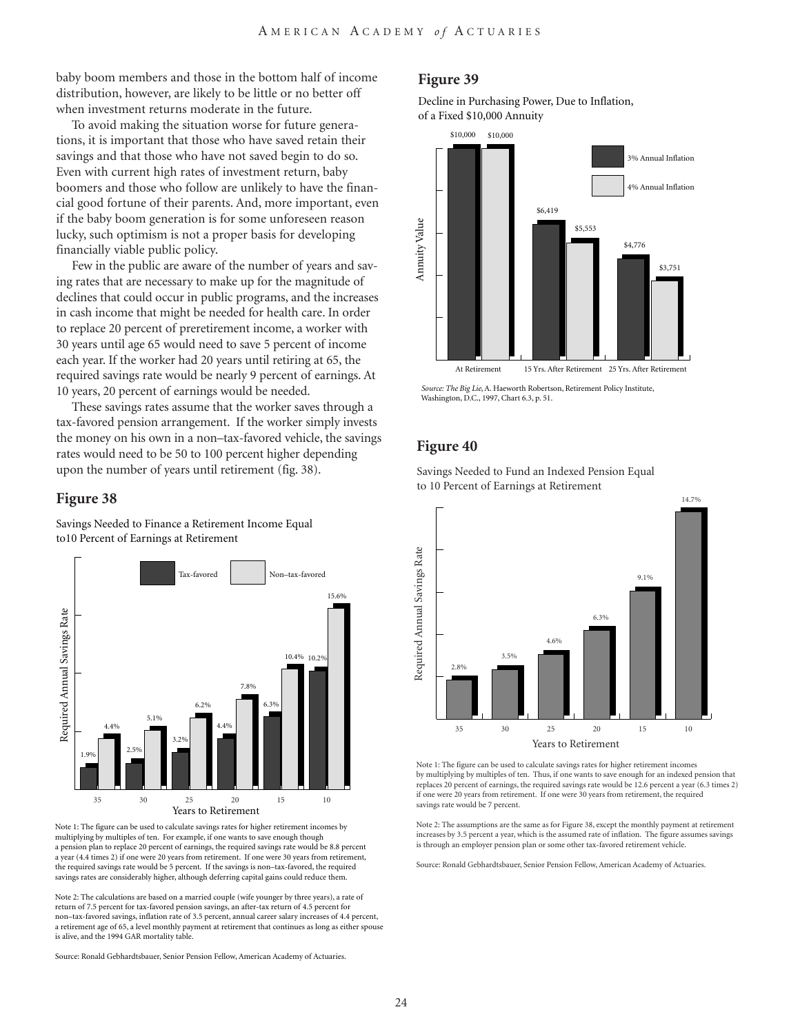baby boom members and those in the bottom half of income distribution, however, are likely to be little or no better off when investment returns moderate in the future.

To avoid making the situation worse for future generations, it is important that those who have saved retain their savings and that those who have not saved begin to do so. Even with current high rates of investment return, baby boomers and those who follow are unlikely to have the financial good fortune of their parents. And, more important, even if the baby boom generation is for some unforeseen reason lucky, such optimism is not a proper basis for developing financially viable public policy.

Few in the public are aware of the number of years and saving rates that are necessary to make up for the magnitude of declines that could occur in public programs, and the increases in cash income that might be needed for health care. In order to replace 20 percent of preretirement income, a worker with 30 years until age 65 would need to save 5 percent of income each year. If the worker had 20 years until retiring at 65, the required savings rate would be nearly 9 percent of earnings. At 10 years, 20 percent of earnings would be needed.

These savings rates assume that the worker saves through a tax-favored pension arrangement. If the worker simply invests the money on his own in a non–tax-favored vehicle, the savings rates would need to be 50 to 100 percent higher depending upon the number of years until retirement (fig. 38).

## Figure 38

Savings Needed to Finance a Retirement Income Equal to10 Percent of Earnings at Retirement

| Years to Retirement | Tax-favored | Non–tax-favored |
|---|---|---|
| 35 | 1.9% | 4.4% |
| 30 | 2.5% | 5.1% |
| 25 | 3.2% | 6.2% |
| 20 | 4.4% | 7.8% |
| 15 | 6.3% | 10.4% |
| 10 | 10.2% | 15.6% |

Note 1: The figure can be used to calculate savings rates for higher retirement incomes by multiplying by multiples of ten. For example, if one wants to save enough though a pension plan to replace 20 percent of earnings, the required savings rate would be 8.8 percent a year (4.4 times 2) if one were 20 years from retirement. If one were 30 years from retirement, the required savings rate would be 5 percent. If the savings is non–tax-favored, the required savings rates are considerably higher, although deferring capital gains could reduce them.

Note 2: The calculations are based on a married couple (wife younger by three years), a rate of return of 7.5 percent for tax-favored pension savings, an after-tax return of 4.5 percent for non–tax-favored savings, inflation rate of 3.5 percent, annual career salary increases of 4.4 percent, a retirement age of 65, a level monthly payment at retirement that continues as long as either spouse is alive, and the 1994 GAR mortality table.

Source: Ronald Gebhardtsbauer, Senior Pension Fellow, American Academy of Actuaries.

## Figure 39

Decline in Purchasing Power, Due to Inflation, of a Fixed $10,000 Annuity

| | 3% Annual Inflation | 4% Annual Inflation |
|---|---|---|
| At Retirement | $10,000 | $10,000 |
| 15 Yrs. After Retirement | $6,419 | $5,553 |
| 25 Yrs. After Retirement | $4,776 | $3,751 |

*Source: The Big Lie*, A. Haeworth Robertson, Retirement Policy Institute, Washington, D.C., 1997, Chart 6.3, p. 51.

## Figure 40

Savings Needed to Fund an Indexed Pension Equal to 10 Percent of Earnings at Retirement

| Years to Retirement | Required Annual Savings Rate |
|---|---|
| 35 | 2.8% |
| 30 | 3.5% |
| 25 | 4.6% |
| 20 | 6.3% |
| 15 | 9.1% |
| 10 | 14.7% |

Note 1: The figure can be used to calculate savings rates for higher retirement incomes by multiplying by multiples of ten. Thus, if one wants to save enough for an indexed pension that replaces 20 percent of earnings, the required savings rate would be 12.6 percent a year (6.3 times 2) if one were 20 years from retirement. If one were 30 years from retirement, the required savings rate would be 7 percent.

Note 2: The assumptions are the same as for Figure 38, except the monthly payment at retirement increases by 3.5 percent a year, which is the assumed rate of inflation. The figure assumes savings is through an employer pension plan or some other tax-favored retirement vehicle.

Source: Ronald Gebhardtsbauer, Senior Pension Fellow, American Academy of Actuaries.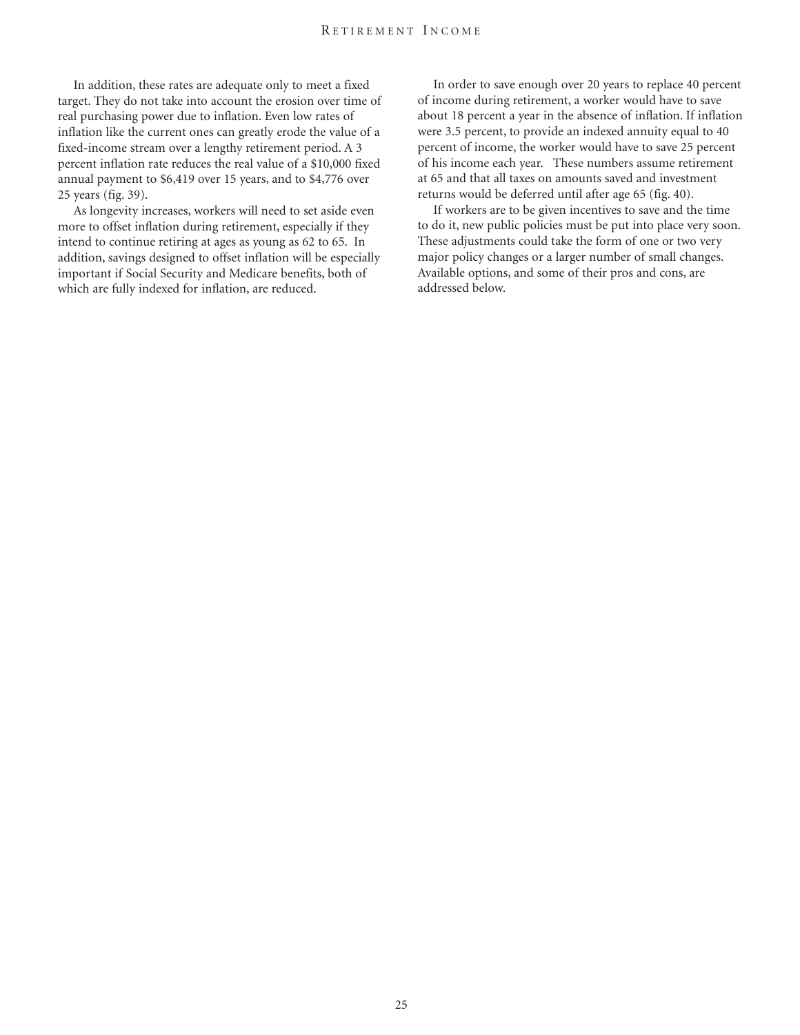In addition, these rates are adequate only to meet a fixed target. They do not take into account the erosion over time of real purchasing power due to inflation. Even low rates of inflation like the current ones can greatly erode the value of a fixed-income stream over a lengthy retirement period. A 3 percent inflation rate reduces the real value of a $10,000 fixed annual payment to $6,419 over 15 years, and to $4,776 over 25 years (fig. 39).

As longevity increases, workers will need to set aside even more to offset inflation during retirement, especially if they intend to continue retiring at ages as young as 62 to 65. In addition, savings designed to offset inflation will be especially important if Social Security and Medicare benefits, both of which are fully indexed for inflation, are reduced.

In order to save enough over 20 years to replace 40 percent of income during retirement, a worker would have to save about 18 percent a year in the absence of inflation. If inflation were 3.5 percent, to provide an indexed annuity equal to 40 percent of income, the worker would have to save 25 percent of his income each year. These numbers assume retirement at 65 and that all taxes on amounts saved and investment returns would be deferred until after age 65 (fig. 40).

If workers are to be given incentives to save and the time to do it, new public policies must be put into place very soon. These adjustments could take the form of one or two very major policy changes or a larger number of small changes. Available options, and some of their pros and cons, are addressed below.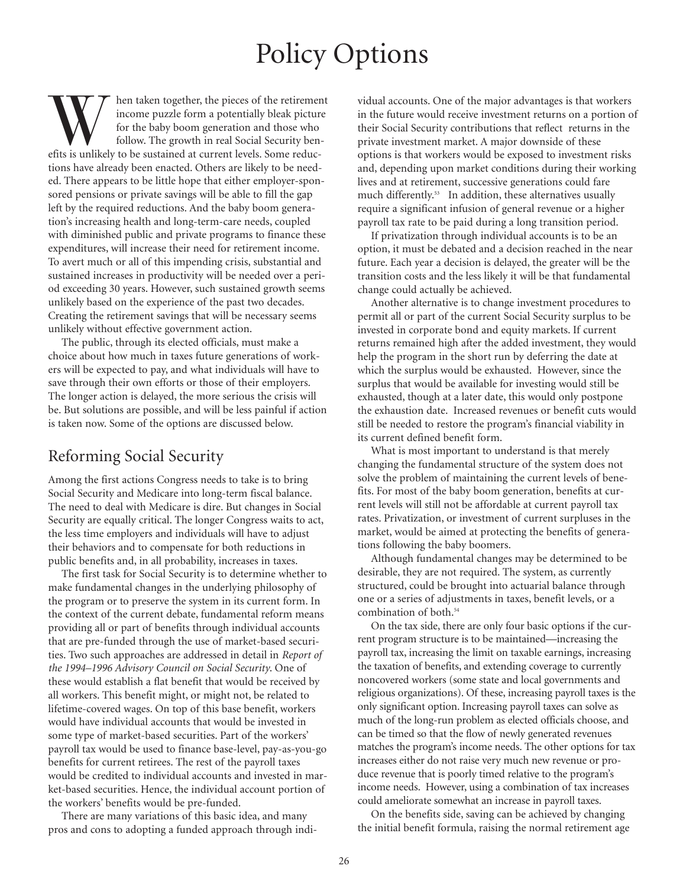# Policy Options

When taken together, the pieces of the retirement income puzzle form a potentially bleak picture for the baby boom generation and those who follow. The growth in real Social Security benefits is unlikely to be sustained at current levels. Some reductions have already been enacted. Others are likely to be needed. There appears to be little hope that either employer-sponsored pensions or private savings will be able to fill the gap left by the required reductions. And the baby boom generation's increasing health and long-term-care needs, coupled with diminished public and private programs to finance these expenditures, will increase their need for retirement income. To avert much or all of this impending crisis, substantial and sustained increases in productivity will be needed over a period exceeding 30 years. However, such sustained growth seems unlikely based on the experience of the past two decades. Creating the retirement savings that will be necessary seems unlikely without effective government action.

The public, through its elected officials, must make a choice about how much in taxes future generations of workers will be expected to pay, and what individuals will have to save through their own efforts or those of their employers. The longer action is delayed, the more serious the crisis will be. But solutions are possible, and will be less painful if action is taken now. Some of the options are discussed below.

## Reforming Social Security

Among the first actions Congress needs to take is to bring Social Security and Medicare into long-term fiscal balance. The need to deal with Medicare is dire. But changes in Social Security are equally critical. The longer Congress waits to act, the less time employers and individuals will have to adjust their behaviors and to compensate for both reductions in public benefits and, in all probability, increases in taxes.

The first task for Social Security is to determine whether to make fundamental changes in the underlying philosophy of the program or to preserve the system in its current form. In the context of the current debate, fundamental reform means providing all or part of benefits through individual accounts that are pre-funded through the use of market-based securities. Two such approaches are addressed in detail in *Report of the 1994–1996 Advisory Council on Social Security*. One of these would establish a flat benefit that would be received by all workers. This benefit might, or might not, be related to lifetime-covered wages. On top of this base benefit, workers would have individual accounts that would be invested in some type of market-based securities. Part of the workers' payroll tax would be used to finance base-level, pay-as-you-go benefits for current retirees. The rest of the payroll taxes would be credited to individual accounts and invested in market-based securities. Hence, the individual account portion of the workers' benefits would be pre-funded.

There are many variations of this basic idea, and many pros and cons to adopting a funded approach through individual accounts. One of the major advantages is that workers in the future would receive investment returns on a portion of their Social Security contributions that reflect returns in the private investment market. A major downside of these options is that workers would be exposed to investment risks and, depending upon market conditions during their working lives and at retirement, successive generations could fare much differently.[53] In addition, these alternatives usually require a significant infusion of general revenue or a higher payroll tax rate to be paid during a long transition period.

If privatization through individual accounts is to be an option, it must be debated and a decision reached in the near future. Each year a decision is delayed, the greater will be the transition costs and the less likely it will be that fundamental change could actually be achieved.

Another alternative is to change investment procedures to permit all or part of the current Social Security surplus to be invested in corporate bond and equity markets. If current returns remained high after the added investment, they would help the program in the short run by deferring the date at which the surplus would be exhausted. However, since the surplus that would be available for investing would still be exhausted, though at a later date, this would only postpone the exhaustion date. Increased revenues or benefit cuts would still be needed to restore the program's financial viability in its current defined benefit form.

What is most important to understand is that merely changing the fundamental structure of the system does not solve the problem of maintaining the current levels of benefits. For most of the baby boom generation, benefits at current levels will still not be affordable at current payroll tax rates. Privatization, or investment of current surpluses in the market, would be aimed at protecting the benefits of generations following the baby boomers.

Although fundamental changes may be determined to be desirable, they are not required. The system, as currently structured, could be brought into actuarial balance through one or a series of adjustments in taxes, benefit levels, or a combination of both.[54]

On the tax side, there are only four basic options if the current program structure is to be maintained—increasing the payroll tax, increasing the limit on taxable earnings, increasing the taxation of benefits, and extending coverage to currently noncovered workers (some state and local governments and religious organizations). Of these, increasing payroll taxes is the only significant option. Increasing payroll taxes can solve as much of the long-run problem as elected officials choose, and can be timed so that the flow of newly generated revenues matches the program's income needs. The other options for tax increases either do not raise very much new revenue or produce revenue that is poorly timed relative to the program's income needs. However, using a combination of tax increases could ameliorate somewhat an increase in payroll taxes.

On the benefits side, saving can be achieved by changing the initial benefit formula, raising the normal retirement age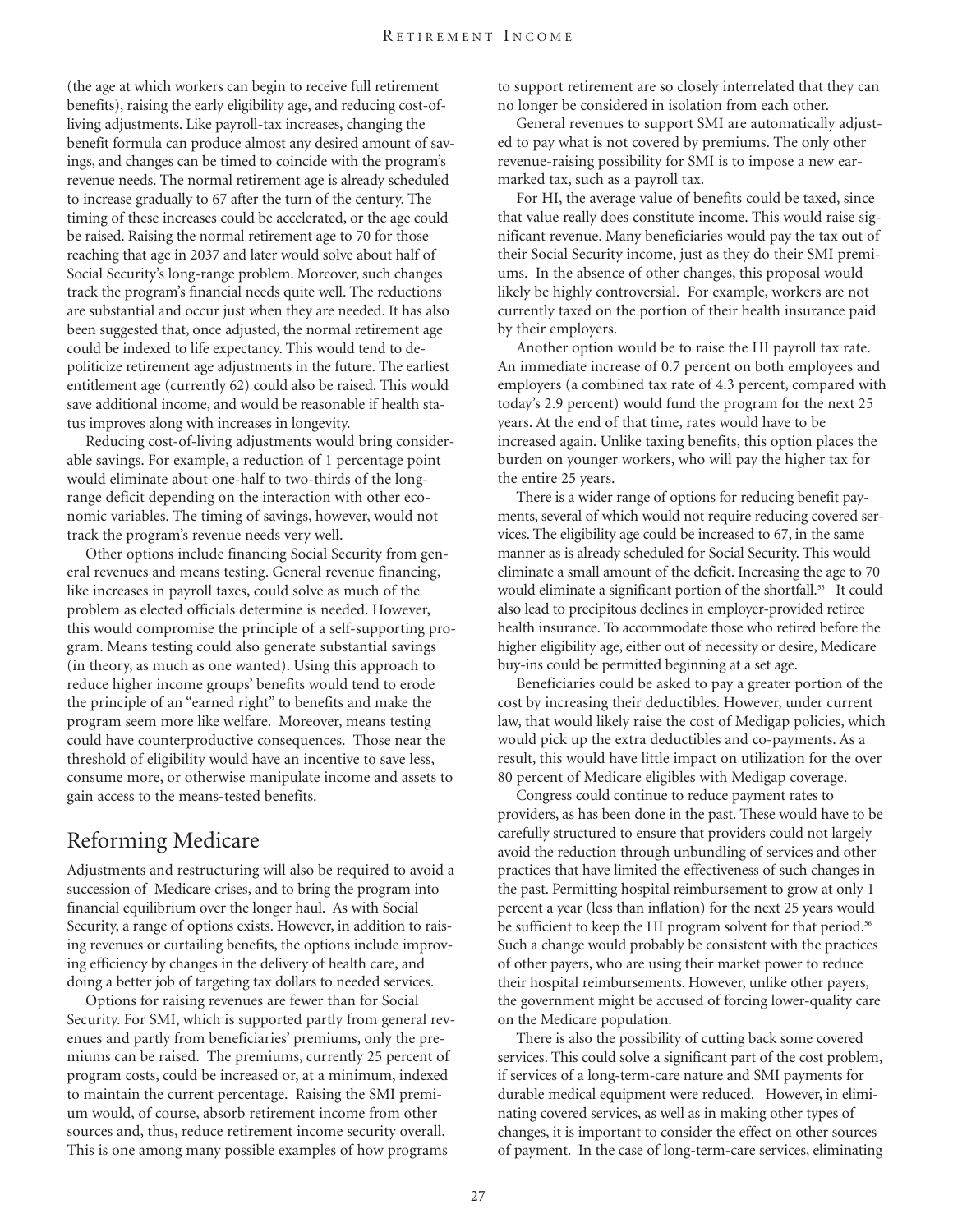(the age at which workers can begin to receive full retirement benefits), raising the early eligibility age, and reducing cost-of-living adjustments. Like payroll-tax increases, changing the benefit formula can produce almost any desired amount of savings, and changes can be timed to coincide with the program's revenue needs. The normal retirement age is already scheduled to increase gradually to 67 after the turn of the century. The timing of these increases could be accelerated, or the age could be raised. Raising the normal retirement age to 70 for those reaching that age in 2037 and later would solve about half of Social Security's long-range problem. Moreover, such changes track the program's financial needs quite well. The reductions are substantial and occur just when they are needed. It has also been suggested that, once adjusted, the normal retirement age could be indexed to life expectancy. This would tend to de-politicize retirement age adjustments in the future. The earliest entitlement age (currently 62) could also be raised. This would save additional income, and would be reasonable if health status improves along with increases in longevity.

Reducing cost-of-living adjustments would bring considerable savings. For example, a reduction of 1 percentage point would eliminate about one-half to two-thirds of the long-range deficit depending on the interaction with other economic variables. The timing of savings, however, would not track the program's revenue needs very well.

Other options include financing Social Security from general revenues and means testing. General revenue financing, like increases in payroll taxes, could solve as much of the problem as elected officials determine is needed. However, this would compromise the principle of a self-supporting program. Means testing could also generate substantial savings (in theory, as much as one wanted). Using this approach to reduce higher income groups' benefits would tend to erode the principle of an "earned right" to benefits and make the program seem more like welfare. Moreover, means testing could have counterproductive consequences. Those near the threshold of eligibility would have an incentive to save less, consume more, or otherwise manipulate income and assets to gain access to the means-tested benefits.

## Reforming Medicare

Adjustments and restructuring will also be required to avoid a succession of Medicare crises, and to bring the program into financial equilibrium over the longer haul. As with Social Security, a range of options exists. However, in addition to raising revenues or curtailing benefits, the options include improving efficiency by changes in the delivery of health care, and doing a better job of targeting tax dollars to needed services.

Options for raising revenues are fewer than for Social Security. For SMI, which is supported partly from general revenues and partly from beneficiaries' premiums, only the premiums can be raised. The premiums, currently 25 percent of program costs, could be increased or, at a minimum, indexed to maintain the current percentage. Raising the SMI premium would, of course, absorb retirement income from other sources and, thus, reduce retirement income security overall. This is one among many possible examples of how programs to support retirement are so closely interrelated that they can no longer be considered in isolation from each other.

General revenues to support SMI are automatically adjusted to pay what is not covered by premiums. The only other revenue-raising possibility for SMI is to impose a new earmarked tax, such as a payroll tax.

For HI, the average value of benefits could be taxed, since that value really does constitute income. This would raise significant revenue. Many beneficiaries would pay the tax out of their Social Security income, just as they do their SMI premiums. In the absence of other changes, this proposal would likely be highly controversial. For example, workers are not currently taxed on the portion of their health insurance paid by their employers.

Another option would be to raise the HI payroll tax rate. An immediate increase of 0.7 percent on both employees and employers (a combined tax rate of 4.3 percent, compared with today's 2.9 percent) would fund the program for the next 25 years. At the end of that time, rates would have to be increased again. Unlike taxing benefits, this option places the burden on younger workers, who will pay the higher tax for the entire 25 years.

There is a wider range of options for reducing benefit payments, several of which would not require reducing covered services. The eligibility age could be increased to 67, in the same manner as is already scheduled for Social Security. This would eliminate a small amount of the deficit. Increasing the age to 70 would eliminate a significant portion of the shortfall.[55] It could also lead to precipitous declines in employer-provided retiree health insurance. To accommodate those who retired before the higher eligibility age, either out of necessity or desire, Medicare buy-ins could be permitted beginning at a set age.

Beneficiaries could be asked to pay a greater portion of the cost by increasing their deductibles. However, under current law, that would likely raise the cost of Medigap policies, which would pick up the extra deductibles and co-payments. As a result, this would have little impact on utilization for the over 80 percent of Medicare eligibles with Medigap coverage.

Congress could continue to reduce payment rates to providers, as has been done in the past. These would have to be carefully structured to ensure that providers could not largely avoid the reduction through unbundling of services and other practices that have limited the effectiveness of such changes in the past. Permitting hospital reimbursement to grow at only 1 percent a year (less than inflation) for the next 25 years would be sufficient to keep the HI program solvent for that period.[56] Such a change would probably be consistent with the practices of other payers, who are using their market power to reduce their hospital reimbursements. However, unlike other payers, the government might be accused of forcing lower-quality care on the Medicare population.

There is also the possibility of cutting back some covered services. This could solve a significant part of the cost problem, if services of a long-term-care nature and SMI payments for durable medical equipment were reduced. However, in eliminating covered services, as well as in making other types of changes, it is important to consider the effect on other sources of payment. In the case of long-term-care services, eliminating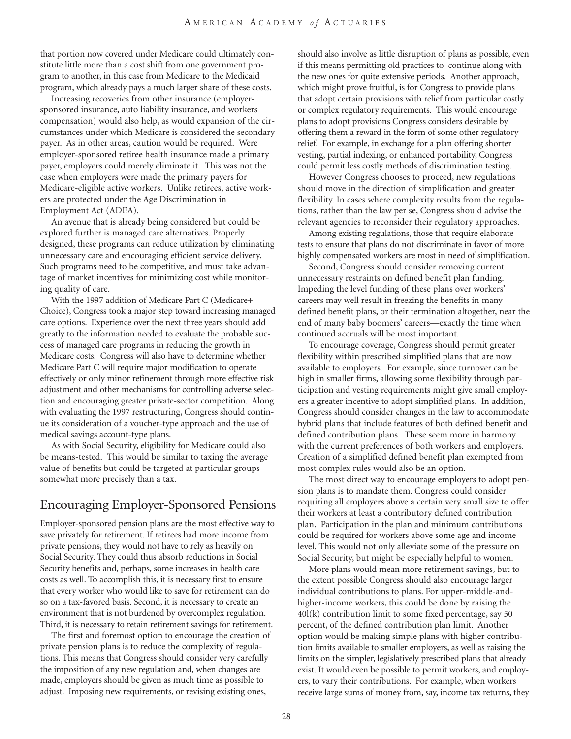that portion now covered under Medicare could ultimately constitute little more than a cost shift from one government program to another, in this case from Medicare to the Medicaid program, which already pays a much larger share of these costs.

Increasing recoveries from other insurance (employer-sponsored insurance, auto liability insurance, and workers compensation) would also help, as would expansion of the circumstances under which Medicare is considered the secondary payer. As in other areas, caution would be required. Were employer-sponsored retiree health insurance made a primary payer, employers could merely eliminate it. This was not the case when employers were made the primary payers for Medicare-eligible active workers. Unlike retirees, active workers are protected under the Age Discrimination in Employment Act (ADEA).

An avenue that is already being considered but could be explored further is managed care alternatives. Properly designed, these programs can reduce utilization by eliminating unnecessary care and encouraging efficient service delivery. Such programs need to be competitive, and must take advantage of market incentives for minimizing cost while monitoring quality of care.

With the 1997 addition of Medicare Part C (Medicare+ Choice), Congress took a major step toward increasing managed care options. Experience over the next three years should add greatly to the information needed to evaluate the probable success of managed care programs in reducing the growth in Medicare costs. Congress will also have to determine whether Medicare Part C will require major modification to operate effectively or only minor refinement through more effective risk adjustment and other mechanisms for controlling adverse selection and encouraging greater private-sector competition. Along with evaluating the 1997 restructuring, Congress should continue its consideration of a voucher-type approach and the use of medical savings account-type plans.

As with Social Security, eligibility for Medicare could also be means-tested. This would be similar to taxing the average value of benefits but could be targeted at particular groups somewhat more precisely than a tax.

## Encouraging Employer-Sponsored Pensions

Employer-sponsored pension plans are the most effective way to save privately for retirement. If retirees had more income from private pensions, they would not have to rely as heavily on Social Security. They could thus absorb reductions in Social Security benefits and, perhaps, some increases in health care costs as well. To accomplish this, it is necessary first to ensure that every worker who would like to save for retirement can do so on a tax-favored basis. Second, it is necessary to create an environment that is not burdened by overcomplex regulation. Third, it is necessary to retain retirement savings for retirement.

The first and foremost option to encourage the creation of private pension plans is to reduce the complexity of regulations. This means that Congress should consider very carefully the imposition of any new regulation and, when changes are made, employers should be given as much time as possible to adjust. Imposing new requirements, or revising existing ones, should also involve as little disruption of plans as possible, even if this means permitting old practices to continue along with the new ones for quite extensive periods. Another approach, which might prove fruitful, is for Congress to provide plans that adopt certain provisions with relief from particular costly or complex regulatory requirements. This would encourage plans to adopt provisions Congress considers desirable by offering them a reward in the form of some other regulatory relief. For example, in exchange for a plan offering shorter vesting, partial indexing, or enhanced portability, Congress could permit less costly methods of discrimination testing.

However Congress chooses to proceed, new regulations should move in the direction of simplification and greater flexibility. In cases where complexity results from the regulations, rather than the law per se, Congress should advise the relevant agencies to reconsider their regulatory approaches.

Among existing regulations, those that require elaborate tests to ensure that plans do not discriminate in favor of more highly compensated workers are most in need of simplification.

Second, Congress should consider removing current unnecessary restraints on defined benefit plan funding. Impeding the level funding of these plans over workers' careers may well result in freezing the benefits in many defined benefit plans, or their termination altogether, near the end of many baby boomers' careers—exactly the time when continued accruals will be most important.

To encourage coverage, Congress should permit greater flexibility within prescribed simplified plans that are now available to employers. For example, since turnover can be high in smaller firms, allowing some flexibility through participation and vesting requirements might give small employers a greater incentive to adopt simplified plans. In addition, Congress should consider changes in the law to accommodate hybrid plans that include features of both defined benefit and defined contribution plans. These seem more in harmony with the current preferences of both workers and employers. Creation of a simplified defined benefit plan exempted from most complex rules would also be an option.

The most direct way to encourage employers to adopt pension plans is to mandate them. Congress could consider requiring all employers above a certain very small size to offer their workers at least a contributory defined contribution plan. Participation in the plan and minimum contributions could be required for workers above some age and income level. This would not only alleviate some of the pressure on Social Security, but might be especially helpful to women.

More plans would mean more retirement savings, but to the extent possible Congress should also encourage larger individual contributions to plans. For upper-middle-and-higher-income workers, this could be done by raising the 401(k) contribution limit to some fixed percentage, say 50 percent, of the defined contribution plan limit. Another option would be making simple plans with higher contribution limits available to smaller employers, as well as raising the limits on the simpler, legislatively prescribed plans that already exist. It would even be possible to permit workers, and employers, to vary their contributions. For example, when workers receive large sums of money from, say, income tax returns, they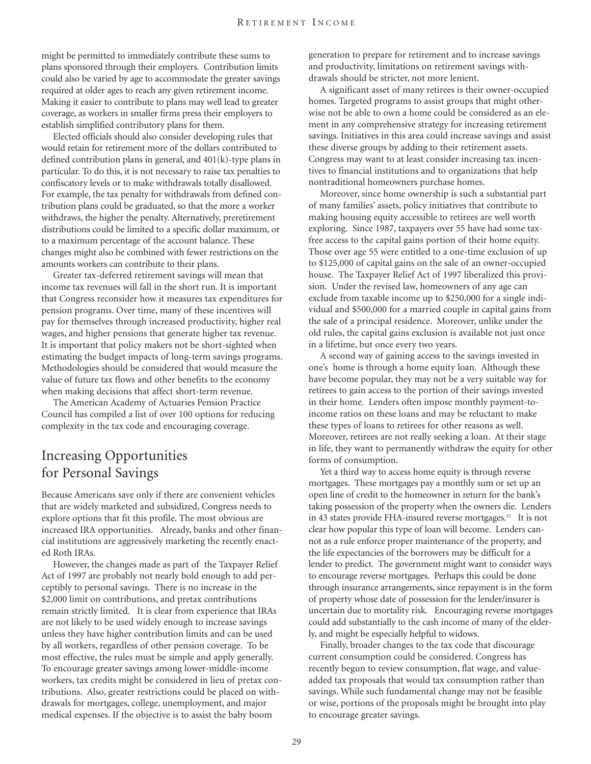might be permitted to immediately contribute these sums to plans sponsored through their employers. Contribution limits could also be varied by age to accommodate the greater savings required at older ages to reach any given retirement income. Making it easier to contribute to plans may well lead to greater coverage, as workers in smaller firms press their employers to establish simplified contributory plans for them.

Elected officials should also consider developing rules that would retain for retirement more of the dollars contributed to defined contribution plans in general, and 401(k)-type plans in particular. To do this, it is not necessary to raise tax penalties to confiscatory levels or to make withdrawals totally disallowed. For example, the tax penalty for withdrawals from defined contribution plans could be graduated, so that the more a worker withdraws, the higher the penalty. Alternatively, preretirement distributions could be limited to a specific dollar maximum, or to a maximum percentage of the account balance. These changes might also be combined with fewer restrictions on the amounts workers can contribute to their plans.

Greater tax-deferred retirement savings will mean that income tax revenues will fall in the short run. It is important that Congress reconsider how it measures tax expenditures for pension programs. Over time, many of these incentives will pay for themselves through increased productivity, higher real wages, and higher pensions that generate higher tax revenue. It is important that policy makers not be short-sighted when estimating the budget impacts of long-term savings programs. Methodologies should be considered that would measure the value of future tax flows and other benefits to the economy when making decisions that affect short-term revenue.

The American Academy of Actuaries Pension Practice Council has compiled a list of over 100 options for reducing complexity in the tax code and encouraging coverage.

## Increasing Opportunities for Personal Savings

Because Americans save only if there are convenient vehicles that are widely marketed and subsidized, Congress needs to explore options that fit this profile. The most obvious are increased IRA opportunities. Already, banks and other financial institutions are aggressively marketing the recently enacted Roth IRAs.

However, the changes made as part of the Taxpayer Relief Act of 1997 are probably not nearly bold enough to add perceptibly to personal savings. There is no increase in the $2,000 limit on contributions, and pretax contributions remain strictly limited. It is clear from experience that IRAs are not likely to be used widely enough to increase savings unless they have higher contribution limits and can be used by all workers, regardless of other pension coverage. To be most effective, the rules must be simple and apply generally. To encourage greater savings among lower-middle-income workers, tax credits might be considered in lieu of pretax contributions. Also, greater restrictions could be placed on withdrawals for mortgages, college, unemployment, and major medical expenses. If the objective is to assist the baby boom generation to prepare for retirement and to increase savings and productivity, limitations on retirement savings withdrawals should be stricter, not more lenient.

A significant asset of many retirees is their owner-occupied homes. Targeted programs to assist groups that might otherwise not be able to own a home could be considered as an element in any comprehensive strategy for increasing retirement savings. Initiatives in this area could increase savings and assist these diverse groups by adding to their retirement assets. Congress may want to at least consider increasing tax incentives to financial institutions and to organizations that help nontraditional homeowners purchase homes.

Moreover, since home ownership is such a substantial part of many families' assets, policy initiatives that contribute to making housing equity accessible to retirees are well worth exploring. Since 1987, taxpayers over 55 have had some tax-free access to the capital gains portion of their home equity. Those over age 55 were entitled to a one-time exclusion of up to $125,000 of capital gains on the sale of an owner-occupied house. The Taxpayer Relief Act of 1997 liberalized this provision. Under the revised law, homeowners of any age can exclude from taxable income up to $250,000 for a single individual and $500,000 for a married couple in capital gains from the sale of a principal residence. Moreover, unlike under the old rules, the capital gains exclusion is available not just once in a lifetime, but once every two years.

A second way of gaining access to the savings invested in one's home is through a home equity loan. Although these have become popular, they may not be a very suitable way for retirees to gain access to the portion of their savings invested in their home. Lenders often impose monthly payment-to-income ratios on these loans and may be reluctant to make these types of loans to retirees for other reasons as well. Moreover, retirees are not really seeking a loan. At their stage in life, they want to permanently withdraw the equity for other forms of consumption.

Yet a third way to access home equity is through reverse mortgages. These mortgages pay a monthly sum or set up an open line of credit to the homeowner in return for the bank's taking possession of the property when the owners die. Lenders in 43 states provide FHA-insured reverse mortgages.[57] It is not clear how popular this type of loan will become. Lenders cannot as a rule enforce proper maintenance of the property, and the life expectancies of the borrowers may be difficult for a lender to predict. The government might want to consider ways to encourage reverse mortgages. Perhaps this could be done through insurance arrangements, since repayment is in the form of property whose date of possession for the lender/insurer is uncertain due to mortality risk. Encouraging reverse mortgages could add substantially to the cash income of many of the elderly, and might be especially helpful to widows.

Finally, broader changes to the tax code that discourage current consumption could be considered. Congress has recently begun to review consumption, flat wage, and value-added tax proposals that would tax consumption rather than savings. While such fundamental change may not be feasible or wise, portions of the proposals might be brought into play to encourage greater savings.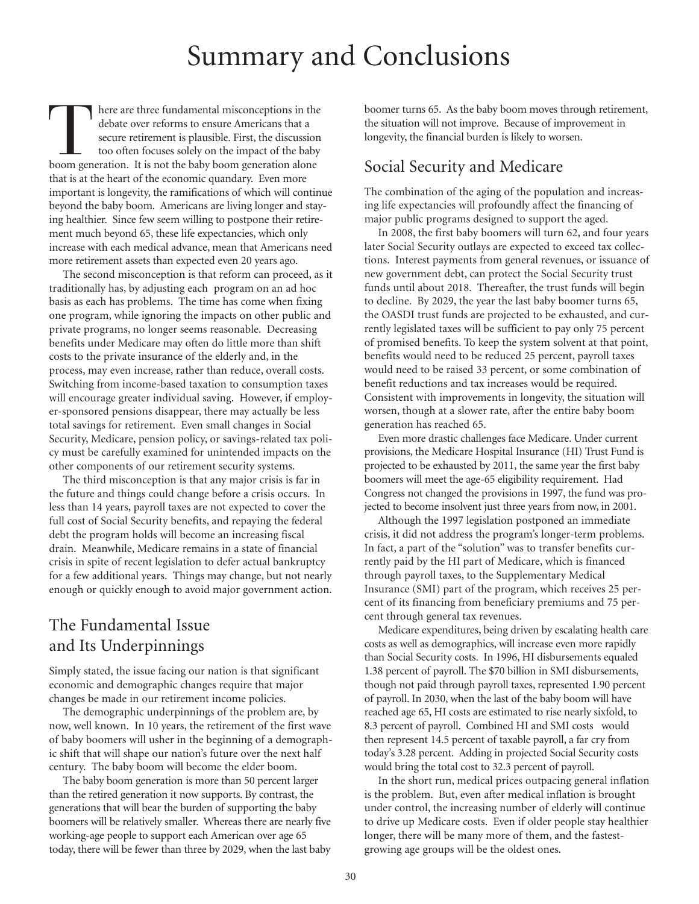# Summary and Conclusions

There are three fundamental misconceptions in the debate over reforms to ensure Americans that a secure retirement is plausible. First, the discussion too often focuses solely on the impact of the baby boom generation. It is not the baby boom generation alone that is at the heart of the economic quandary. Even more important is longevity, the ramifications of which will continue beyond the baby boom. Americans are living longer and staying healthier. Since few seem willing to postpone their retirement much beyond 65, these life expectancies, which only increase with each medical advance, mean that Americans need more retirement assets than expected even 20 years ago.

The second misconception is that reform can proceed, as it traditionally has, by adjusting each program on an ad hoc basis as each has problems. The time has come when fixing one program, while ignoring the impacts on other public and private programs, no longer seems reasonable. Decreasing benefits under Medicare may often do little more than shift costs to the private insurance of the elderly and, in the process, may even increase, rather than reduce, overall costs. Switching from income-based taxation to consumption taxes will encourage greater individual saving. However, if employer-sponsored pensions disappear, there may actually be less total savings for retirement. Even small changes in Social Security, Medicare, pension policy, or savings-related tax policy must be carefully examined for unintended impacts on the other components of our retirement security systems.

The third misconception is that any major crisis is far in the future and things could change before a crisis occurs. In less than 14 years, payroll taxes are not expected to cover the full cost of Social Security benefits, and repaying the federal debt the program holds will become an increasing fiscal drain. Meanwhile, Medicare remains in a state of financial crisis in spite of recent legislation to defer actual bankruptcy for a few additional years. Things may change, but not nearly enough or quickly enough to avoid major government action.

## The Fundamental Issue and Its Underpinnings

Simply stated, the issue facing our nation is that significant economic and demographic changes require that major changes be made in our retirement income policies.

The demographic underpinnings of the problem are, by now, well known. In 10 years, the retirement of the first wave of baby boomers will usher in the beginning of a demographic shift that will shape our nation's future over the next half century. The baby boom will become the elder boom.

The baby boom generation is more than 50 percent larger than the retired generation it now supports. By contrast, the generations that will bear the burden of supporting the baby boomers will be relatively smaller. Whereas there are nearly five working-age people to support each American over age 65 today, there will be fewer than three by 2029, when the last baby boomer turns 65. As the baby boom moves through retirement, the situation will not improve. Because of improvement in longevity, the financial burden is likely to worsen.

## Social Security and Medicare

The combination of the aging of the population and increasing life expectancies will profoundly affect the financing of major public programs designed to support the aged.

In 2008, the first baby boomers will turn 62, and four years later Social Security outlays are expected to exceed tax collections. Interest payments from general revenues, or issuance of new government debt, can protect the Social Security trust funds until about 2018. Thereafter, the trust funds will begin to decline. By 2029, the year the last baby boomer turns 65, the OASDI trust funds are projected to be exhausted, and currently legislated taxes will be sufficient to pay only 75 percent of promised benefits. To keep the system solvent at that point, benefits would need to be reduced 25 percent, payroll taxes would need to be raised 33 percent, or some combination of benefit reductions and tax increases would be required. Consistent with improvements in longevity, the situation will worsen, though at a slower rate, after the entire baby boom generation has reached 65.

Even more drastic challenges face Medicare. Under current provisions, the Medicare Hospital Insurance (HI) Trust Fund is projected to be exhausted by 2011, the same year the first baby boomers will meet the age-65 eligibility requirement. Had Congress not changed the provisions in 1997, the fund was projected to become insolvent just three years from now, in 2001.

Although the 1997 legislation postponed an immediate crisis, it did not address the program's longer-term problems. In fact, a part of the "solution" was to transfer benefits currently paid by the HI part of Medicare, which is financed through payroll taxes, to the Supplementary Medical Insurance (SMI) part of the program, which receives 25 percent of its financing from beneficiary premiums and 75 percent through general tax revenues.

Medicare expenditures, being driven by escalating health care costs as well as demographics, will increase even more rapidly than Social Security costs. In 1996, HI disbursements equaled 1.38 percent of payroll. The $70 billion in SMI disbursements, though not paid through payroll taxes, represented 1.90 percent of payroll. In 2030, when the last of the baby boom will have reached age 65, HI costs are estimated to rise nearly sixfold, to 8.3 percent of payroll. Combined HI and SMI costs would then represent 14.5 percent of taxable payroll, a far cry from today's 3.28 percent. Adding in projected Social Security costs would bring the total cost to 32.3 percent of payroll.

In the short run, medical prices outpacing general inflation is the problem. But, even after medical inflation is brought under control, the increasing number of elderly will continue to drive up Medicare costs. Even if older people stay healthier longer, there will be many more of them, and the fastest-growing age groups will be the oldest ones.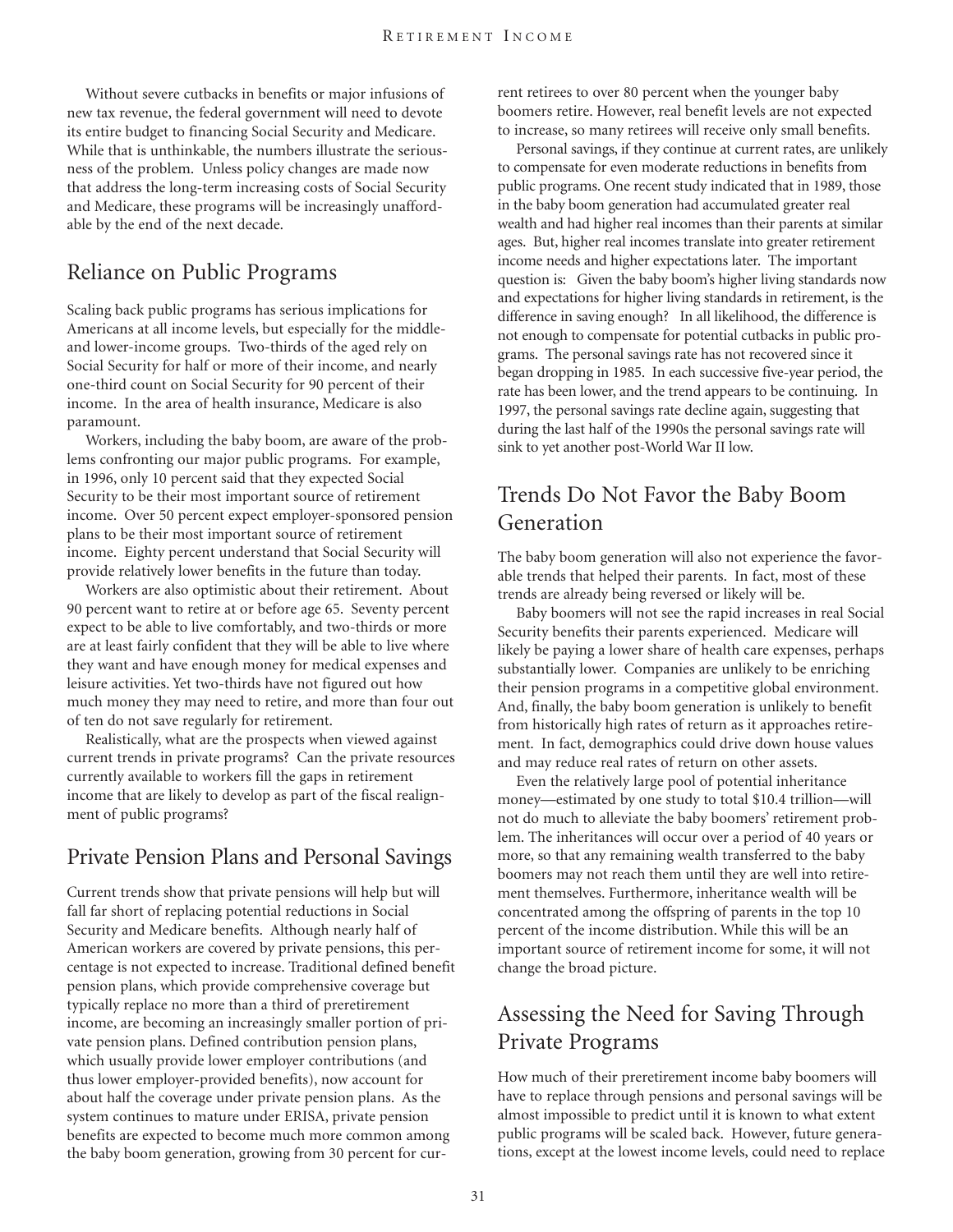Without severe cutbacks in benefits or major infusions of new tax revenue, the federal government will need to devote its entire budget to financing Social Security and Medicare. While that is unthinkable, the numbers illustrate the seriousness of the problem. Unless policy changes are made now that address the long-term increasing costs of Social Security and Medicare, these programs will be increasingly unaffordable by the end of the next decade.

## Reliance on Public Programs

Scaling back public programs has serious implications for Americans at all income levels, but especially for the middle- and lower-income groups. Two-thirds of the aged rely on Social Security for half or more of their income, and nearly one-third count on Social Security for 90 percent of their income. In the area of health insurance, Medicare is also paramount.

Workers, including the baby boom, are aware of the problems confronting our major public programs. For example, in 1996, only 10 percent said that they expected Social Security to be their most important source of retirement income. Over 50 percent expect employer-sponsored pension plans to be their most important source of retirement income. Eighty percent understand that Social Security will provide relatively lower benefits in the future than today.

Workers are also optimistic about their retirement. About 90 percent want to retire at or before age 65. Seventy percent expect to be able to live comfortably, and two-thirds or more are at least fairly confident that they will be able to live where they want and have enough money for medical expenses and leisure activities. Yet two-thirds have not figured out how much money they may need to retire, and more than four out of ten do not save regularly for retirement.

Realistically, what are the prospects when viewed against current trends in private programs? Can the private resources currently available to workers fill the gaps in retirement income that are likely to develop as part of the fiscal realignment of public programs?

## Private Pension Plans and Personal Savings

Current trends show that private pensions will help but will fall far short of replacing potential reductions in Social Security and Medicare benefits. Although nearly half of American workers are covered by private pensions, this percentage is not expected to increase. Traditional defined benefit pension plans, which provide comprehensive coverage but typically replace no more than a third of preretirement income, are becoming an increasingly smaller portion of private pension plans. Defined contribution pension plans, which usually provide lower employer contributions (and thus lower employer-provided benefits), now account for about half the coverage under private pension plans. As the system continues to mature under ERISA, private pension benefits are expected to become much more common among the baby boom generation, growing from 30 percent for current retirees to over 80 percent when the younger baby boomers retire. However, real benefit levels are not expected to increase, so many retirees will receive only small benefits.

Personal savings, if they continue at current rates, are unlikely to compensate for even moderate reductions in benefits from public programs. One recent study indicated that in 1989, those in the baby boom generation had accumulated greater real wealth and had higher real incomes than their parents at similar ages. But, higher real incomes translate into greater retirement income needs and higher expectations later. The important question is: Given the baby boom's higher living standards now and expectations for higher living standards in retirement, is the difference in saving enough? In all likelihood, the difference is not enough to compensate for potential cutbacks in public programs. The personal savings rate has not recovered since it began dropping in 1985. In each successive five-year period, the rate has been lower, and the trend appears to be continuing. In 1997, the personal savings rate decline again, suggesting that during the last half of the 1990s the personal savings rate will sink to yet another post-World War II low.

## Trends Do Not Favor the Baby Boom Generation

The baby boom generation will also not experience the favorable trends that helped their parents. In fact, most of these trends are already being reversed or likely will be.

Baby boomers will not see the rapid increases in real Social Security benefits their parents experienced. Medicare will likely be paying a lower share of health care expenses, perhaps substantially lower. Companies are unlikely to be enriching their pension programs in a competitive global environment. And, finally, the baby boom generation is unlikely to benefit from historically high rates of return as it approaches retirement. In fact, demographics could drive down house values and may reduce real rates of return on other assets.

Even the relatively large pool of potential inheritance money—estimated by one study to total \$10.4 trillion—will not do much to alleviate the baby boomers' retirement problem. The inheritances will occur over a period of 40 years or more, so that any remaining wealth transferred to the baby boomers may not reach them until they are well into retirement themselves. Furthermore, inheritance wealth will be concentrated among the offspring of parents in the top 10 percent of the income distribution. While this will be an important source of retirement income for some, it will not change the broad picture.

## Assessing the Need for Saving Through Private Programs

How much of their preretirement income baby boomers will have to replace through pensions and personal savings will be almost impossible to predict until it is known to what extent public programs will be scaled back. However, future generations, except at the lowest income levels, could need to replace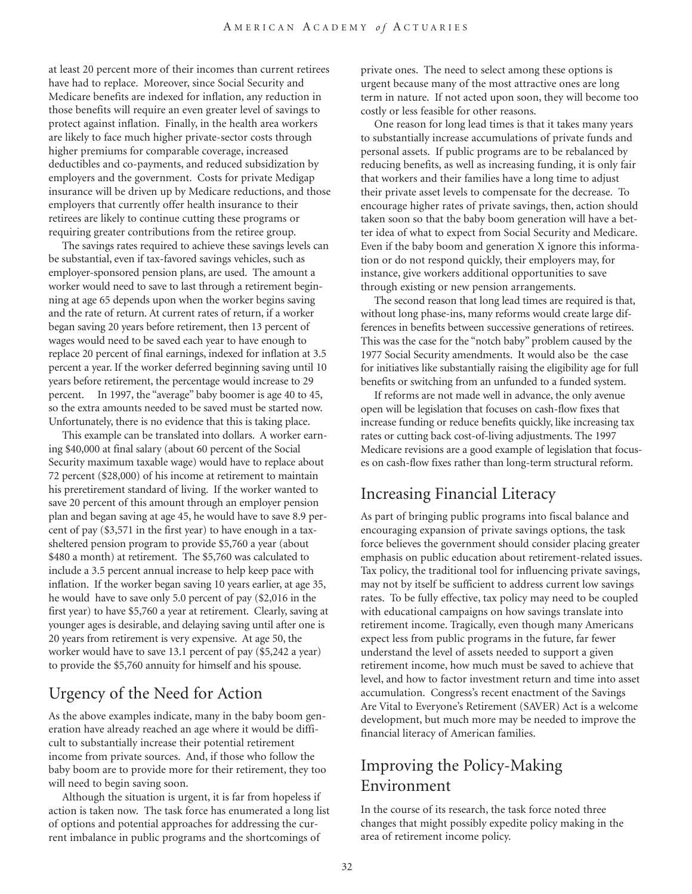at least 20 percent more of their incomes than current retirees have had to replace. Moreover, since Social Security and Medicare benefits are indexed for inflation, any reduction in those benefits will require an even greater level of savings to protect against inflation. Finally, in the health area workers are likely to face much higher private-sector costs through higher premiums for comparable coverage, increased deductibles and co-payments, and reduced subsidization by employers and the government. Costs for private Medigap insurance will be driven up by Medicare reductions, and those employers that currently offer health insurance to their retirees are likely to continue cutting these programs or requiring greater contributions from the retiree group.

The savings rates required to achieve these savings levels can be substantial, even if tax-favored savings vehicles, such as employer-sponsored pension plans, are used. The amount a worker would need to save to last through a retirement beginning at age 65 depends upon when the worker begins saving and the rate of return. At current rates of return, if a worker began saving 20 years before retirement, then 13 percent of wages would need to be saved each year to have enough to replace 20 percent of final earnings, indexed for inflation at 3.5 percent a year. If the worker deferred beginning saving until 10 years before retirement, the percentage would increase to 29 percent. In 1997, the "average" baby boomer is age 40 to 45, so the extra amounts needed to be saved must be started now. Unfortunately, there is no evidence that this is taking place.

This example can be translated into dollars. A worker earning $40,000 at final salary (about 60 percent of the Social Security maximum taxable wage) would have to replace about 72 percent ($28,000) of his income at retirement to maintain his preretirement standard of living. If the worker wanted to save 20 percent of this amount through an employer pension plan and began saving at age 45, he would have to save 8.9 percent of pay ($3,571 in the first year) to have enough in a tax-sheltered pension program to provide $5,760 a year (about $480 a month) at retirement. The $5,760 was calculated to include a 3.5 percent annual increase to help keep pace with inflation. If the worker began saving 10 years earlier, at age 35, he would have to save only 5.0 percent of pay ($2,016 in the first year) to have $5,760 a year at retirement. Clearly, saving at younger ages is desirable, and delaying saving until after one is 20 years from retirement is very expensive. At age 50, the worker would have to save 13.1 percent of pay ($5,242 a year) to provide the $5,760 annuity for himself and his spouse.

## Urgency of the Need for Action

As the above examples indicate, many in the baby boom generation have already reached an age where it would be difficult to substantially increase their potential retirement income from private sources. And, if those who follow the baby boom are to provide more for their retirement, they too will need to begin saving soon.

Although the situation is urgent, it is far from hopeless if action is taken now. The task force has enumerated a long list of options and potential approaches for addressing the current imbalance in public programs and the shortcomings of private ones. The need to select among these options is urgent because many of the most attractive ones are long term in nature. If not acted upon soon, they will become too costly or less feasible for other reasons.

One reason for long lead times is that it takes many years to substantially increase accumulations of private funds and personal assets. If public programs are to be rebalanced by reducing benefits, as well as increasing funding, it is only fair that workers and their families have a long time to adjust their private asset levels to compensate for the decrease. To encourage higher rates of private savings, then, action should taken soon so that the baby boom generation will have a better idea of what to expect from Social Security and Medicare. Even if the baby boom and generation X ignore this information or do not respond quickly, their employers may, for instance, give workers additional opportunities to save through existing or new pension arrangements.

The second reason that long lead times are required is that, without long phase-ins, many reforms would create large differences in benefits between successive generations of retirees. This was the case for the "notch baby" problem caused by the 1977 Social Security amendments. It would also be the case for initiatives like substantially raising the eligibility age for full benefits or switching from an unfunded to a funded system.

If reforms are not made well in advance, the only avenue open will be legislation that focuses on cash-flow fixes that increase funding or reduce benefits quickly, like increasing tax rates or cutting back cost-of-living adjustments. The 1997 Medicare revisions are a good example of legislation that focuses on cash-flow fixes rather than long-term structural reform.

## Increasing Financial Literacy

As part of bringing public programs into fiscal balance and encouraging expansion of private savings options, the task force believes the government should consider placing greater emphasis on public education about retirement-related issues. Tax policy, the traditional tool for influencing private savings, may not by itself be sufficient to address current low savings rates. To be fully effective, tax policy may need to be coupled with educational campaigns on how savings translate into retirement income. Tragically, even though many Americans expect less from public programs in the future, far fewer understand the level of assets needed to support a given retirement income, how much must be saved to achieve that level, and how to factor investment return and time into asset accumulation. Congress's recent enactment of the Savings Are Vital to Everyone's Retirement (SAVER) Act is a welcome development, but much more may be needed to improve the financial literacy of American families.

## Improving the Policy-Making Environment

In the course of its research, the task force noted three changes that might possibly expedite policy making in the area of retirement income policy.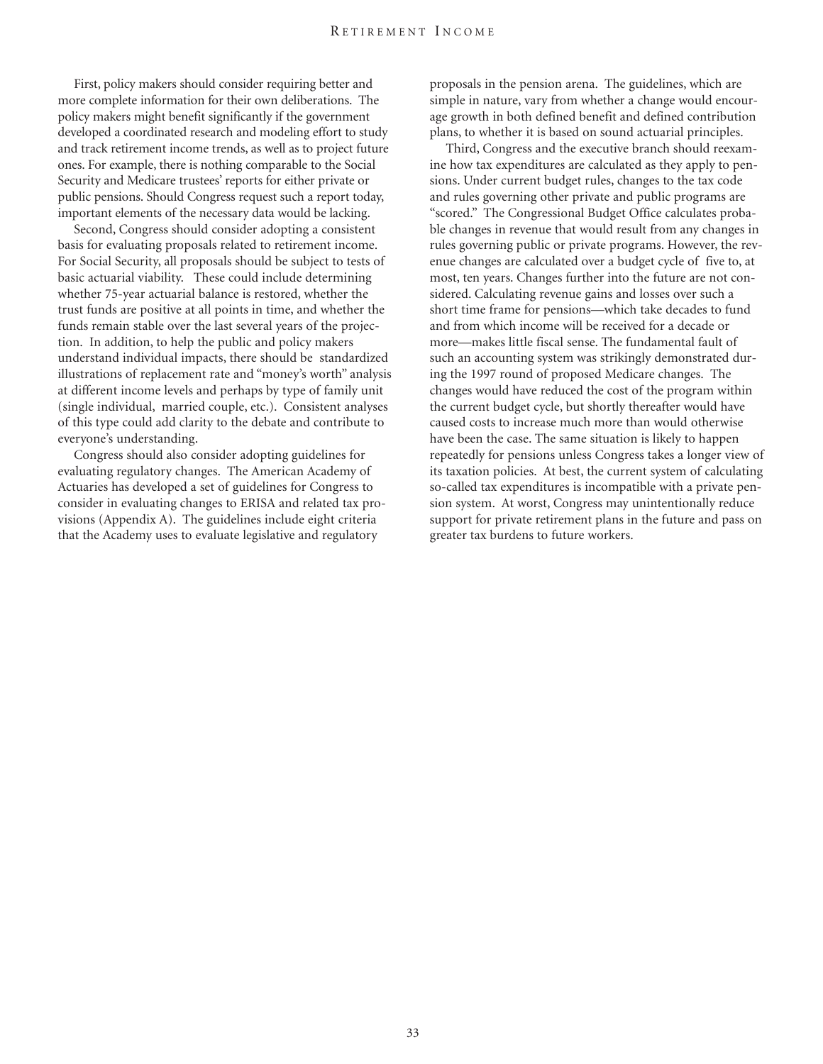First, policy makers should consider requiring better and more complete information for their own deliberations. The policy makers might benefit significantly if the government developed a coordinated research and modeling effort to study and track retirement income trends, as well as to project future ones. For example, there is nothing comparable to the Social Security and Medicare trustees' reports for either private or public pensions. Should Congress request such a report today, important elements of the necessary data would be lacking.

Second, Congress should consider adopting a consistent basis for evaluating proposals related to retirement income. For Social Security, all proposals should be subject to tests of basic actuarial viability. These could include determining whether 75-year actuarial balance is restored, whether the trust funds are positive at all points in time, and whether the funds remain stable over the last several years of the projection. In addition, to help the public and policy makers understand individual impacts, there should be standardized illustrations of replacement rate and "money's worth" analysis at different income levels and perhaps by type of family unit (single individual, married couple, etc.). Consistent analyses of this type could add clarity to the debate and contribute to everyone's understanding.

Congress should also consider adopting guidelines for evaluating regulatory changes. The American Academy of Actuaries has developed a set of guidelines for Congress to consider in evaluating changes to ERISA and related tax provisions (Appendix A). The guidelines include eight criteria that the Academy uses to evaluate legislative and regulatory proposals in the pension arena. The guidelines, which are simple in nature, vary from whether a change would encourage growth in both defined benefit and defined contribution plans, to whether it is based on sound actuarial principles.

Third, Congress and the executive branch should reexamine how tax expenditures are calculated as they apply to pensions. Under current budget rules, changes to the tax code and rules governing other private and public programs are "scored." The Congressional Budget Office calculates probable changes in revenue that would result from any changes in rules governing public or private programs. However, the revenue changes are calculated over a budget cycle of five to, at most, ten years. Changes further into the future are not considered. Calculating revenue gains and losses over such a short time frame for pensions—which take decades to fund and from which income will be received for a decade or more—makes little fiscal sense. The fundamental fault of such an accounting system was strikingly demonstrated during the 1997 round of proposed Medicare changes. The changes would have reduced the cost of the program within the current budget cycle, but shortly thereafter would have caused costs to increase much more than would otherwise have been the case. The same situation is likely to happen repeatedly for pensions unless Congress takes a longer view of its taxation policies. At best, the current system of calculating so-called tax expenditures is incompatible with a private pension system. At worst, Congress may unintentionally reduce support for private retirement plans in the future and pass on greater tax burdens to future workers.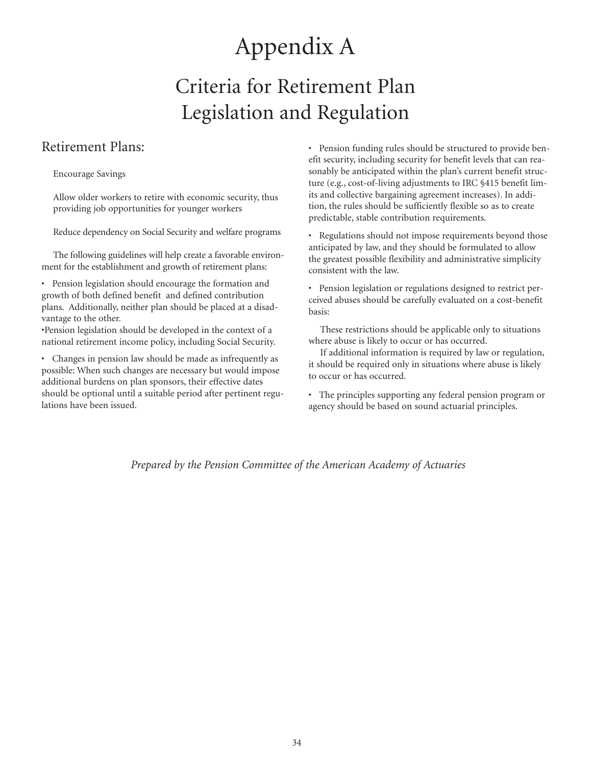# Appendix A

## Criteria for Retirement Plan Legislation and Regulation

### Retirement Plans:

Encourage Savings

Allow older workers to retire with economic security, thus providing job opportunities for younger workers

Reduce dependency on Social Security and welfare programs

The following guidelines will help create a favorable environment for the establishment and growth of retirement plans:

- Pension legislation should encourage the formation and growth of both defined benefit and defined contribution plans. Additionally, neither plan should be placed at a disadvantage to the other.
- Pension legislation should be developed in the context of a national retirement income policy, including Social Security.
- Changes in pension law should be made as infrequently as possible: When such changes are necessary but would impose additional burdens on plan sponsors, their effective dates should be optional until a suitable period after pertinent regulations have been issued.
- Pension funding rules should be structured to provide benefit security, including security for benefit levels that can reasonably be anticipated within the plan's current benefit structure (e.g., cost-of-living adjustments to IRC §415 benefit limits and collective bargaining agreement increases). In addition, the rules should be sufficiently flexible so as to create predictable, stable contribution requirements.
- Regulations should not impose requirements beyond those anticipated by law, and they should be formulated to allow the greatest possible flexibility and administrative simplicity consistent with the law.
- Pension legislation or regulations designed to restrict perceived abuses should be carefully evaluated on a cost-benefit basis:

  These restrictions should be applicable only to situations where abuse is likely to occur or has occurred.

  If additional information is required by law or regulation, it should be required only in situations where abuse is likely to occur or has occurred.
- The principles supporting any federal pension program or agency should be based on sound actuarial principles.

*Prepared by the Pension Committee of the American Academy of Actuaries*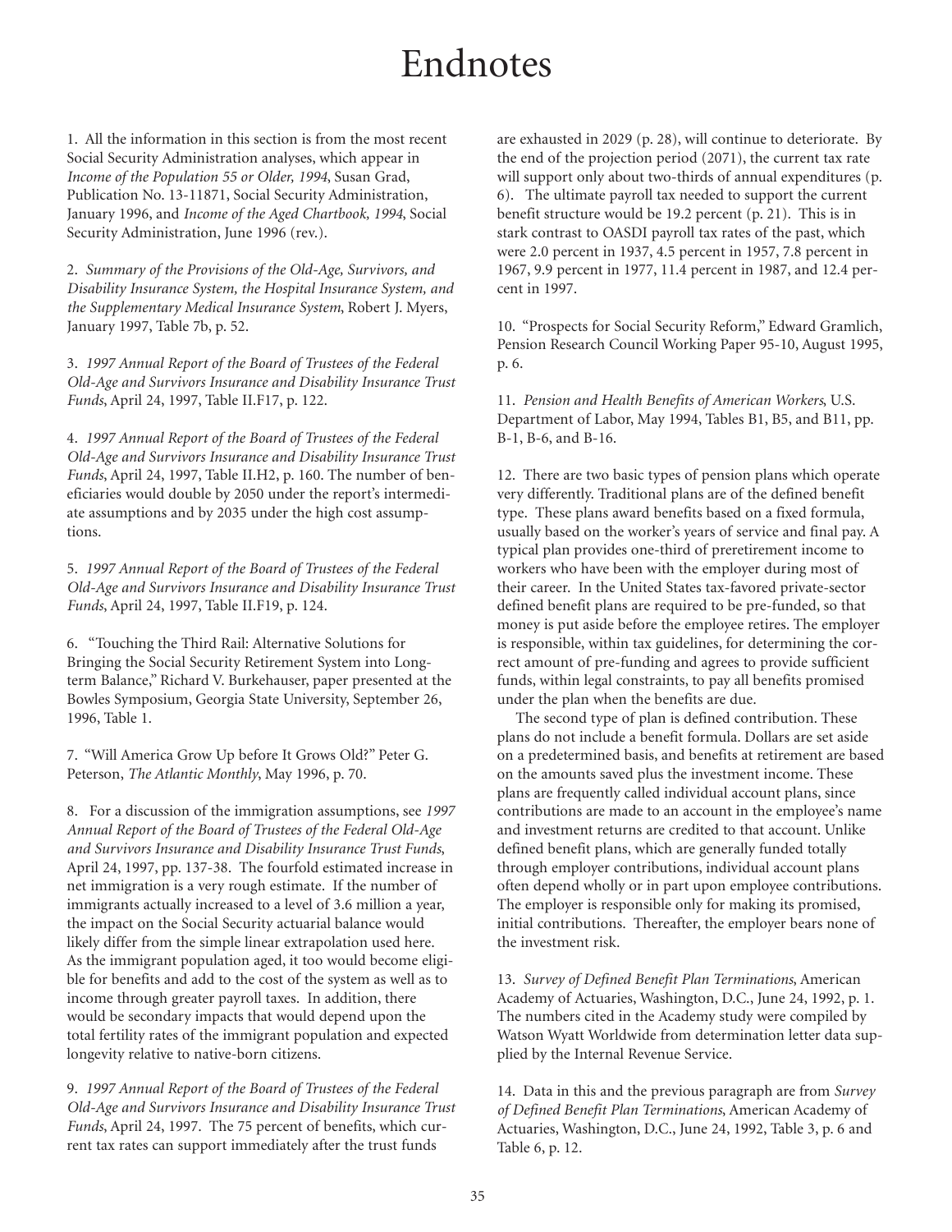# Endnotes

1. All the information in this section is from the most recent Social Security Administration analyses, which appear in *Income of the Population 55 or Older, 1994*, Susan Grad, Publication No. 13-11871, Social Security Administration, January 1996, and *Income of the Aged Chartbook, 1994*, Social Security Administration, June 1996 (rev.).

2. *Summary of the Provisions of the Old-Age, Survivors, and Disability Insurance System, the Hospital Insurance System, and the Supplementary Medical Insurance System*, Robert J. Myers, January 1997, Table 7b, p. 52.

3. *1997 Annual Report of the Board of Trustees of the Federal Old-Age and Survivors Insurance and Disability Insurance Trust Funds*, April 24, 1997, Table II.F17, p. 122.

4. *1997 Annual Report of the Board of Trustees of the Federal Old-Age and Survivors Insurance and Disability Insurance Trust Funds*, April 24, 1997, Table II.H2, p. 160. The number of beneficiaries would double by 2050 under the report's intermediate assumptions and by 2035 under the high cost assumptions.

5. *1997 Annual Report of the Board of Trustees of the Federal Old-Age and Survivors Insurance and Disability Insurance Trust Funds*, April 24, 1997, Table II.F19, p. 124.

6. "Touching the Third Rail: Alternative Solutions for Bringing the Social Security Retirement System into Long-term Balance," Richard V. Burkehauser, paper presented at the Bowles Symposium, Georgia State University, September 26, 1996, Table 1.

7. "Will America Grow Up before It Grows Old?" Peter G. Peterson, *The Atlantic Monthly*, May 1996, p. 70.

8. For a discussion of the immigration assumptions, see *1997 Annual Report of the Board of Trustees of the Federal Old-Age and Survivors Insurance and Disability Insurance Trust Funds*, April 24, 1997, pp. 137-38. The fourfold estimated increase in net immigration is a very rough estimate. If the number of immigrants actually increased to a level of 3.6 million a year, the impact on the Social Security actuarial balance would likely differ from the simple linear extrapolation used here. As the immigrant population aged, it too would become eligible for benefits and add to the cost of the system as well as to income through greater payroll taxes. In addition, there would be secondary impacts that would depend upon the total fertility rates of the immigrant population and expected longevity relative to native-born citizens.

9. *1997 Annual Report of the Board of Trustees of the Federal Old-Age and Survivors Insurance and Disability Insurance Trust Funds*, April 24, 1997. The 75 percent of benefits, which current tax rates can support immediately after the trust funds are exhausted in 2029 (p. 28), will continue to deteriorate. By the end of the projection period (2071), the current tax rate will support only about two-thirds of annual expenditures (p. 6). The ultimate payroll tax needed to support the current benefit structure would be 19.2 percent (p. 21). This is in stark contrast to OASDI payroll tax rates of the past, which were 2.0 percent in 1937, 4.5 percent in 1957, 7.8 percent in 1967, 9.9 percent in 1977, 11.4 percent in 1987, and 12.4 percent in 1997.

10. "Prospects for Social Security Reform," Edward Gramlich, Pension Research Council Working Paper 95-10, August 1995, p. 6.

11. *Pension and Health Benefits of American Workers*, U.S. Department of Labor, May 1994, Tables B1, B5, and B11, pp. B-1, B-6, and B-16.

12. There are two basic types of pension plans which operate very differently. Traditional plans are of the defined benefit type. These plans award benefits based on a fixed formula, usually based on the worker's years of service and final pay. A typical plan provides one-third of preretirement income to workers who have been with the employer during most of their career. In the United States tax-favored private-sector defined benefit plans are required to be pre-funded, so that money is put aside before the employee retires. The employer is responsible, within tax guidelines, for determining the correct amount of pre-funding and agrees to provide sufficient funds, within legal constraints, to pay all benefits promised under the plan when the benefits are due.

The second type of plan is defined contribution. These plans do not include a benefit formula. Dollars are set aside on a predetermined basis, and benefits at retirement are based on the amounts saved plus the investment income. These plans are frequently called individual account plans, since contributions are made to an account in the employee's name and investment returns are credited to that account. Unlike defined benefit plans, which are generally funded totally through employer contributions, individual account plans often depend wholly or in part upon employee contributions. The employer is responsible only for making its promised, initial contributions. Thereafter, the employer bears none of the investment risk.

13. *Survey of Defined Benefit Plan Terminations*, American Academy of Actuaries, Washington, D.C., June 24, 1992, p. 1. The numbers cited in the Academy study were compiled by Watson Wyatt Worldwide from determination letter data supplied by the Internal Revenue Service.

14. Data in this and the previous paragraph are from *Survey of Defined Benefit Plan Terminations*, American Academy of Actuaries, Washington, D.C., June 24, 1992, Table 3, p. 6 and Table 6, p. 12.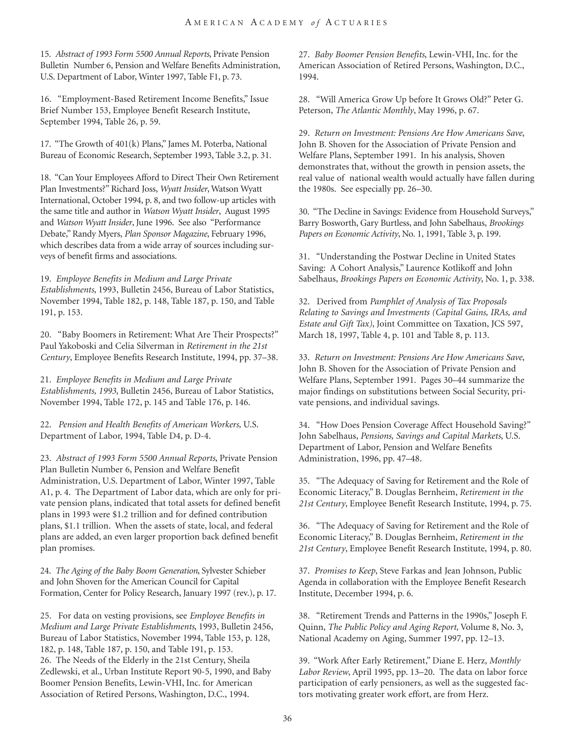15. *Abstract of 1993 Form 5500 Annual Reports*, Private Pension Bulletin Number 6, Pension and Welfare Benefits Administration, U.S. Department of Labor, Winter 1997, Table F1, p. 73.

16. "Employment-Based Retirement Income Benefits," Issue Brief Number 153, Employee Benefit Research Institute, September 1994, Table 26, p. 59.

17. "The Growth of 401(k) Plans," James M. Poterba, National Bureau of Economic Research, September 1993, Table 3.2, p. 31.

18. "Can Your Employees Afford to Direct Their Own Retirement Plan Investments?" Richard Joss, *Wyatt Insider*, Watson Wyatt International, October 1994, p. 8, and two follow-up articles with the same title and author in *Watson Wyatt Insider*, August 1995 and *Watson Wyatt Insider*, June 1996. See also "Performance Debate," Randy Myers, *Plan Sponsor Magazine*, February 1996, which describes data from a wide array of sources including surveys of benefit firms and associations.

19. *Employee Benefits in Medium and Large Private Establishments*, 1993, Bulletin 2456, Bureau of Labor Statistics, November 1994, Table 182, p. 148, Table 187, p. 150, and Table 191, p. 153.

20. "Baby Boomers in Retirement: What Are Their Prospects?" Paul Yakoboski and Celia Silverman in *Retirement in the 21st Century*, Employee Benefits Research Institute, 1994, pp. 37–38.

21. *Employee Benefits in Medium and Large Private Establishments, 1993*, Bulletin 2456, Bureau of Labor Statistics, November 1994, Table 172, p. 145 and Table 176, p. 146.

22. *Pension and Health Benefits of American Workers,* U.S. Department of Labor, 1994, Table D4, p. D-4.

23. *Abstract of 1993 Form 5500 Annual Reports*, Private Pension Plan Bulletin Number 6, Pension and Welfare Benefit Administration, U.S. Department of Labor, Winter 1997, Table A1, p. 4. The Department of Labor data, which are only for private pension plans, indicated that total assets for defined benefit plans in 1993 were $1.2 trillion and for defined contribution plans, $1.1 trillion. When the assets of state, local, and federal plans are added, an even larger proportion back defined benefit plan promises.

24. *The Aging of the Baby Boom Generation*, Sylvester Schieber and John Shoven for the American Council for Capital Formation, Center for Policy Research, January 1997 (rev.), p. 17.

25. For data on vesting provisions, see *Employee Benefits in Medium and Large Private Establishments*, 1993, Bulletin 2456, Bureau of Labor Statistics, November 1994, Table 153, p. 128, 182, p. 148, Table 187, p. 150, and Table 191, p. 153.

26. The Needs of the Elderly in the 21st Century, Sheila Zedlewski, et al., Urban Institute Report 90-5, 1990, and Baby Boomer Pension Benefits, Lewin-VHI, Inc. for American Association of Retired Persons, Washington, D.C., 1994.

27. *Baby Boomer Pension Benefits*, Lewin-VHI, Inc. for the American Association of Retired Persons, Washington, D.C., 1994.

28. "Will America Grow Up before It Grows Old?" Peter G. Peterson, *The Atlantic Monthly*, May 1996, p. 67.

29. *Return on Investment: Pensions Are How Americans Save*, John B. Shoven for the Association of Private Pension and Welfare Plans, September 1991. In his analysis, Shoven demonstrates that, without the growth in pension assets, the real value of national wealth would actually have fallen during the 1980s. See especially pp. 26–30.

30. "The Decline in Savings: Evidence from Household Surveys," Barry Bosworth, Gary Burtless, and John Sabelhaus, *Brookings Papers on Economic Activity*, No. 1, 1991, Table 3, p. 199.

31. "Understanding the Postwar Decline in United States Saving: A Cohort Analysis," Laurence Kotlikoff and John Sabelhaus, *Brookings Papers on Economic Activity*, No. 1, p. 338.

32. Derived from *Pamphlet of Analysis of Tax Proposals Relating to Savings and Investments (Capital Gains, IRAs, and Estate and Gift Tax)*, Joint Committee on Taxation, JCS 597, March 18, 1997, Table 4, p. 101 and Table 8, p. 113.

33. *Return on Investment: Pensions Are How Americans Save*, John B. Shoven for the Association of Private Pension and Welfare Plans, September 1991. Pages 30–44 summarize the major findings on substitutions between Social Security, private pensions, and individual savings.

34. "How Does Pension Coverage Affect Household Saving?" John Sabelhaus, *Pensions, Savings and Capital Markets*, U.S. Department of Labor, Pension and Welfare Benefits Administration, 1996, pp. 47–48.

35. "The Adequacy of Saving for Retirement and the Role of Economic Literacy," B. Douglas Bernheim, *Retirement in the 21st Century*, Employee Benefit Research Institute, 1994, p. 75.

36. "The Adequacy of Saving for Retirement and the Role of Economic Literacy," B. Douglas Bernheim, *Retirement in the 21st Century*, Employee Benefit Research Institute, 1994, p. 80.

37. *Promises to Keep*, Steve Farkas and Jean Johnson, Public Agenda in collaboration with the Employee Benefit Research Institute, December 1994, p. 6.

38. "Retirement Trends and Patterns in the 1990s," Joseph F. Quinn, *The Public Policy and Aging Report,* Volume 8, No. 3, National Academy on Aging, Summer 1997, pp. 12–13.

39. "Work After Early Retirement," Diane E. Herz, *Monthly Labor Review*, April 1995, pp. 13–20. The data on labor force participation of early pensioners, as well as the suggested factors motivating greater work effort, are from Herz.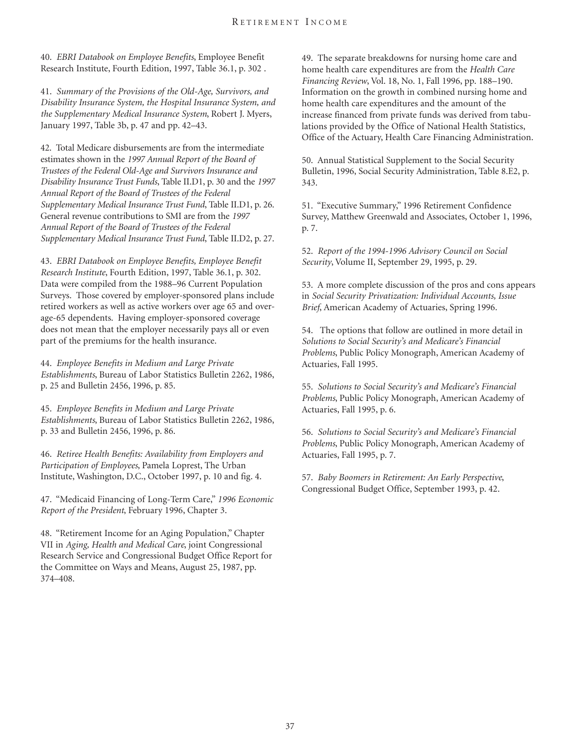40. *EBRI Databook on Employee Benefits*, Employee Benefit Research Institute, Fourth Edition, 1997, Table 36.1, p. 302 .

41. *Summary of the Provisions of the Old-Age, Survivors, and Disability Insurance System, the Hospital Insurance System, and the Supplementary Medical Insurance System*, Robert J. Myers, January 1997, Table 3b, p. 47 and pp. 42–43.

42. Total Medicare disbursements are from the intermediate estimates shown in the *1997 Annual Report of the Board of Trustees of the Federal Old-Age and Survivors Insurance and Disability Insurance Trust Funds*, Table II.D1, p. 30 and the *1997 Annual Report of the Board of Trustees of the Federal Supplementary Medical Insurance Trust Fund*, Table II.D1, p. 26. General revenue contributions to SMI are from the *1997 Annual Report of the Board of Trustees of the Federal Supplementary Medical Insurance Trust Fund*, Table II.D2, p. 27.

43. *EBRI Databook on Employee Benefits, Employee Benefit Research Institute*, Fourth Edition, 1997, Table 36.1, p. 302. Data were compiled from the 1988–96 Current Population Surveys. Those covered by employer-sponsored plans include retired workers as well as active workers over age 65 and over-age-65 dependents. Having employer-sponsored coverage does not mean that the employer necessarily pays all or even part of the premiums for the health insurance.

44. *Employee Benefits in Medium and Large Private Establishments*, Bureau of Labor Statistics Bulletin 2262, 1986, p. 25 and Bulletin 2456, 1996, p. 85.

45. *Employee Benefits in Medium and Large Private Establishments*, Bureau of Labor Statistics Bulletin 2262, 1986, p. 33 and Bulletin 2456, 1996, p. 86.

46. *Retiree Health Benefits: Availability from Employers and Participation of Employees*, Pamela Loprest, The Urban Institute, Washington, D.C., October 1997, p. 10 and fig. 4.

47. "Medicaid Financing of Long-Term Care," *1996 Economic Report of the President*, February 1996, Chapter 3.

48. "Retirement Income for an Aging Population," Chapter VII in *Aging, Health and Medical Care*, joint Congressional Research Service and Congressional Budget Office Report for the Committee on Ways and Means, August 25, 1987, pp. 374–408.

49. The separate breakdowns for nursing home care and home health care expenditures are from the *Health Care Financing Review*, Vol. 18, No. 1, Fall 1996, pp. 188–190. Information on the growth in combined nursing home and home health care expenditures and the amount of the increase financed from private funds was derived from tabulations provided by the Office of National Health Statistics, Office of the Actuary, Health Care Financing Administration.

50. Annual Statistical Supplement to the Social Security Bulletin, 1996, Social Security Administration, Table 8.E2, p. 343.

51. "Executive Summary," 1996 Retirement Confidence Survey, Matthew Greenwald and Associates, October 1, 1996, p. 7.

52. *Report of the 1994-1996 Advisory Council on Social Security*, Volume II, September 29, 1995, p. 29.

53. A more complete discussion of the pros and cons appears in *Social Security Privatization: Individual Accounts, Issue Brief*, American Academy of Actuaries, Spring 1996.

54. The options that follow are outlined in more detail in *Solutions to Social Security's and Medicare's Financial Problems*, Public Policy Monograph, American Academy of Actuaries, Fall 1995.

55. *Solutions to Social Security's and Medicare's Financial Problems*, Public Policy Monograph, American Academy of Actuaries, Fall 1995, p. 6.

56. *Solutions to Social Security's and Medicare's Financial Problems*, Public Policy Monograph, American Academy of Actuaries, Fall 1995, p. 7.

57. *Baby Boomers in Retirement: An Early Perspective*, Congressional Budget Office, September 1993, p. 42.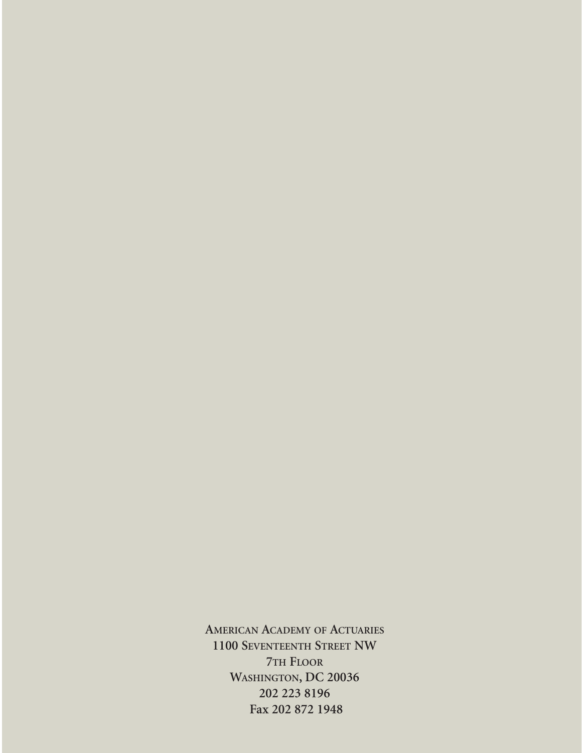**American Academy of Actuaries**
**1100 Seventeenth Street NW**
**7th Floor**
**Washington, DC 20036**
**202 223 8196**
**Fax 202 872 1948**